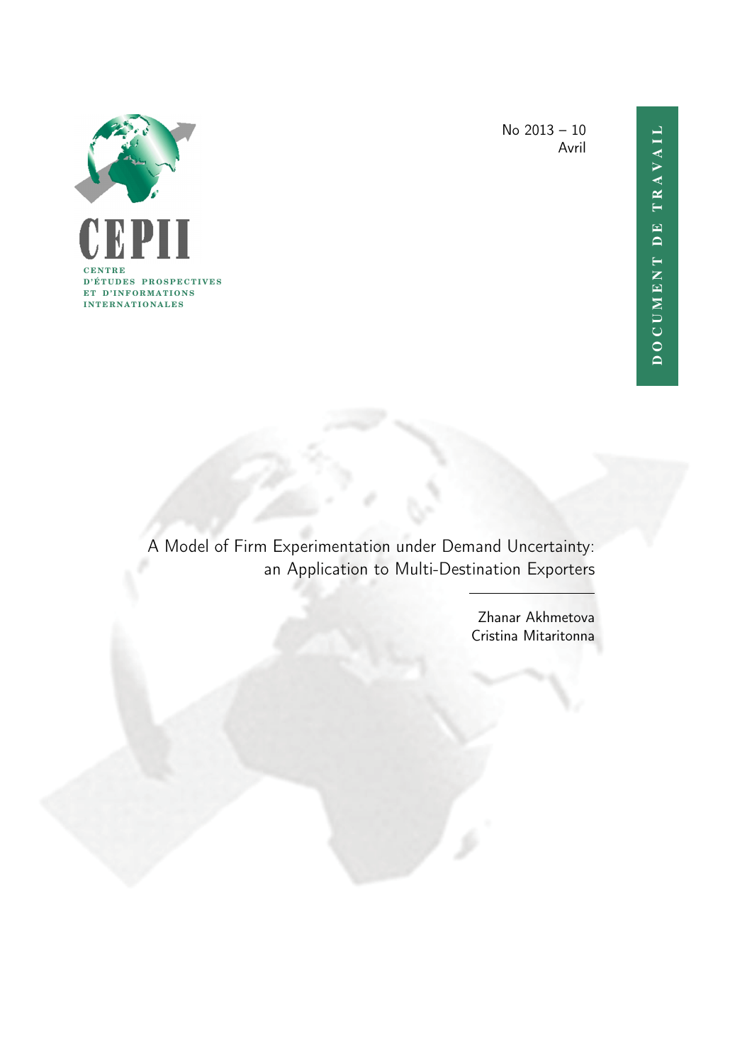CEPII

CENTRE D'ÉTUDES PROSPECTIVES ET D'INFORMATIONS INTERNATIONALES

No 2013 – 10
Avril

DOCUMENT DE TRAVAIL

# A Model of Firm Experimentation under Demand Uncertainty: an Application to Multi-Destination Exporters

Zhanar Akhmetova
Cristina Mitaritonna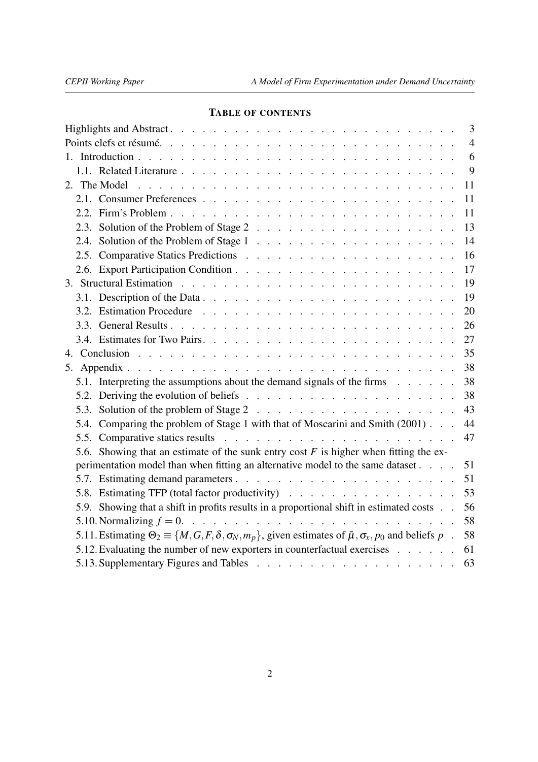## Table of contents

| | |
|---|---|
| Highlights and Abstract | 3 |
| Points clefs et résumé. | 4 |
| 1. Introduction | 6 |
| 1.1. Related Literature | 9 |
| 2. The Model | 11 |
| 2.1. Consumer Preferences | 11 |
| 2.2. Firm's Problem | 11 |
| 2.3. Solution of the Problem of Stage 2 | 13 |
| 2.4. Solution of the Problem of Stage 1 | 14 |
| 2.5. Comparative Statics Predictions | 16 |
| 2.6. Export Participation Condition | 17 |
| 3. Structural Estimation | 19 |
| 3.1. Description of the Data | 19 |
| 3.2. Estimation Procedure | 20 |
| 3.3. General Results | 26 |
| 3.4. Estimates for Two Pairs | 27 |
| 4. Conclusion | 35 |
| 5. Appendix | 38 |
| 5.1. Interpreting the assumptions about the demand signals of the firms | 38 |
| 5.2. Deriving the evolution of beliefs | 38 |
| 5.3. Solution of the problem of Stage 2 | 43 |
| 5.4. Comparing the problem of Stage 1 with that of Moscarini and Smith (2001) | 44 |
| 5.5. Comparative statics results | 47 |
| 5.6. Showing that an estimate of the sunk entry cost $F$ is higher when fitting the experimentation model than when fitting an alternative model to the same dataset | 51 |
| 5.7. Estimating demand parameters | 51 |
| 5.8. Estimating TFP (total factor productivity) | 53 |
| 5.9. Showing that a shift in profits results in a proportional shift in estimated costs | 56 |
| 5.10. Normalizing $f = 0$. | 58 |
| 5.11. Estimating $\Theta_2 \equiv \{M, G, F, \delta, \sigma_N, m_p\}$, given estimates of $\bar{\mu}, \sigma_x, p_0$ and beliefs $p$ | 58 |
| 5.12. Evaluating the number of new exporters in counterfactual exercises | 61 |
| 5.13. Supplementary Figures and Tables | 63 |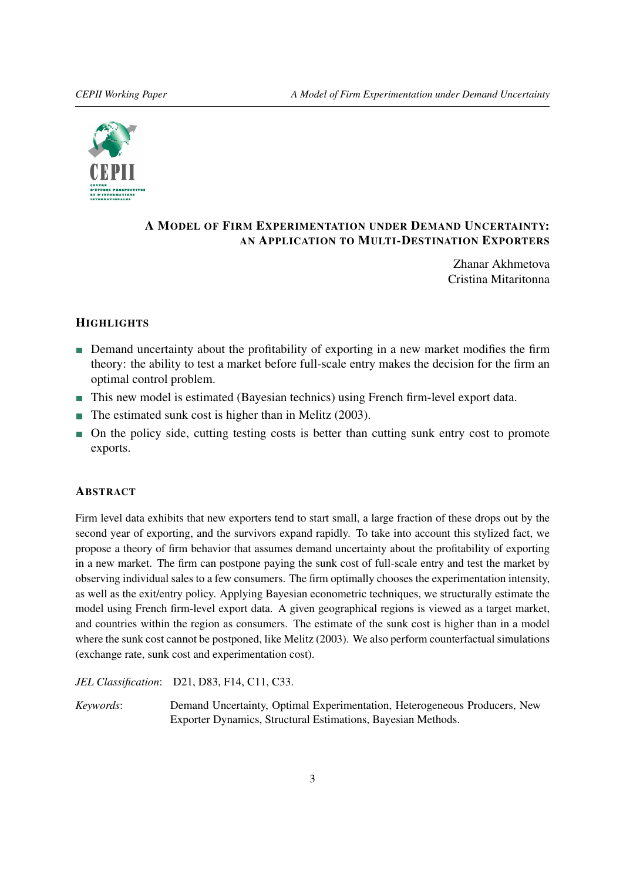# A Model of Firm Experimentation under Demand Uncertainty: an Application to Multi-Destination Exporters

Zhanar Akhmetova
Cristina Mitaritonna

## Highlights

- Demand uncertainty about the profitability of exporting in a new market modifies the firm theory: the ability to test a market before full-scale entry makes the decision for the firm an optimal control problem.
- This new model is estimated (Bayesian technics) using French firm-level export data.
- The estimated sunk cost is higher than in Melitz (2003).
- On the policy side, cutting testing costs is better than cutting sunk entry cost to promote exports.

## Abstract

Firm level data exhibits that new exporters tend to start small, a large fraction of these drops out by the second year of exporting, and the survivors expand rapidly. To take into account this stylized fact, we propose a theory of firm behavior that assumes demand uncertainty about the profitability of exporting in a new market. The firm can postpone paying the sunk cost of full-scale entry and test the market by observing individual sales to a few consumers. The firm optimally chooses the experimentation intensity, as well as the exit/entry policy. Applying Bayesian econometric techniques, we structurally estimate the model using French firm-level export data. A given geographical regions is viewed as a target market, and countries within the region as consumers. The estimate of the sunk cost is higher than in a model where the sunk cost cannot be postponed, like Melitz (2003). We also perform counterfactual simulations (exchange rate, sunk cost and experimentation cost).

*JEL Classification*: D21, D83, F14, C11, C33.

*Keywords*: Demand Uncertainty, Optimal Experimentation, Heterogeneous Producers, New Exporter Dynamics, Structural Estimations, Bayesian Methods.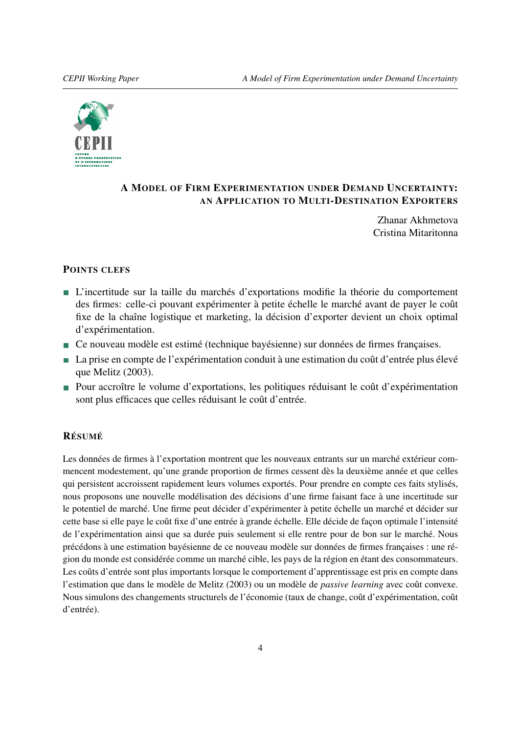# A Model of Firm Experimentation under Demand Uncertainty: an Application to Multi-Destination Exporters

Zhanar Akhmetova
Cristina Mitaritonna

## Points clefs

- L'incertitude sur la taille du marchés d'exportations modifie la théorie du comportement des firmes: celle-ci pouvant expérimenter à petite échelle le marché avant de payer le coût fixe de la chaîne logistique et marketing, la décision d'exporter devient un choix optimal d'expérimentation.
- Ce nouveau modèle est estimé (technique bayésienne) sur données de firmes françaises.
- La prise en compte de l'expérimentation conduit à une estimation du coût d'entrée plus élevé que Melitz (2003).
- Pour accroître le volume d'exportations, les politiques réduisant le coût d'expérimentation sont plus efficaces que celles réduisant le coût d'entrée.

## Résumé

Les données de firmes à l'exportation montrent que les nouveaux entrants sur un marché extérieur commencent modestement, qu'une grande proportion de firmes cessent dès la deuxième année et que celles qui persistent accroissent rapidement leurs volumes exportés. Pour prendre en compte ces faits stylisés, nous proposons une nouvelle modélisation des décisions d'une firme faisant face à une incertitude sur le potentiel de marché. Une firme peut décider d'expérimenter à petite échelle un marché et décider sur cette base si elle paye le coût fixe d'une entrée à grande échelle. Elle décide de façon optimale l'intensité de l'expérimentation ainsi que sa durée puis seulement si elle rentre pour de bon sur le marché. Nous précédons à une estimation bayésienne de ce nouveau modèle sur données de firmes françaises : une région du monde est considérée comme un marché cible, les pays de la région en étant des consommateurs. Les coûts d'entrée sont plus importants lorsque le comportement d'apprentissage est pris en compte dans l'estimation que dans le modèle de Melitz (2003) ou un modèle de *passive learning* avec coût convexe. Nous simulons des changements structurels de l'économie (taux de change, coût d'expérimentation, coût d'entrée).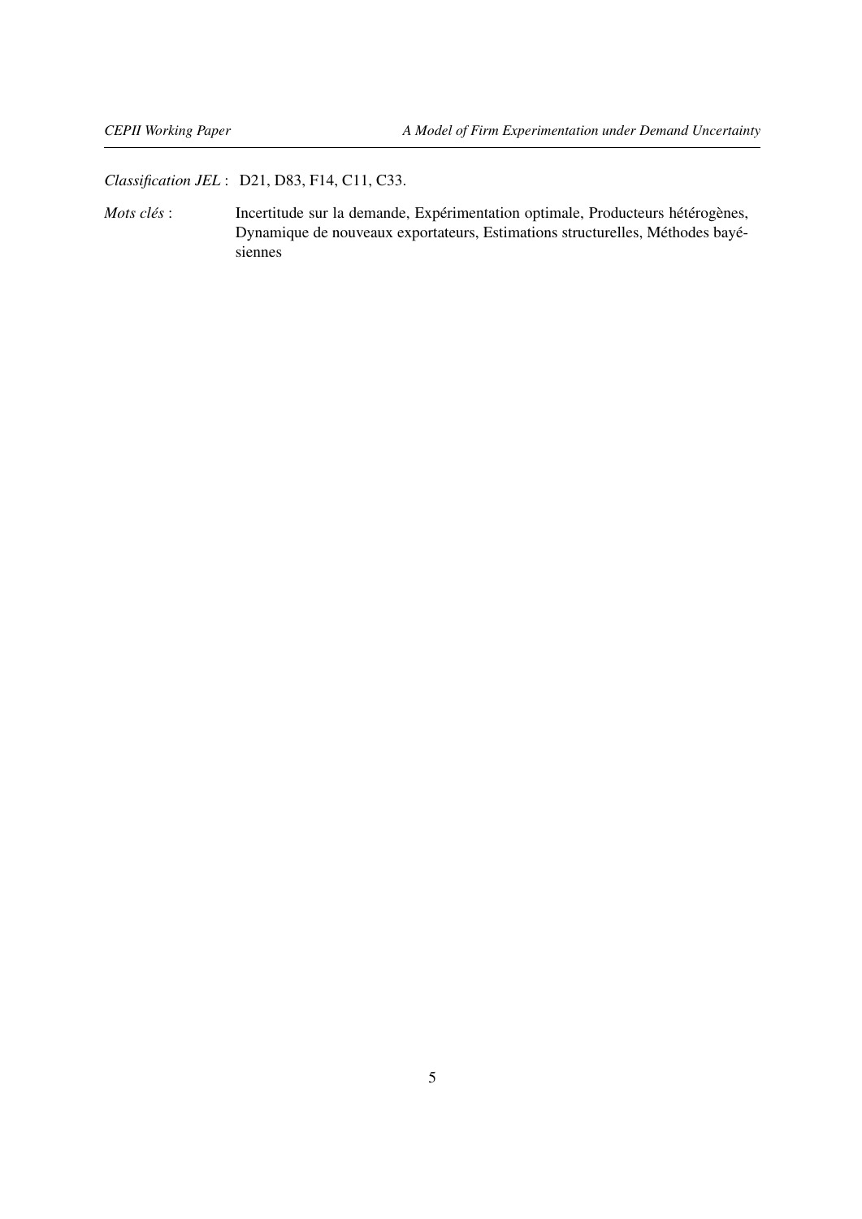*Classification JEL* : D21, D83, F14, C11, C33.

*Mots clés* : Incertitude sur la demande, Expérimentation optimale, Producteurs hétérogènes, Dynamique de nouveaux exportateurs, Estimations structurelles, Méthodes bayésiennes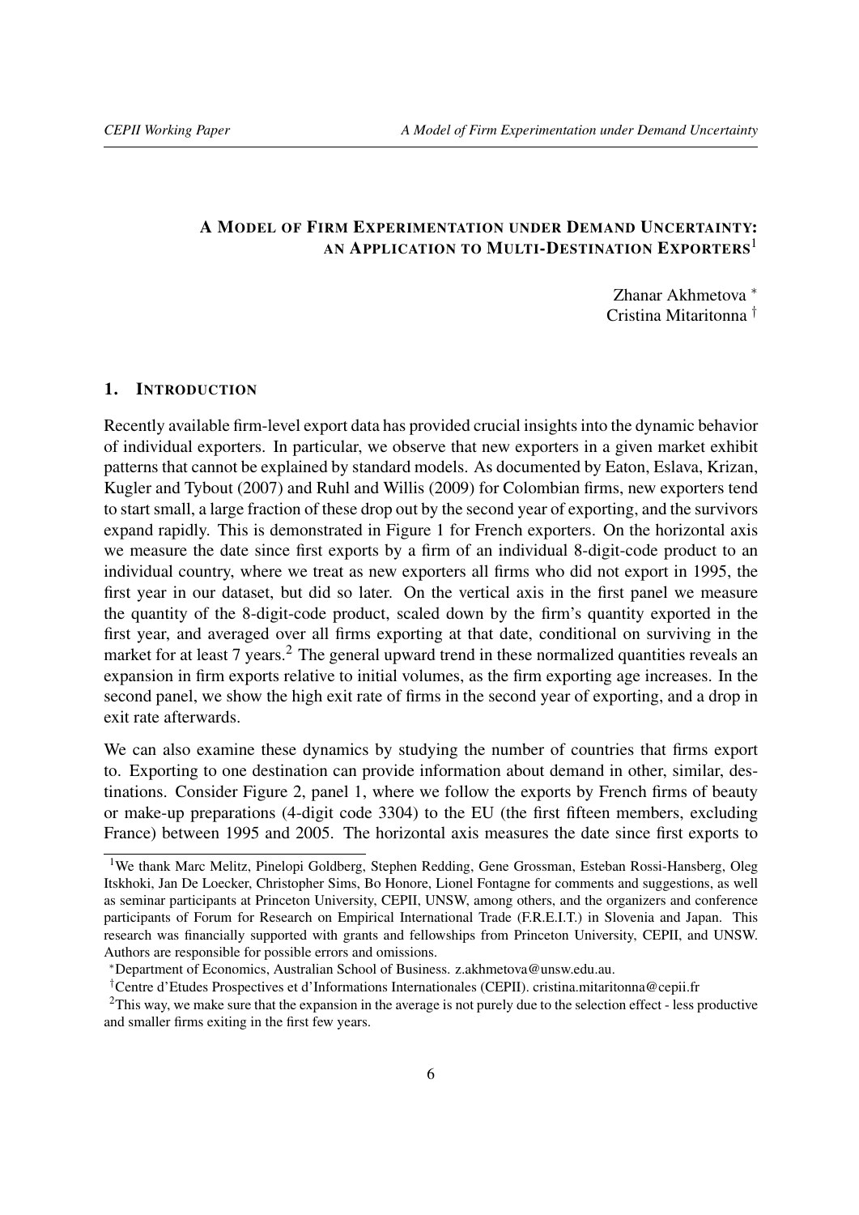# A Model of Firm Experimentation under Demand Uncertainty: an Application to Multi-Destination Exporters[1]

Zhanar Akhmetova [*]
Cristina Mitaritonna [†]

## 1. Introduction

Recently available firm-level export data has provided crucial insights into the dynamic behavior of individual exporters. In particular, we observe that new exporters in a given market exhibit patterns that cannot be explained by standard models. As documented by Eaton, Eslava, Krizan, Kugler and Tybout (2007) and Ruhl and Willis (2009) for Colombian firms, new exporters tend to start small, a large fraction of these drop out by the second year of exporting, and the survivors expand rapidly. This is demonstrated in Figure 1 for French exporters. On the horizontal axis we measure the date since first exports by a firm of an individual 8-digit-code product to an individual country, where we treat as new exporters all firms who did not export in 1995, the first year in our dataset, but did so later. On the vertical axis in the first panel we measure the quantity of the 8-digit-code product, scaled down by the firm's quantity exported in the first year, and averaged over all firms exporting at that date, conditional on surviving in the market for at least 7 years.[2] The general upward trend in these normalized quantities reveals an expansion in firm exports relative to initial volumes, as the firm exporting age increases. In the second panel, we show the high exit rate of firms in the second year of exporting, and a drop in exit rate afterwards.

We can also examine these dynamics by studying the number of countries that firms export to. Exporting to one destination can provide information about demand in other, similar, destinations. Consider Figure 2, panel 1, where we follow the exports by French firms of beauty or make-up preparations (4-digit code 3304) to the EU (the first fifteen members, excluding France) between 1995 and 2005. The horizontal axis measures the date since first exports to

---

[1] We thank Marc Melitz, Pinelopi Goldberg, Stephen Redding, Gene Grossman, Esteban Rossi-Hansberg, Oleg Itskhoki, Jan De Loecker, Christopher Sims, Bo Honore, Lionel Fontagne for comments and suggestions, as well as seminar participants at Princeton University, CEPII, UNSW, among others, and the organizers and conference participants of Forum for Research on Empirical International Trade (F.R.E.I.T.) in Slovenia and Japan. This research was financially supported with grants and fellowships from Princeton University, CEPII, and UNSW. Authors are responsible for possible errors and omissions.

[*] Department of Economics, Australian School of Business. z.akhmetova@unsw.edu.au.

[†] Centre d'Etudes Prospectives et d'Informations Internationales (CEPII). cristina.mitaritonna@cepii.fr

[2] This way, we make sure that the expansion in the average is not purely due to the selection effect - less productive and smaller firms exiting in the first few years.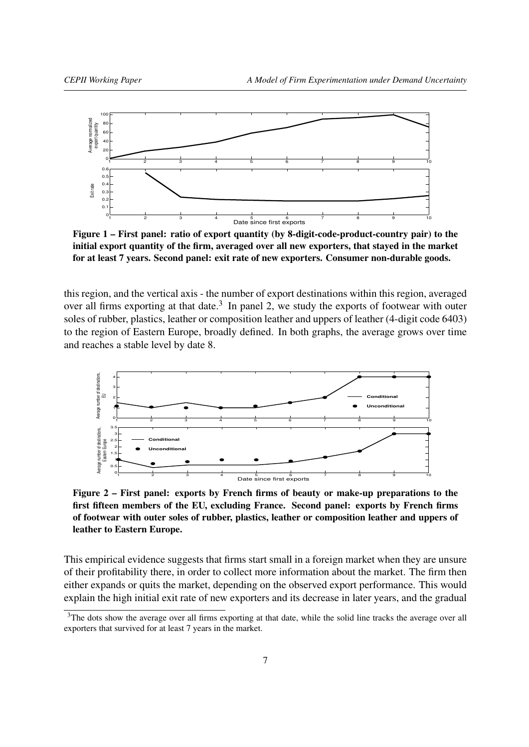**Figure 1 – First panel: ratio of export quantity (by 8-digit-code-product-country pair) to the initial export quantity of the firm, averaged over all new exporters, that stayed in the market for at least 7 years. Second panel: exit rate of new exporters. Consumer non-durable goods.**

this region, and the vertical axis - the number of export destinations within this region, averaged over all firms exporting at that date.[3] In panel 2, we study the exports of footwear with outer soles of rubber, plastics, leather or composition leather and uppers of leather (4-digit code 6403) to the region of Eastern Europe, broadly defined. In both graphs, the average grows over time and reaches a stable level by date 8.

**Figure 2 – First panel: exports by French firms of beauty or make-up preparations to the first fifteen members of the EU, excluding France. Second panel: exports by French firms of footwear with outer soles of rubber, plastics, leather or composition leather and uppers of leather to Eastern Europe.**

This empirical evidence suggests that firms start small in a foreign market when they are unsure of their profitability there, in order to collect more information about the market. The firm then either expands or quits the market, depending on the observed export performance. This would explain the high initial exit rate of new exporters and its decrease in later years, and the gradual

[3] The dots show the average over all firms exporting at that date, while the solid line tracks the average over all exporters that survived for at least 7 years in the market.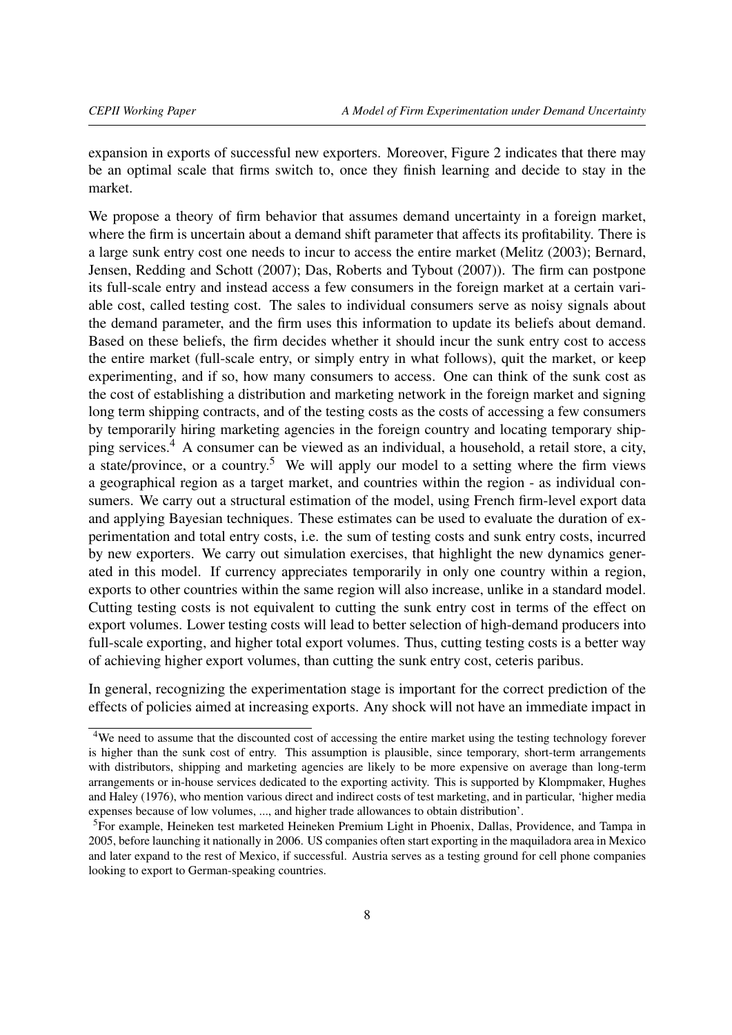expansion in exports of successful new exporters. Moreover, Figure 2 indicates that there may be an optimal scale that firms switch to, once they finish learning and decide to stay in the market.

We propose a theory of firm behavior that assumes demand uncertainty in a foreign market, where the firm is uncertain about a demand shift parameter that affects its profitability. There is a large sunk entry cost one needs to incur to access the entire market (Melitz (2003); Bernard, Jensen, Redding and Schott (2007); Das, Roberts and Tybout (2007)). The firm can postpone its full-scale entry and instead access a few consumers in the foreign market at a certain variable cost, called testing cost. The sales to individual consumers serve as noisy signals about the demand parameter, and the firm uses this information to update its beliefs about demand. Based on these beliefs, the firm decides whether it should incur the sunk entry cost to access the entire market (full-scale entry, or simply entry in what follows), quit the market, or keep experimenting, and if so, how many consumers to access. One can think of the sunk cost as the cost of establishing a distribution and marketing network in the foreign market and signing long term shipping contracts, and of the testing costs as the costs of accessing a few consumers by temporarily hiring marketing agencies in the foreign country and locating temporary shipping services.[4] A consumer can be viewed as an individual, a household, a retail store, a city, a state/province, or a country.[5] We will apply our model to a setting where the firm views a geographical region as a target market, and countries within the region - as individual consumers. We carry out a structural estimation of the model, using French firm-level export data and applying Bayesian techniques. These estimates can be used to evaluate the duration of experimentation and total entry costs, i.e. the sum of testing costs and sunk entry costs, incurred by new exporters. We carry out simulation exercises, that highlight the new dynamics generated in this model. If currency appreciates temporarily in only one country within a region, exports to other countries within the same region will also increase, unlike in a standard model. Cutting testing costs is not equivalent to cutting the sunk entry cost in terms of the effect on export volumes. Lower testing costs will lead to better selection of high-demand producers into full-scale exporting, and higher total export volumes. Thus, cutting testing costs is a better way of achieving higher export volumes, than cutting the sunk entry cost, ceteris paribus.

In general, recognizing the experimentation stage is important for the correct prediction of the effects of policies aimed at increasing exports. Any shock will not have an immediate impact in

[4]We need to assume that the discounted cost of accessing the entire market using the testing technology forever is higher than the sunk cost of entry. This assumption is plausible, since temporary, short-term arrangements with distributors, shipping and marketing agencies are likely to be more expensive on average than long-term arrangements or in-house services dedicated to the exporting activity. This is supported by Klompmaker, Hughes and Haley (1976), who mention various direct and indirect costs of test marketing, and in particular, 'higher media expenses because of low volumes, ..., and higher trade allowances to obtain distribution'.

[5]For example, Heineken test marketed Heineken Premium Light in Phoenix, Dallas, Providence, and Tampa in 2005, before launching it nationally in 2006. US companies often start exporting in the maquiladora area in Mexico and later expand to the rest of Mexico, if successful. Austria serves as a testing ground for cell phone companies looking to export to German-speaking countries.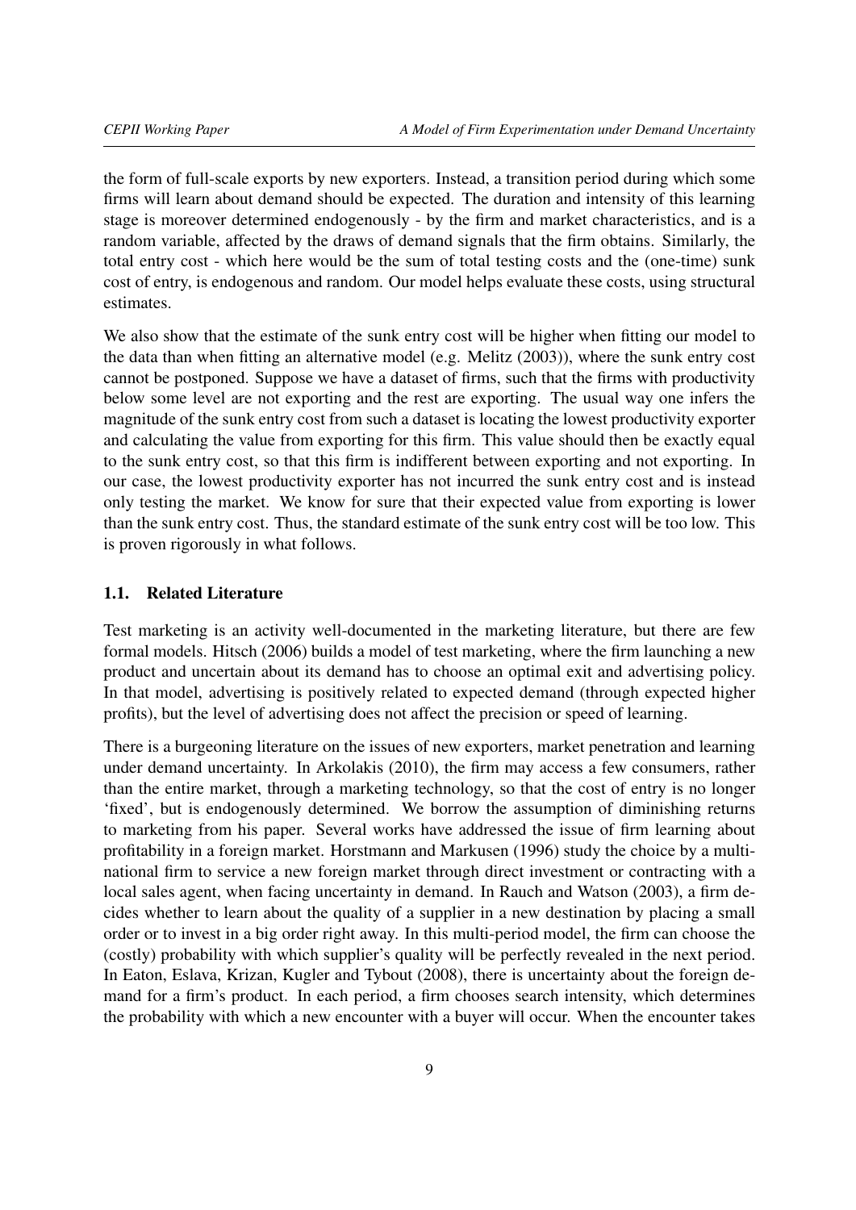the form of full-scale exports by new exporters. Instead, a transition period during which some firms will learn about demand should be expected. The duration and intensity of this learning stage is moreover determined endogenously - by the firm and market characteristics, and is a random variable, affected by the draws of demand signals that the firm obtains. Similarly, the total entry cost - which here would be the sum of total testing costs and the (one-time) sunk cost of entry, is endogenous and random. Our model helps evaluate these costs, using structural estimates.

We also show that the estimate of the sunk entry cost will be higher when fitting our model to the data than when fitting an alternative model (e.g. Melitz (2003)), where the sunk entry cost cannot be postponed. Suppose we have a dataset of firms, such that the firms with productivity below some level are not exporting and the rest are exporting. The usual way one infers the magnitude of the sunk entry cost from such a dataset is locating the lowest productivity exporter and calculating the value from exporting for this firm. This value should then be exactly equal to the sunk entry cost, so that this firm is indifferent between exporting and not exporting. In our case, the lowest productivity exporter has not incurred the sunk entry cost and is instead only testing the market. We know for sure that their expected value from exporting is lower than the sunk entry cost. Thus, the standard estimate of the sunk entry cost will be too low. This is proven rigorously in what follows.

## 1.1. Related Literature

Test marketing is an activity well-documented in the marketing literature, but there are few formal models. Hitsch (2006) builds a model of test marketing, where the firm launching a new product and uncertain about its demand has to choose an optimal exit and advertising policy. In that model, advertising is positively related to expected demand (through expected higher profits), but the level of advertising does not affect the precision or speed of learning.

There is a burgeoning literature on the issues of new exporters, market penetration and learning under demand uncertainty. In Arkolakis (2010), the firm may access a few consumers, rather than the entire market, through a marketing technology, so that the cost of entry is no longer 'fixed', but is endogenously determined. We borrow the assumption of diminishing returns to marketing from his paper. Several works have addressed the issue of firm learning about profitability in a foreign market. Horstmann and Markusen (1996) study the choice by a multinational firm to service a new foreign market through direct investment or contracting with a local sales agent, when facing uncertainty in demand. In Rauch and Watson (2003), a firm decides whether to learn about the quality of a supplier in a new destination by placing a small order or to invest in a big order right away. In this multi-period model, the firm can choose the (costly) probability with which supplier's quality will be perfectly revealed in the next period. In Eaton, Eslava, Krizan, Kugler and Tybout (2008), there is uncertainty about the foreign demand for a firm's product. In each period, a firm chooses search intensity, which determines the probability with which a new encounter with a buyer will occur. When the encounter takes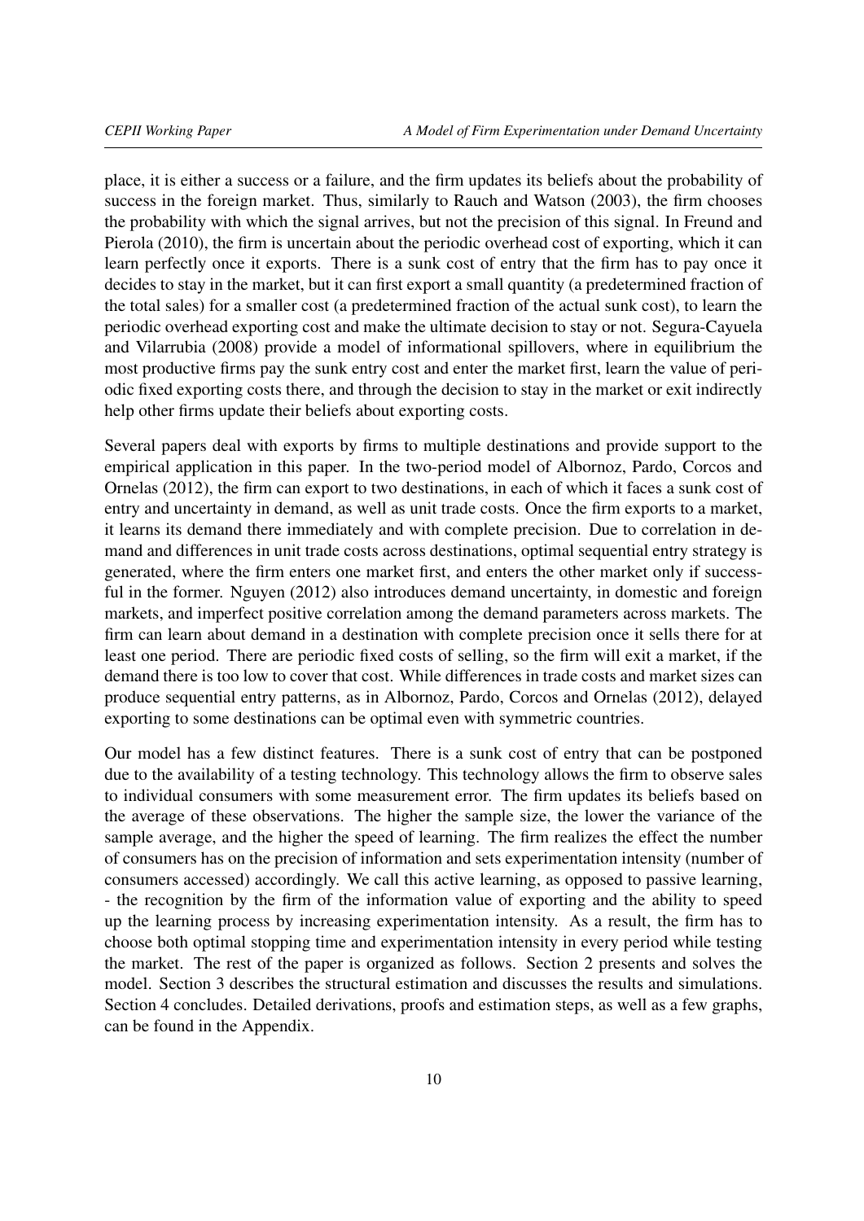place, it is either a success or a failure, and the firm updates its beliefs about the probability of success in the foreign market. Thus, similarly to Rauch and Watson (2003), the firm chooses the probability with which the signal arrives, but not the precision of this signal. In Freund and Pierola (2010), the firm is uncertain about the periodic overhead cost of exporting, which it can learn perfectly once it exports. There is a sunk cost of entry that the firm has to pay once it decides to stay in the market, but it can first export a small quantity (a predetermined fraction of the total sales) for a smaller cost (a predetermined fraction of the actual sunk cost), to learn the periodic overhead exporting cost and make the ultimate decision to stay or not. Segura-Cayuela and Vilarrubia (2008) provide a model of informational spillovers, where in equilibrium the most productive firms pay the sunk entry cost and enter the market first, learn the value of periodic fixed exporting costs there, and through the decision to stay in the market or exit indirectly help other firms update their beliefs about exporting costs.

Several papers deal with exports by firms to multiple destinations and provide support to the empirical application in this paper. In the two-period model of Albornoz, Pardo, Corcos and Ornelas (2012), the firm can export to two destinations, in each of which it faces a sunk cost of entry and uncertainty in demand, as well as unit trade costs. Once the firm exports to a market, it learns its demand there immediately and with complete precision. Due to correlation in demand and differences in unit trade costs across destinations, optimal sequential entry strategy is generated, where the firm enters one market first, and enters the other market only if successful in the former. Nguyen (2012) also introduces demand uncertainty, in domestic and foreign markets, and imperfect positive correlation among the demand parameters across markets. The firm can learn about demand in a destination with complete precision once it sells there for at least one period. There are periodic fixed costs of selling, so the firm will exit a market, if the demand there is too low to cover that cost. While differences in trade costs and market sizes can produce sequential entry patterns, as in Albornoz, Pardo, Corcos and Ornelas (2012), delayed exporting to some destinations can be optimal even with symmetric countries.

Our model has a few distinct features. There is a sunk cost of entry that can be postponed due to the availability of a testing technology. This technology allows the firm to observe sales to individual consumers with some measurement error. The firm updates its beliefs based on the average of these observations. The higher the sample size, the lower the variance of the sample average, and the higher the speed of learning. The firm realizes the effect the number of consumers has on the precision of information and sets experimentation intensity (number of consumers accessed) accordingly. We call this active learning, as opposed to passive learning, - the recognition by the firm of the information value of exporting and the ability to speed up the learning process by increasing experimentation intensity. As a result, the firm has to choose both optimal stopping time and experimentation intensity in every period while testing the market. The rest of the paper is organized as follows. Section 2 presents and solves the model. Section 3 describes the structural estimation and discusses the results and simulations. Section 4 concludes. Detailed derivations, proofs and estimation steps, as well as a few graphs, can be found in the Appendix.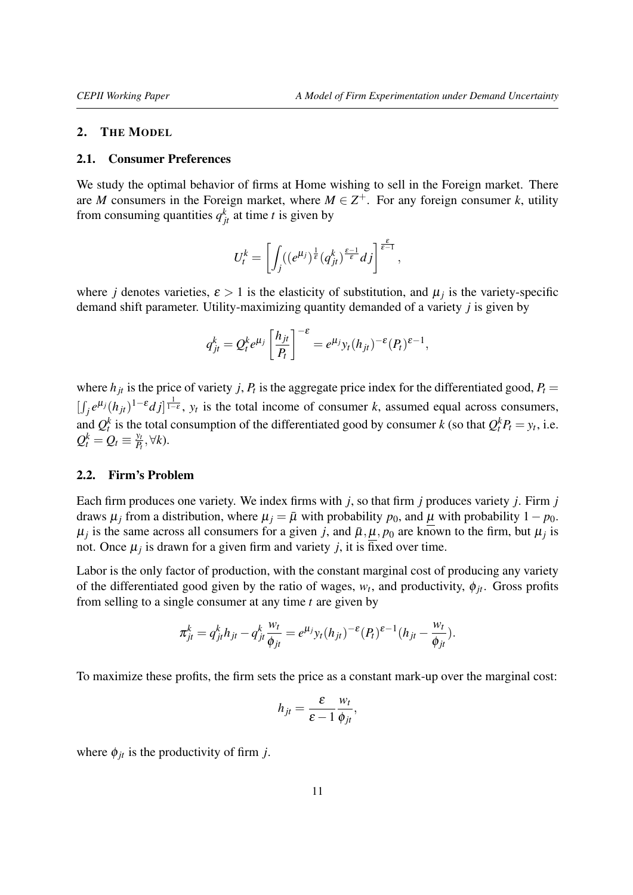## 2. THE MODEL

### 2.1. Consumer Preferences

We study the optimal behavior of firms at Home wishing to sell in the Foreign market. There are $M$ consumers in the Foreign market, where $M \in Z^{+}$. For any foreign consumer $k$, utility from consuming quantities $q_{jt}^{k}$ at time $t$ is given by

$$U_t^k = \left[ \int_j ((e^{\mu_j})^{\frac{1}{\varepsilon}} (q_{jt}^k)^{\frac{\varepsilon-1}{\varepsilon}} dj \right]^{\frac{\varepsilon}{\varepsilon-1}},$$

where $j$ denotes varieties, $\varepsilon > 1$ is the elasticity of substitution, and $\mu_j$ is the variety-specific demand shift parameter. Utility-maximizing quantity demanded of a variety $j$ is given by

$$q_{jt}^k = Q_t^k e^{\mu_j} \left[ \frac{h_{jt}}{P_t} \right]^{-\varepsilon} = e^{\mu_j} y_t (h_{jt})^{-\varepsilon} (P_t)^{\varepsilon-1},$$

where $h_{jt}$ is the price of variety $j$, $P_t$ is the aggregate price index for the differentiated good, $P_t = [\int_j e^{\mu_j} (h_{jt})^{1-\varepsilon} dj]^{\frac{1}{1-\varepsilon}}$, $y_t$ is the total income of consumer $k$, assumed equal across consumers, and $Q_t^k$ is the total consumption of the differentiated good by consumer $k$ (so that $Q_t^k P_t = y_t$, i.e. $Q_t^k = Q_t \equiv \frac{y_t}{P_t}, \forall k$).

### 2.2. Firm's Problem

Each firm produces one variety. We index firms with $j$, so that firm $j$ produces variety $j$. Firm $j$ draws $\mu_j$ from a distribution, where $\mu_j = \bar{\mu}$ with probability $p_0$, and $\underline{\mu}$ with probability $1 - p_0$. $\mu_j$ is the same across all consumers for a given $j$, and $\bar{\mu}, \underline{\mu}, p_0$ are known to the firm, but $\mu_j$ is not. Once $\mu_j$ is drawn for a given firm and variety $j$, it is fixed over time.

Labor is the only factor of production, with the constant marginal cost of producing any variety of the differentiated good given by the ratio of wages, $w_t$, and productivity, $\phi_{jt}$. Gross profits from selling to a single consumer at any time $t$ are given by

$$\pi_{jt}^k = q_{jt}^k h_{jt} - q_{jt}^k \frac{w_t}{\phi_{jt}} = e^{\mu_j} y_t (h_{jt})^{-\varepsilon} (P_t)^{\varepsilon-1} (h_{jt} - \frac{w_t}{\phi_{jt}}).$$

To maximize these profits, the firm sets the price as a constant mark-up over the marginal cost:

$$h_{jt} = \frac{\varepsilon}{\varepsilon - 1} \frac{w_t}{\phi_{jt}},$$

where $\phi_{jt}$ is the productivity of firm $j$.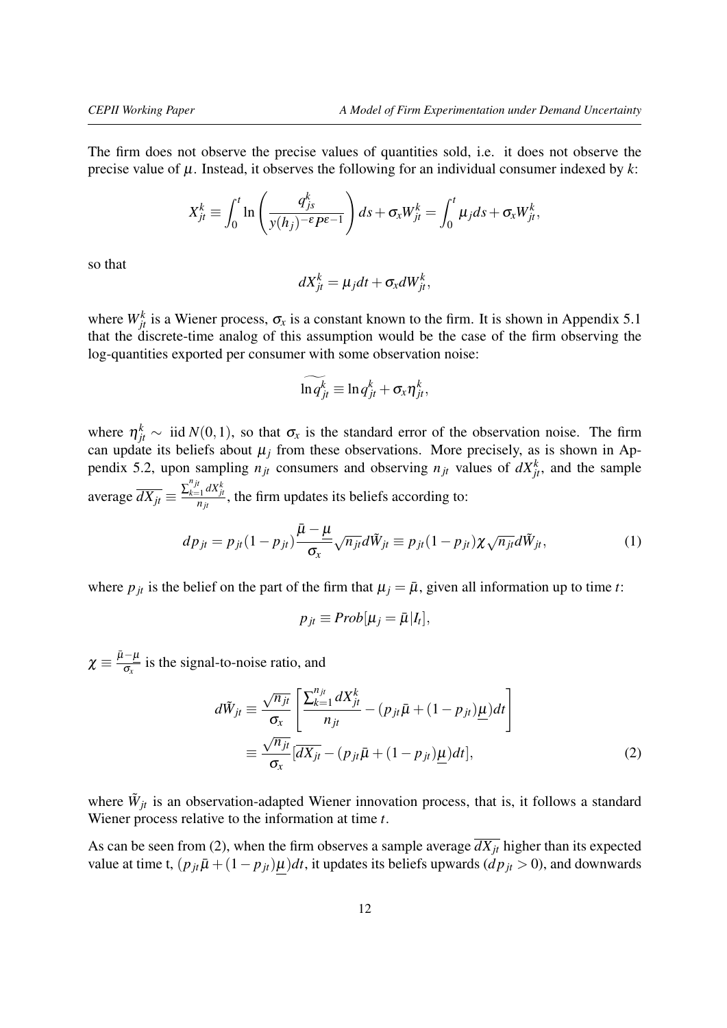The firm does not observe the precise values of quantities sold, i.e. it does not observe the precise value of $\mu$. Instead, it observes the following for an individual consumer indexed by $k$:

$$X_{jt}^{k} \equiv \int_{0}^{t} \ln\left(\frac{q_{js}^{k}}{y(h_j)^{-\varepsilon} P^{\varepsilon-1}}\right) ds + \sigma_x W_{jt}^{k} = \int_{0}^{t} \mu_j ds + \sigma_x W_{jt}^{k},$$

so that

$$dX_{jt}^{k} = \mu_j dt + \sigma_x dW_{jt}^{k},$$

where $W_{jt}^{k}$ is a Wiener process, $\sigma_x$ is a constant known to the firm. It is shown in Appendix 5.1 that the discrete-time analog of this assumption would be the case of the firm observing the log-quantities exported per consumer with some observation noise:

$$\widetilde{\ln q_{jt}^{k}} \equiv \ln q_{jt}^{k} + \sigma_x \eta_{jt}^{k},$$

where $\eta_{jt}^{k} \sim$ iid $N(0,1)$, so that $\sigma_x$ is the standard error of the observation noise. The firm can update its beliefs about $\mu_j$ from these observations. More precisely, as is shown in Appendix 5.2, upon sampling $n_{jt}$ consumers and observing $n_{jt}$ values of $dX_{jt}^{k}$, and the sample average $\overline{dX_{jt}} \equiv \frac{\sum_{k=1}^{n_{jt}} dX_{jt}^{k}}{n_{jt}}$, the firm updates its beliefs according to:

$$dp_{jt} = p_{jt}(1-p_{jt})\frac{\bar{\mu}-\underline{\mu}}{\sigma_x}\sqrt{n_{jt}}d\tilde{W}_{jt} \equiv p_{jt}(1-p_{jt})\chi\sqrt{n_{jt}}d\tilde{W}_{jt}, \tag{1}$$

where $p_{jt}$ is the belief on the part of the firm that $\mu_j = \bar{\mu}$, given all information up to time $t$:

$$p_{jt} \equiv Prob[\mu_j = \bar{\mu} | I_t],$$

$\chi \equiv \frac{\bar{\mu}-\underline{\mu}}{\sigma_x}$ is the signal-to-noise ratio, and

$$\begin{aligned} d\tilde{W}_{jt} &\equiv \frac{\sqrt{n_{jt}}}{\sigma_x}\left[\frac{\sum_{k=1}^{n_{jt}} dX_{jt}^{k}}{n_{jt}} - (p_{jt}\bar{\mu} + (1-p_{jt})\underline{\mu})dt\right] \\ &\equiv \frac{\sqrt{n_{jt}}}{\sigma_x}[\overline{dX_{jt}} - (p_{jt}\bar{\mu} + (1-p_{jt})\underline{\mu})dt], \end{aligned} \tag{2}$$

where $\tilde{W}_{jt}$ is an observation-adapted Wiener innovation process, that is, it follows a standard Wiener process relative to the information at time $t$.

As can be seen from (2), when the firm observes a sample average $\overline{dX_{jt}}$ higher than its expected value at time t, $(p_{jt}\bar{\mu} + (1-p_{jt})\underline{\mu})dt$, it updates its beliefs upwards ($dp_{jt} > 0$), and downwards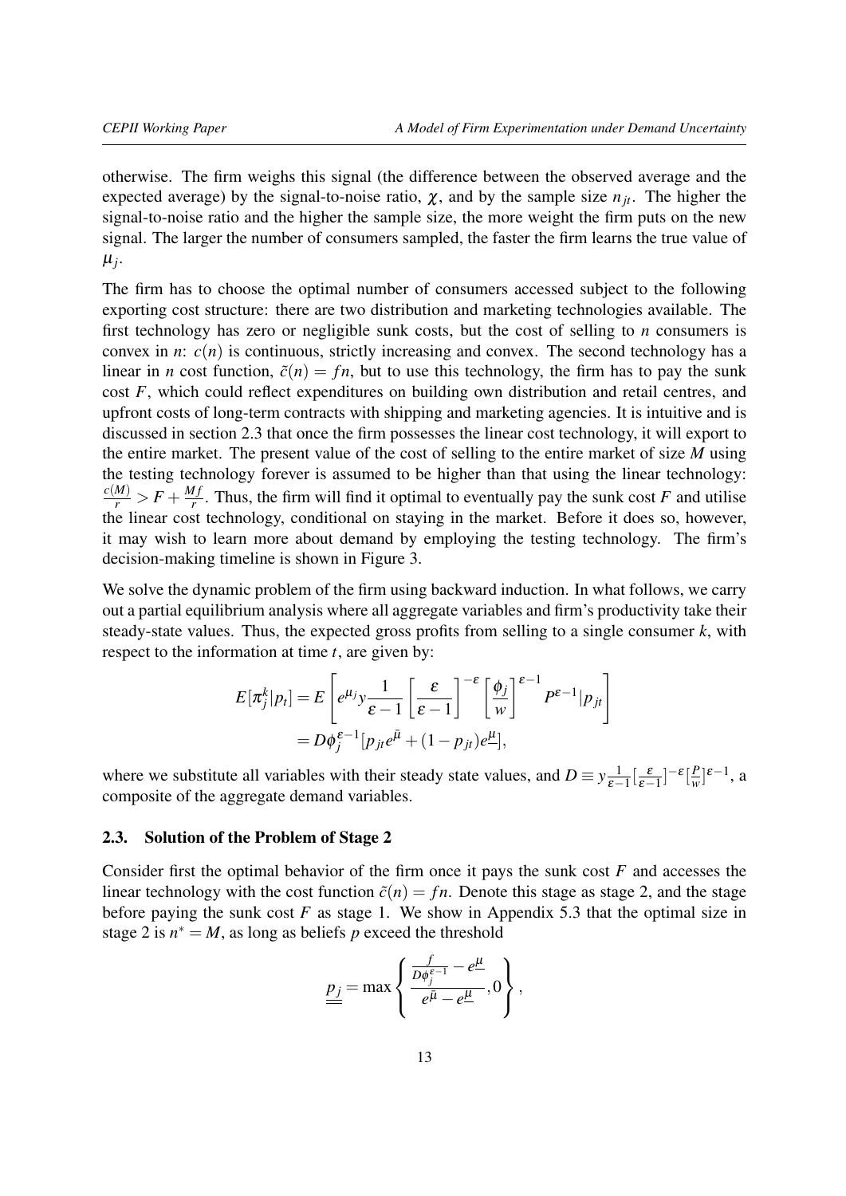otherwise. The firm weighs this signal (the difference between the observed average and the expected average) by the signal-to-noise ratio, $\chi$, and by the sample size $n_{jt}$. The higher the signal-to-noise ratio and the higher the sample size, the more weight the firm puts on the new signal. The larger the number of consumers sampled, the faster the firm learns the true value of $\mu_j$.

The firm has to choose the optimal number of consumers accessed subject to the following exporting cost structure: there are two distribution and marketing technologies available. The first technology has zero or negligible sunk costs, but the cost of selling to $n$ consumers is convex in $n$: $c(n)$ is continuous, strictly increasing and convex. The second technology has a linear in $n$ cost function, $\tilde{c}(n) = fn$, but to use this technology, the firm has to pay the sunk cost $F$, which could reflect expenditures on building own distribution and retail centres, and upfront costs of long-term contracts with shipping and marketing agencies. It is intuitive and is discussed in section 2.3 that once the firm possesses the linear cost technology, it will export to the entire market. The present value of the cost of selling to the entire market of size $M$ using the testing technology forever is assumed to be higher than that using the linear technology: $\frac{c(M)}{r} > F + \frac{Mf}{r}$. Thus, the firm will find it optimal to eventually pay the sunk cost $F$ and utilise the linear cost technology, conditional on staying in the market. Before it does so, however, it may wish to learn more about demand by employing the testing technology. The firm's decision-making timeline is shown in Figure 3.

We solve the dynamic problem of the firm using backward induction. In what follows, we carry out a partial equilibrium analysis where all aggregate variables and firm's productivity take their steady-state values. Thus, the expected gross profits from selling to a single consumer $k$, with respect to the information at time $t$, are given by:

$$
\begin{aligned}
E[\pi_j^k | p_t] &= E\left[ e^{\mu_j} y \frac{1}{\varepsilon - 1} \left[ \frac{\varepsilon}{\varepsilon - 1} \right]^{-\varepsilon} \left[ \frac{\phi_j}{w} \right]^{\varepsilon - 1} P^{\varepsilon - 1} | p_{jt} \right] \\
&= D\phi_j^{\varepsilon - 1} [p_{jt} e^{\bar{\mu}} + (1 - p_{jt}) e^{\underline{\mu}}],
\end{aligned}
$$

where we substitute all variables with their steady state values, and $D \equiv y \frac{1}{\varepsilon - 1} [\frac{\varepsilon}{\varepsilon - 1}]^{-\varepsilon} [\frac{P}{w}]^{\varepsilon - 1}$, a composite of the aggregate demand variables.

### 2.3. Solution of the Problem of Stage 2

Consider first the optimal behavior of the firm once it pays the sunk cost $F$ and accesses the linear technology with the cost function $\tilde{c}(n) = fn$. Denote this stage as stage 2, and the stage before paying the sunk cost $F$ as stage 1. We show in Appendix 5.3 that the optimal size in stage 2 is $n^* = M$, as long as beliefs $p$ exceed the threshold

$$
\underline{\underline{p_j}} = \max \left\{ \frac{\frac{f}{D\phi_j^{\varepsilon - 1}} - e^{\underline{\mu}}}{e^{\bar{\mu}} - e^{\underline{\mu}}}, 0 \right\},
$$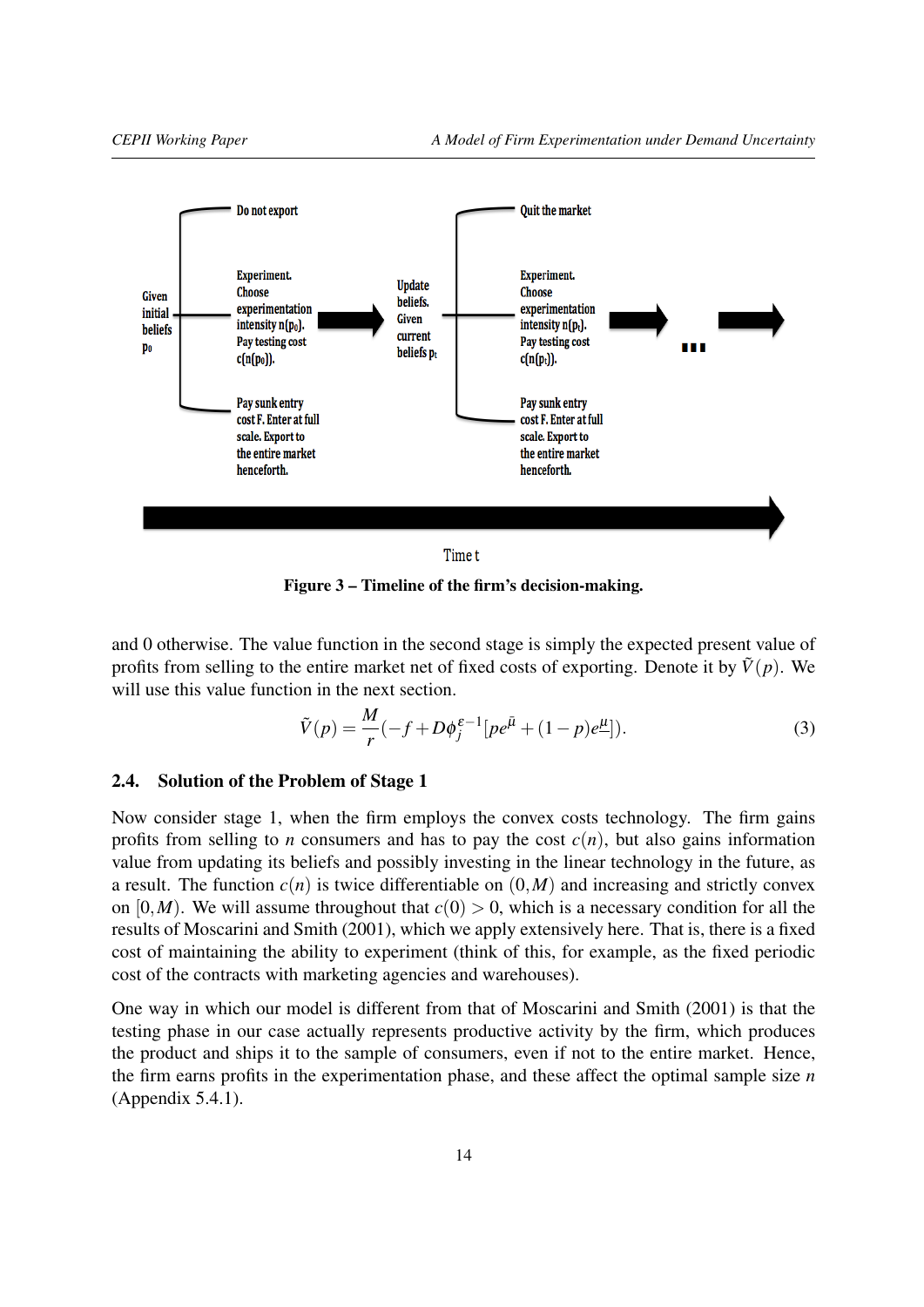**Figure 3 – Timeline of the firm's decision-making.**

and 0 otherwise. The value function in the second stage is simply the expected present value of profits from selling to the entire market net of fixed costs of exporting. Denote it by $\tilde{V}(p)$. We will use this value function in the next section.

$$\tilde{V}(p) = \frac{M}{r}(-f + D\phi_j^{\varepsilon-1}[pe^{\bar{\mu}} + (1-p)e^{\underline{\mu}}]). \tag{3}$$

### 2.4. Solution of the Problem of Stage 1

Now consider stage 1, when the firm employs the convex costs technology. The firm gains profits from selling to $n$ consumers and has to pay the cost $c(n)$, but also gains information value from updating its beliefs and possibly investing in the linear technology in the future, as a result. The function $c(n)$ is twice differentiable on $(0, M)$ and increasing and strictly convex on $[0, M)$. We will assume throughout that $c(0) > 0$, which is a necessary condition for all the results of Moscarini and Smith (2001), which we apply extensively here. That is, there is a fixed cost of maintaining the ability to experiment (think of this, for example, as the fixed periodic cost of the contracts with marketing agencies and warehouses).

One way in which our model is different from that of Moscarini and Smith (2001) is that the testing phase in our case actually represents productive activity by the firm, which produces the product and ships it to the sample of consumers, even if not to the entire market. Hence, the firm earns profits in the experimentation phase, and these affect the optimal sample size $n$ (Appendix 5.4.1).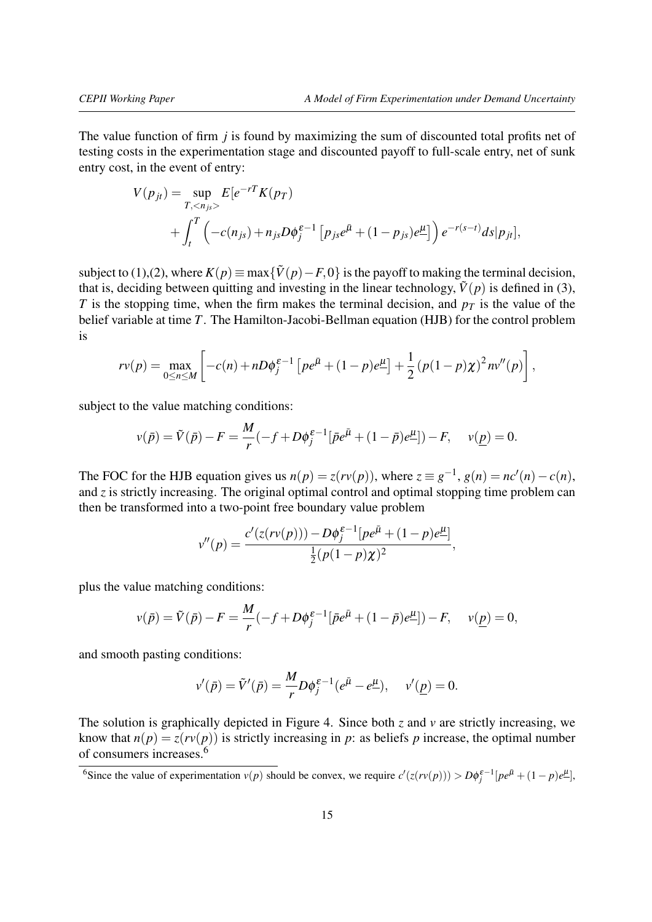The value function of firm $j$ is found by maximizing the sum of discounted total profits net of testing costs in the experimentation stage and discounted payoff to full-scale entry, net of sunk entry cost, in the event of entry:

$$
\begin{aligned}
V(p_{jt}) = \sup_{T,<n_{js}>} & E[e^{-rT}K(p_T) \\
& + \int_t^T \left(-c(n_{js}) + n_{js}D\phi_j^{\varepsilon-1}\left[p_{js}e^{\bar{\mu}} + (1-p_{js})e^{\underline{\mu}}\right]\right)e^{-r(s-t)}ds|p_{jt}],
\end{aligned}
$$

subject to (1),(2), where $K(p) \equiv \max\{\tilde{V}(p) - F, 0\}$ is the payoff to making the terminal decision, that is, deciding between quitting and investing in the linear technology, $\tilde{V}(p)$ is defined in (3), $T$ is the stopping time, when the firm makes the terminal decision, and $p_T$ is the value of the belief variable at time $T$. The Hamilton-Jacobi-Bellman equation (HJB) for the control problem is

$$
rv(p) = \max_{0 \leq n \leq M}\left[-c(n) + nD\phi_j^{\varepsilon-1}\left[pe^{\bar{\mu}} + (1-p)e^{\underline{\mu}}\right] + \frac{1}{2}\left(p(1-p)\chi\right)^2 nv''(p)\right],
$$

subject to the value matching conditions:

$$
v(\bar{p}) = \tilde{V}(\bar{p}) - F = \frac{M}{r}(-f + D\phi_j^{\varepsilon-1}[\bar{p}e^{\bar{\mu}} + (1-\bar{p})e^{\underline{\mu}}]) - F, \quad v(\underline{p}) = 0.
$$

The FOC for the HJB equation gives us $n(p) = z(rv(p))$, where $z \equiv g^{-1}$, $g(n) = nc'(n) - c(n)$, and $z$ is strictly increasing. The original optimal control and optimal stopping time problem can then be transformed into a two-point free boundary value problem

$$
v''(p) = \frac{c'(z(rv(p))) - D\phi_j^{\varepsilon-1}[pe^{\bar{\mu}} + (1-p)e^{\underline{\mu}}]}{\frac{1}{2}(p(1-p)\chi)^2},
$$

plus the value matching conditions:

$$
v(\bar{p}) = \tilde{V}(\bar{p}) - F = \frac{M}{r}(-f + D\phi_j^{\varepsilon-1}[\bar{p}e^{\bar{\mu}} + (1-\bar{p})e^{\underline{\mu}}]) - F, \quad v(\underline{p}) = 0,
$$

and smooth pasting conditions:

$$
v'(\bar{p}) = \tilde{V}'(\bar{p}) = \frac{M}{r}D\phi_j^{\varepsilon-1}(e^{\bar{\mu}} - e^{\underline{\mu}}), \quad v'(\underline{p}) = 0.
$$

The solution is graphically depicted in Figure 4. Since both $z$ and $v$ are strictly increasing, we know that $n(p) = z(rv(p))$ is strictly increasing in $p$: as beliefs $p$ increase, the optimal number of consumers increases.[6]

[6] Since the value of experimentation $v(p)$ should be convex, we require $c'(z(rv(p))) > D\phi_j^{\varepsilon-1}[pe^{\bar{\mu}} + (1-p)e^{\underline{\mu}}]$,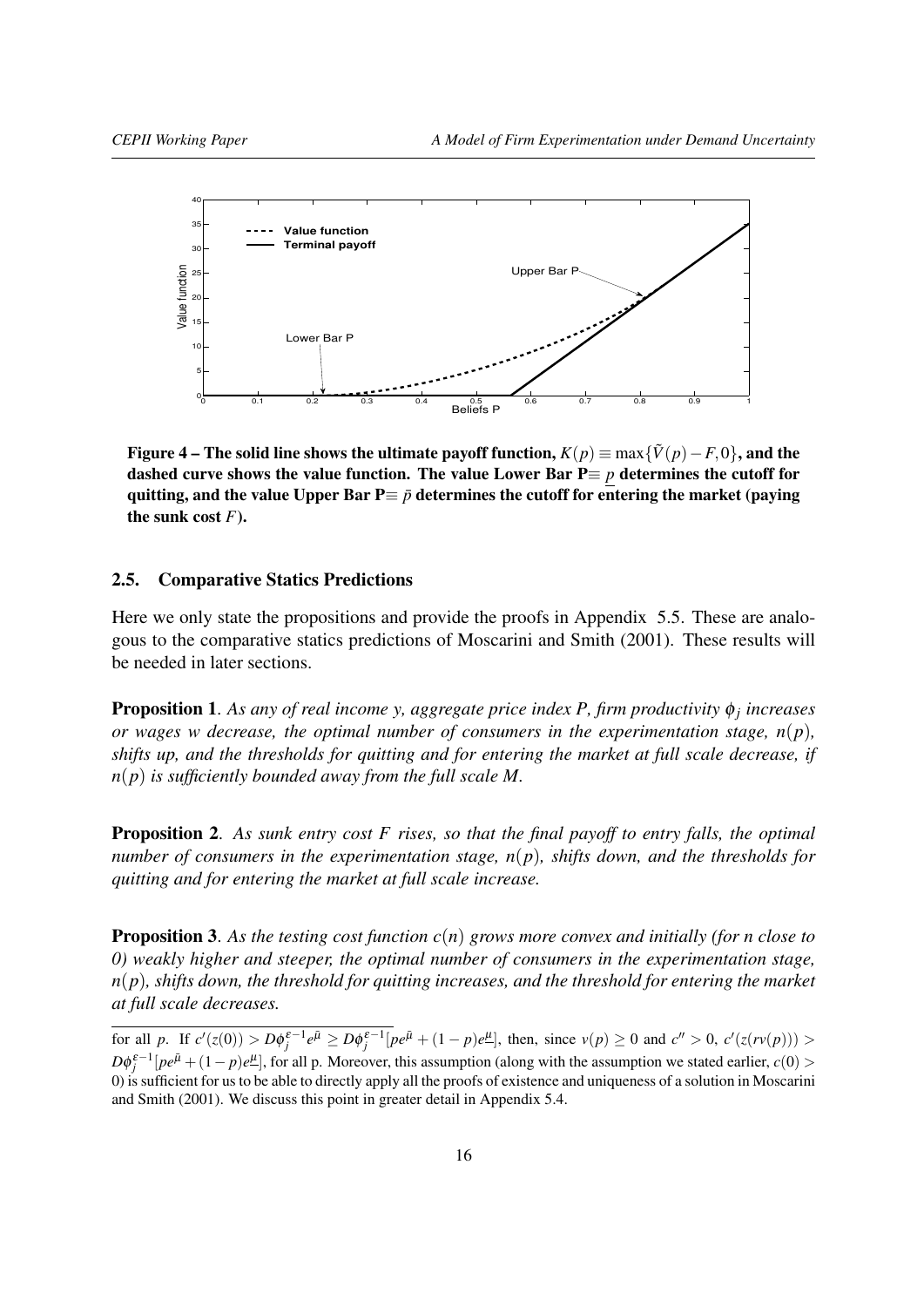Figure 4 – The solid line shows the ultimate payoff function, $K(p) \equiv \max\{\tilde{V}(p) - F, 0\}$, and the dashed curve shows the value function. The value Lower Bar P$\equiv \underline{p}$ determines the cutoff for quitting, and the value Upper Bar P$\equiv \bar{p}$ determines the cutoff for entering the market (paying the sunk cost $F$).

### 2.5. Comparative Statics Predictions

Here we only state the propositions and provide the proofs in Appendix 5.5. These are analogous to the comparative statics predictions of Moscarini and Smith (2001). These results will be needed in later sections.

**Proposition 1**. *As any of real income y, aggregate price index P, firm productivity $\phi_j$ increases or wages w decrease, the optimal number of consumers in the experimentation stage, $n(p)$, shifts up, and the thresholds for quitting and for entering the market at full scale decrease, if $n(p)$ is sufficiently bounded away from the full scale M.*

**Proposition 2**. *As sunk entry cost F rises, so that the final payoff to entry falls, the optimal number of consumers in the experimentation stage, $n(p)$, shifts down, and the thresholds for quitting and for entering the market at full scale increase.*

**Proposition 3**. *As the testing cost function $c(n)$ grows more convex and initially (for n close to 0) weakly higher and steeper, the optimal number of consumers in the experimentation stage, $n(p)$, shifts down, the threshold for quitting increases, and the threshold for entering the market at full scale decreases.*

---

for all $p$. If $c'(z(0)) > D\phi_j^{\varepsilon-1}e^{\bar{\mu}} \geq D\phi_j^{\varepsilon-1}[pe^{\bar{\mu}} + (1-p)e^{\underline{\mu}}]$, then, since $v(p) \geq 0$ and $c'' > 0$, $c'(z(rv(p))) > D\phi_j^{\varepsilon-1}[pe^{\bar{\mu}} + (1-p)e^{\underline{\mu}}]$, for all p. Moreover, this assumption (along with the assumption we stated earlier, $c(0) > 0$) is sufficient for us to be able to directly apply all the proofs of existence and uniqueness of a solution in Moscarini and Smith (2001). We discuss this point in greater detail in Appendix 5.4.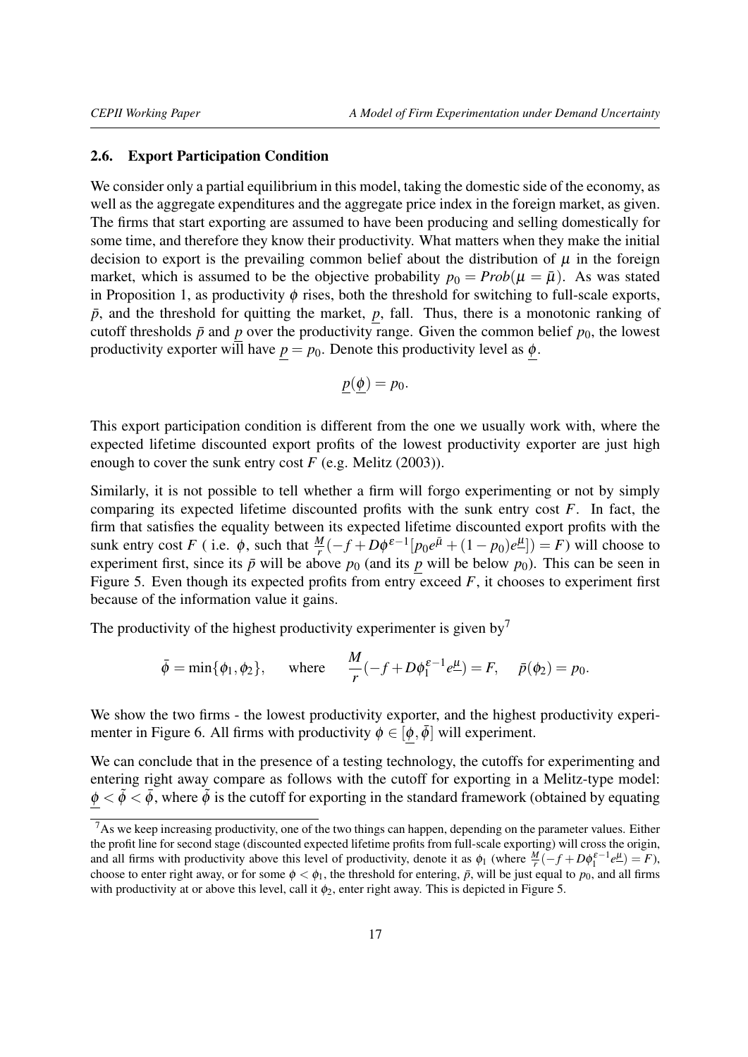### 2.6. Export Participation Condition

We consider only a partial equilibrium in this model, taking the domestic side of the economy, as well as the aggregate expenditures and the aggregate price index in the foreign market, as given. The firms that start exporting are assumed to have been producing and selling domestically for some time, and therefore they know their productivity. What matters when they make the initial decision to export is the prevailing common belief about the distribution of $\mu$ in the foreign market, which is assumed to be the objective probability $p_0 = Prob(\mu = \bar{\mu})$. As was stated in Proposition 1, as productivity $\phi$ rises, both the threshold for switching to full-scale exports, $\bar{p}$, and the threshold for quitting the market, $\underline{p}$, fall. Thus, there is a monotonic ranking of cutoff thresholds $\bar{p}$ and $\underline{p}$ over the productivity range. Given the common belief $p_0$, the lowest productivity exporter will have $\underline{p} = p_0$. Denote this productivity level as $\underline{\phi}$.

$$\underline{p}(\underline{\phi}) = p_0.$$

This export participation condition is different from the one we usually work with, where the expected lifetime discounted export profits of the lowest productivity exporter are just high enough to cover the sunk entry cost $F$ (e.g. Melitz (2003)).

Similarly, it is not possible to tell whether a firm will forgo experimenting or not by simply comparing its expected lifetime discounted profits with the sunk entry cost $F$. In fact, the firm that satisfies the equality between its expected lifetime discounted export profits with the sunk entry cost $F$ ( i.e. $\phi$, such that $\frac{M}{r}(-f + D\phi^{\varepsilon-1}[p_0 e^{\bar{\mu}} + (1-p_0)e^{\underline{\mu}}]) = F$) will choose to experiment first, since its $\bar{p}$ will be above $p_0$ (and its $\underline{p}$ will be below $p_0$). This can be seen in Figure 5. Even though its expected profits from entry exceed $F$, it chooses to experiment first because of the information value it gains.

The productivity of the highest productivity experimenter is given by[7]

$$\bar{\phi} = \min\{\phi_1, \phi_2\}, \quad \text{where} \quad \frac{M}{r}(-f + D\phi_1^{\varepsilon-1} e^{\underline{\mu}}) = F, \quad \bar{p}(\phi_2) = p_0.$$

We show the two firms - the lowest productivity exporter, and the highest productivity experimenter in Figure 6. All firms with productivity $\phi \in [\underline{\phi}, \bar{\phi}]$ will experiment.

We can conclude that in the presence of a testing technology, the cutoffs for experimenting and entering right away compare as follows with the cutoff for exporting in a Melitz-type model: $\underline{\phi} < \tilde{\phi} < \bar{\phi}$, where $\tilde{\phi}$ is the cutoff for exporting in the standard framework (obtained by equating

[7] As we keep increasing productivity, one of the two things can happen, depending on the parameter values. Either the profit line for second stage (discounted expected lifetime profits from full-scale exporting) will cross the origin, and all firms with productivity above this level of productivity, denote it as $\phi_1$ (where $\frac{M}{r}(-f + D\phi_1^{\varepsilon-1} e^{\underline{\mu}}) = F$), choose to enter right away, or for some $\phi < \phi_1$, the threshold for entering, $\bar{p}$, will be just equal to $p_0$, and all firms with productivity at or above this level, call it $\phi_2$, enter right away. This is depicted in Figure 5.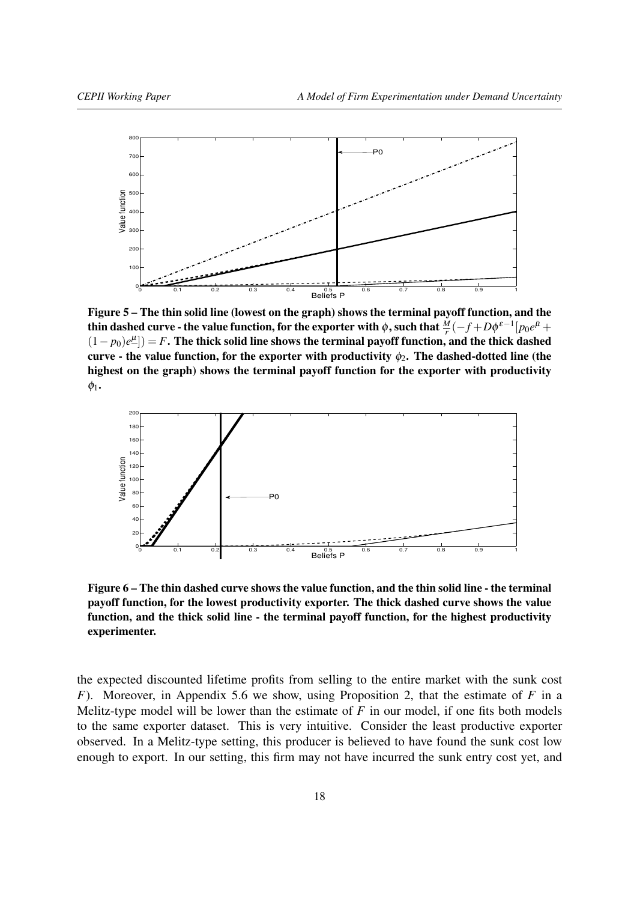**Figure 5 – The thin solid line (lowest on the graph) shows the terminal payoff function, and the thin dashed curve - the value function, for the exporter with $\phi$, such that $\frac{M}{r}(-f + D\phi^{\varepsilon-1}[p_0 e^{\bar{\mu}} + (1-p_0)e^{\underline{\mu}}]) = F$. The thick solid line shows the terminal payoff function, and the thick dashed curve - the value function, for the exporter with productivity $\phi_2$. The dashed-dotted line (the highest on the graph) shows the terminal payoff function for the exporter with productivity $\phi_1$.**

**Figure 6 – The thin dashed curve shows the value function, and the thin solid line - the terminal payoff function, for the lowest productivity exporter. The thick dashed curve shows the value function, and the thick solid line - the terminal payoff function, for the highest productivity experimenter.**

the expected discounted lifetime profits from selling to the entire market with the sunk cost $F$). Moreover, in Appendix 5.6 we show, using Proposition 2, that the estimate of $F$ in a Melitz-type model will be lower than the estimate of $F$ in our model, if one fits both models to the same exporter dataset. This is very intuitive. Consider the least productive exporter observed. In a Melitz-type setting, this producer is believed to have found the sunk cost low enough to export. In our setting, this firm may not have incurred the sunk entry cost yet, and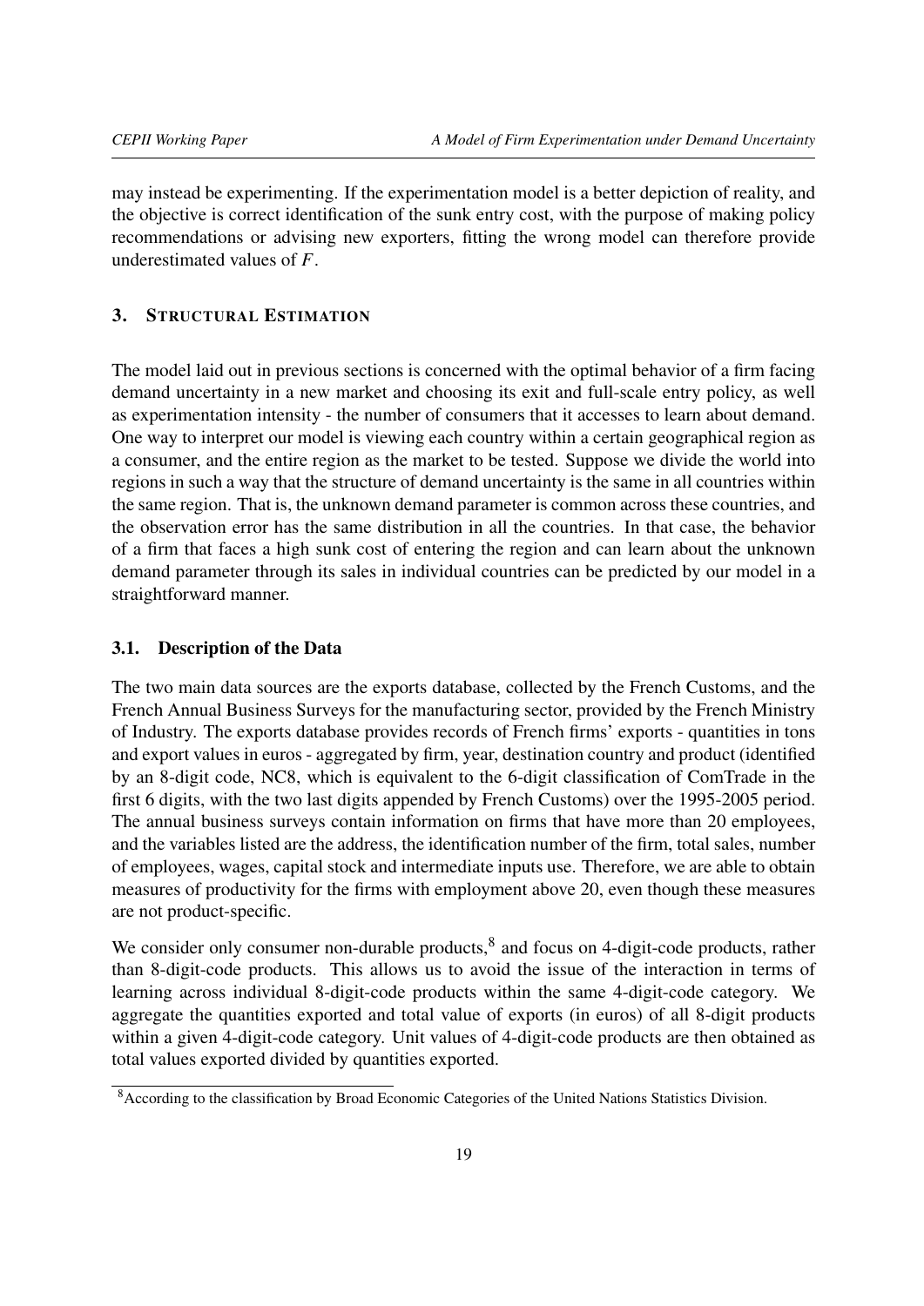may instead be experimenting. If the experimentation model is a better depiction of reality, and the objective is correct identification of the sunk entry cost, with the purpose of making policy recommendations or advising new exporters, fitting the wrong model can therefore provide underestimated values of $F$.

## 3. Structural Estimation

The model laid out in previous sections is concerned with the optimal behavior of a firm facing demand uncertainty in a new market and choosing its exit and full-scale entry policy, as well as experimentation intensity - the number of consumers that it accesses to learn about demand. One way to interpret our model is viewing each country within a certain geographical region as a consumer, and the entire region as the market to be tested. Suppose we divide the world into regions in such a way that the structure of demand uncertainty is the same in all countries within the same region. That is, the unknown demand parameter is common across these countries, and the observation error has the same distribution in all the countries. In that case, the behavior of a firm that faces a high sunk cost of entering the region and can learn about the unknown demand parameter through its sales in individual countries can be predicted by our model in a straightforward manner.

### 3.1. Description of the Data

The two main data sources are the exports database, collected by the French Customs, and the French Annual Business Surveys for the manufacturing sector, provided by the French Ministry of Industry. The exports database provides records of French firms' exports - quantities in tons and export values in euros - aggregated by firm, year, destination country and product (identified by an 8-digit code, NC8, which is equivalent to the 6-digit classification of ComTrade in the first 6 digits, with the two last digits appended by French Customs) over the 1995-2005 period. The annual business surveys contain information on firms that have more than 20 employees, and the variables listed are the address, the identification number of the firm, total sales, number of employees, wages, capital stock and intermediate inputs use. Therefore, we are able to obtain measures of productivity for the firms with employment above 20, even though these measures are not product-specific.

We consider only consumer non-durable products,[8] and focus on 4-digit-code products, rather than 8-digit-code products. This allows us to avoid the issue of the interaction in terms of learning across individual 8-digit-code products within the same 4-digit-code category. We aggregate the quantities exported and total value of exports (in euros) of all 8-digit products within a given 4-digit-code category. Unit values of 4-digit-code products are then obtained as total values exported divided by quantities exported.

[8] According to the classification by Broad Economic Categories of the United Nations Statistics Division.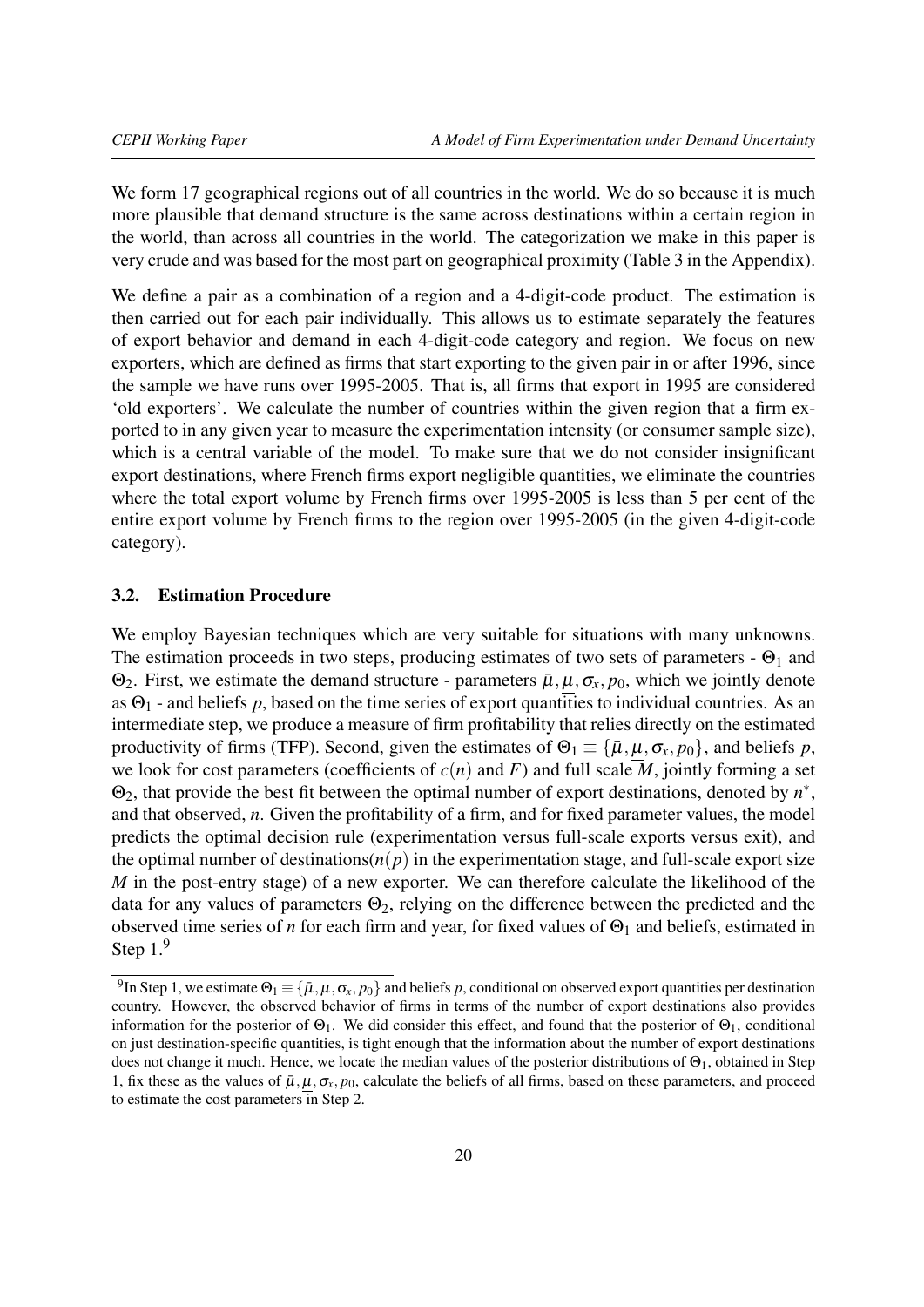We form 17 geographical regions out of all countries in the world. We do so because it is much more plausible that demand structure is the same across destinations within a certain region in the world, than across all countries in the world. The categorization we make in this paper is very crude and was based for the most part on geographical proximity (Table 3 in the Appendix).

We define a pair as a combination of a region and a 4-digit-code product. The estimation is then carried out for each pair individually. This allows us to estimate separately the features of export behavior and demand in each 4-digit-code category and region. We focus on new exporters, which are defined as firms that start exporting to the given pair in or after 1996, since the sample we have runs over 1995-2005. That is, all firms that export in 1995 are considered 'old exporters'. We calculate the number of countries within the given region that a firm exported to in any given year to measure the experimentation intensity (or consumer sample size), which is a central variable of the model. To make sure that we do not consider insignificant export destinations, where French firms export negligible quantities, we eliminate the countries where the total export volume by French firms over 1995-2005 is less than 5 per cent of the entire export volume by French firms to the region over 1995-2005 (in the given 4-digit-code category).

### 3.2. Estimation Procedure

We employ Bayesian techniques which are very suitable for situations with many unknowns. The estimation proceeds in two steps, producing estimates of two sets of parameters - $\Theta_1$ and $\Theta_2$. First, we estimate the demand structure - parameters $\bar{\mu}, \underline{\mu}, \sigma_x, p_0$, which we jointly denote as $\Theta_1$ - and beliefs $p$, based on the time series of export quantities to individual countries. As an intermediate step, we produce a measure of firm profitability that relies directly on the estimated productivity of firms (TFP). Second, given the estimates of $\Theta_1 \equiv \{\bar{\mu}, \underline{\mu}, \sigma_x, p_0\}$, and beliefs $p$, we look for cost parameters (coefficients of $c(n)$ and $F$) and full scale $M$, jointly forming a set $\Theta_2$, that provide the best fit between the optimal number of export destinations, denoted by $n^*$, and that observed, $n$. Given the profitability of a firm, and for fixed parameter values, the model predicts the optimal decision rule (experimentation versus full-scale exports versus exit), and the optimal number of destinations($n(p)$) in the experimentation stage, and full-scale export size $M$ in the post-entry stage) of a new exporter. We can therefore calculate the likelihood of the data for any values of parameters $\Theta_2$, relying on the difference between the predicted and the observed time series of $n$ for each firm and year, for fixed values of $\Theta_1$ and beliefs, estimated in Step 1.[9]

[9] In Step 1, we estimate $\Theta_1 \equiv \{\bar{\mu}, \underline{\mu}, \sigma_x, p_0\}$ and beliefs $p$, conditional on observed export quantities per destination country. However, the observed behavior of firms in terms of the number of export destinations also provides information for the posterior of $\Theta_1$. We did consider this effect, and found that the posterior of $\Theta_1$, conditional on just destination-specific quantities, is tight enough that the information about the number of export destinations does not change it much. Hence, we locate the median values of the posterior distributions of $\Theta_1$, obtained in Step 1, fix these as the values of $\bar{\mu}, \underline{\mu}, \sigma_x, p_0$, calculate the beliefs of all firms, based on these parameters, and proceed to estimate the cost parameters in Step 2.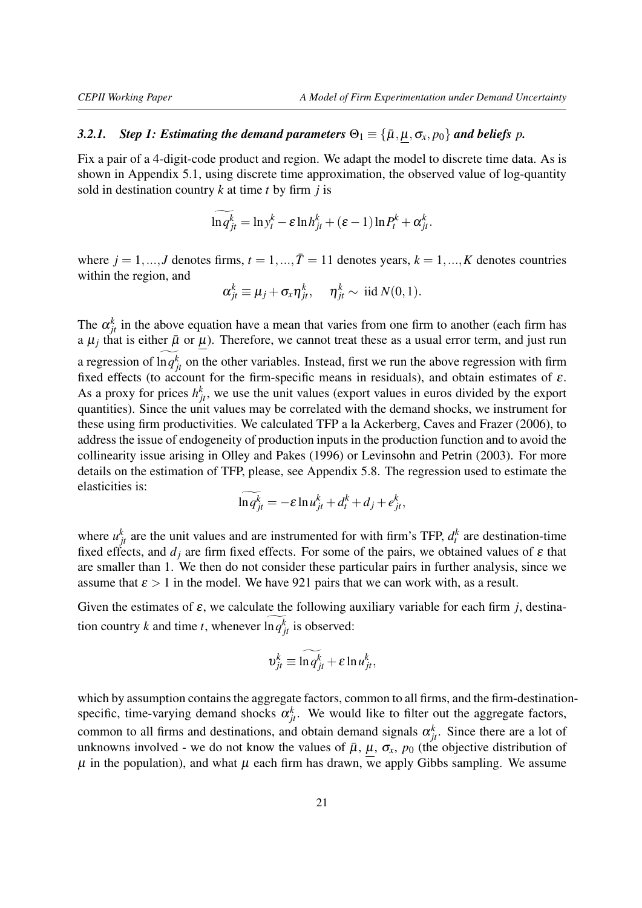### 3.2.1. *Step 1: Estimating the demand parameters $\Theta_1 \equiv \{\bar{\mu}, \underline{\mu}, \sigma_x, p_0\}$ and beliefs $p$.*

Fix a pair of a 4-digit-code product and region. We adapt the model to discrete time data. As is shown in Appendix 5.1, using discrete time approximation, the observed value of log-quantity sold in destination country $k$ at time $t$ by firm $j$ is

$$\widetilde{\ln q_{jt}^k} = \ln y_t^k - \varepsilon \ln h_{jt}^k + (\varepsilon - 1) \ln P_t^k + \alpha_{jt}^k.$$

where $j = 1, ..., J$ denotes firms, $t = 1, ..., \bar{T} = 11$ denotes years, $k = 1, ..., K$ denotes countries within the region, and

$$\alpha_{jt}^k \equiv \mu_j + \sigma_x \eta_{jt}^k, \quad \eta_{jt}^k \sim \text{ iid } N(0,1).$$

The $\alpha_{jt}^k$ in the above equation have a mean that varies from one firm to another (each firm has a $\mu_j$ that is either $\bar{\mu}$ or $\underline{\mu}$). Therefore, we cannot treat these as a usual error term, and just run a regression of $\widetilde{\ln q_{jt}^k}$ on the other variables. Instead, first we run the above regression with firm fixed effects (to account for the firm-specific means in residuals), and obtain estimates of $\varepsilon$. As a proxy for prices $h_{jt}^k$, we use the unit values (export values in euros divided by the export quantities). Since the unit values may be correlated with the demand shocks, we instrument for these using firm productivities. We calculated TFP a la Ackerberg, Caves and Frazer (2006), to address the issue of endogeneity of production inputs in the production function and to avoid the collinearity issue arising in Olley and Pakes (1996) or Levinsohn and Petrin (2003). For more details on the estimation of TFP, please, see Appendix 5.8. The regression used to estimate the elasticities is:

$$\widetilde{\ln q_{jt}^k} = -\varepsilon \ln u_{jt}^k + d_t^k + d_j + e_{jt}^k,$$

where $u_{jt}^k$ are the unit values and are instrumented for with firm's TFP, $d_t^k$ are destination-time fixed effects, and $d_j$ are firm fixed effects. For some of the pairs, we obtained values of $\varepsilon$ that are smaller than 1. We then do not consider these particular pairs in further analysis, since we assume that $\varepsilon > 1$ in the model. We have 921 pairs that we can work with, as a result.

Given the estimates of $\varepsilon$, we calculate the following auxiliary variable for each firm $j$, destination country $k$ and time $t$, whenever $\widetilde{\ln q_{jt}^k}$ is observed:

$$\upsilon_{jt}^k \equiv \widetilde{\ln q_{jt}^k} + \varepsilon \ln u_{jt}^k,$$

which by assumption contains the aggregate factors, common to all firms, and the firm-destination-specific, time-varying demand shocks $\alpha_{jt}^k$. We would like to filter out the aggregate factors, common to all firms and destinations, and obtain demand signals $\alpha_{jt}^k$. Since there are a lot of unknowns involved - we do not know the values of $\bar{\mu}$, $\underline{\mu}$, $\sigma_x$, $p_0$ (the objective distribution of $\mu$ in the population), and what $\mu$ each firm has drawn, we apply Gibbs sampling. We assume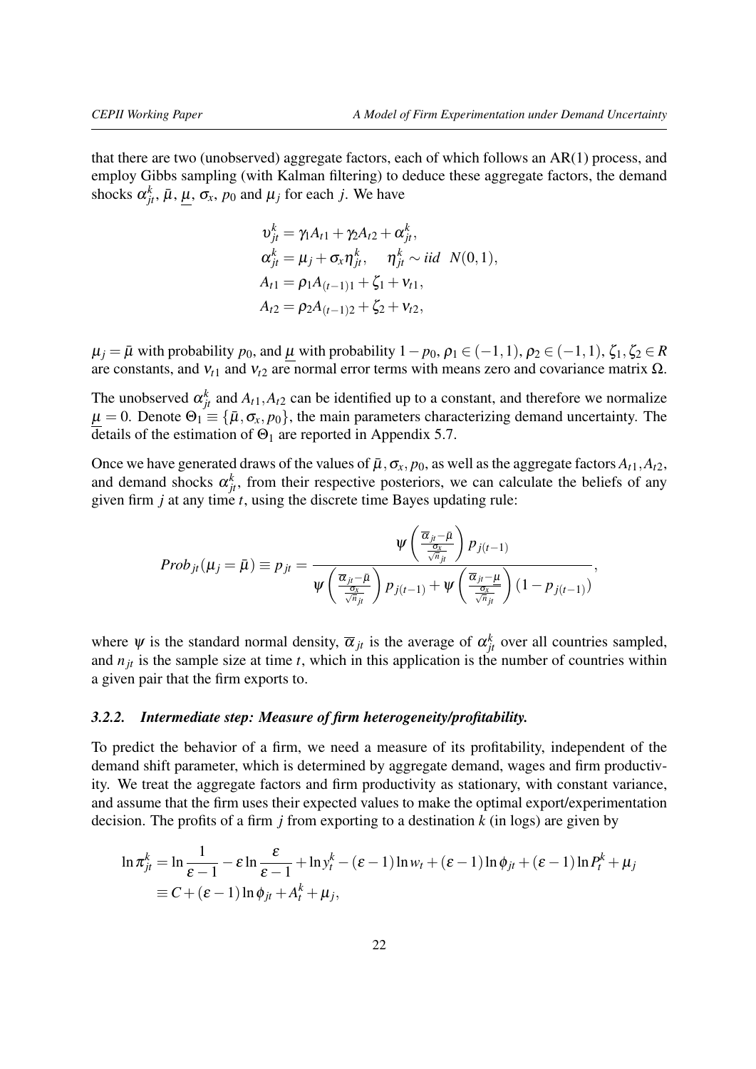that there are two (unobserved) aggregate factors, each of which follows an AR(1) process, and employ Gibbs sampling (with Kalman filtering) to deduce these aggregate factors, the demand shocks $\alpha_{jt}^k$, $\bar{\mu}$, $\underline{\mu}$, $\sigma_x$, $p_0$ and $\mu_j$ for each $j$. We have

$$
\begin{aligned}
\upsilon_{jt}^k &= \gamma_1 A_{t1} + \gamma_2 A_{t2} + \alpha_{jt}^k, \\
\alpha_{jt}^k &= \mu_j + \sigma_x \eta_{jt}^k, \quad \eta_{jt}^k \sim iid \;\; N(0,1), \\
A_{t1} &= \rho_1 A_{(t-1)1} + \zeta_1 + \nu_{t1}, \\
A_{t2} &= \rho_2 A_{(t-1)2} + \zeta_2 + \nu_{t2},
\end{aligned}
$$

$\mu_j = \bar{\mu}$ with probability $p_0$, and $\underline{\mu}$ with probability $1 - p_0$, $\rho_1 \in (-1,1)$, $\rho_2 \in (-1,1)$, $\zeta_1, \zeta_2 \in R$ are constants, and $\nu_{t1}$ and $\nu_{t2}$ are normal error terms with means zero and covariance matrix $\Omega$.

The unobserved $\alpha_{jt}^k$ and $A_{t1}, A_{t2}$ can be identified up to a constant, and therefore we normalize $\underline{\mu} = 0$. Denote $\Theta_1 \equiv \{\bar{\mu}, \sigma_x, p_0\}$, the main parameters characterizing demand uncertainty. The details of the estimation of $\Theta_1$ are reported in Appendix 5.7.

Once we have generated draws of the values of $\bar{\mu}, \sigma_x, p_0$, as well as the aggregate factors $A_{t1}, A_{t2}$, and demand shocks $\alpha_{jt}^k$, from their respective posteriors, we can calculate the beliefs of any given firm $j$ at any time $t$, using the discrete time Bayes updating rule:

$$
Prob_{jt}(\mu_j = \bar{\mu}) \equiv p_{jt} = \frac{\psi\left(\frac{\overline{\alpha}_{jt} - \bar{\mu}}{\frac{\sigma_x}{\sqrt{n}_{jt}}}\right) p_{j(t-1)}}{\psi\left(\frac{\overline{\alpha}_{jt} - \bar{\mu}}{\frac{\sigma_x}{\sqrt{n}_{jt}}}\right) p_{j(t-1)} + \psi\left(\frac{\overline{\alpha}_{jt} - \underline{\mu}}{\frac{\sigma_x}{\sqrt{n}_{jt}}}\right)(1 - p_{j(t-1)})},
$$

where $\psi$ is the standard normal density, $\overline{\alpha}_{jt}$ is the average of $\alpha_{jt}^k$ over all countries sampled, and $n_{jt}$ is the sample size at time $t$, which in this application is the number of countries within a given pair that the firm exports to.

### *3.2.2. Intermediate step: Measure of firm heterogeneity/profitability.*

To predict the behavior of a firm, we need a measure of its profitability, independent of the demand shift parameter, which is determined by aggregate demand, wages and firm productivity. We treat the aggregate factors and firm productivity as stationary, with constant variance, and assume that the firm uses their expected values to make the optimal export/experimentation decision. The profits of a firm $j$ from exporting to a destination $k$ (in logs) are given by

$$
\begin{aligned}
\ln \pi_{jt}^k &= \ln \frac{1}{\varepsilon - 1} - \varepsilon \ln \frac{\varepsilon}{\varepsilon - 1} + \ln y_t^k - (\varepsilon - 1)\ln w_t + (\varepsilon - 1)\ln \phi_{jt} + (\varepsilon - 1)\ln P_t^k + \mu_j \\
&\equiv C + (\varepsilon - 1)\ln \phi_{jt} + A_t^k + \mu_j,
\end{aligned}
$$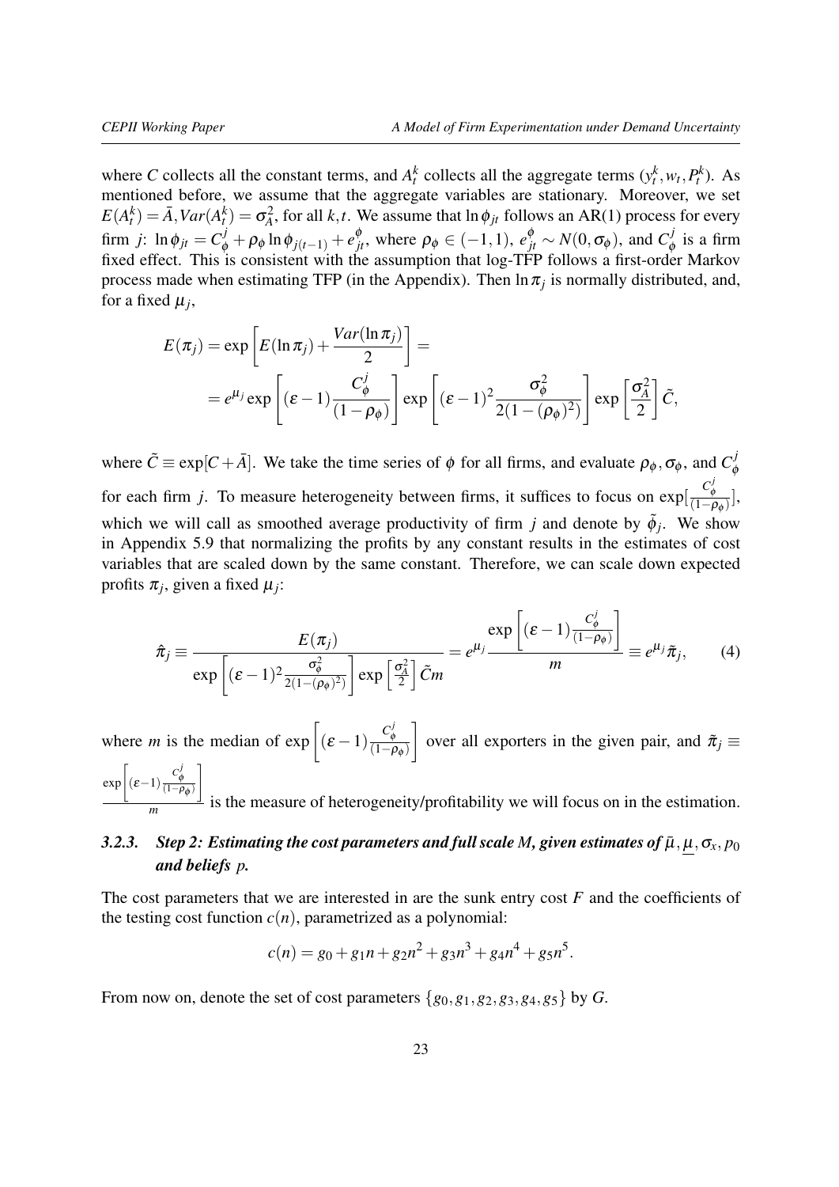where $C$ collects all the constant terms, and $A_t^k$ collects all the aggregate terms ($y_t^k, w_t, P_t^k$). As mentioned before, we assume that the aggregate variables are stationary. Moreover, we set $E(A_t^k) = \bar{A}, Var(A_t^k) = \sigma_A^2$, for all $k, t$. We assume that $\ln \phi_{jt}$ follows an AR(1) process for every firm $j$: $\ln \phi_{jt} = C_\phi^j + \rho_\phi \ln \phi_{j(t-1)} + e_{jt}^\phi$, where $\rho_\phi \in (-1, 1)$, $e_{jt}^\phi \sim N(0, \sigma_\phi)$, and $C_\phi^j$ is a firm fixed effect. This is consistent with the assumption that log-TFP follows a first-order Markov process made when estimating TFP (in the Appendix). Then $\ln \pi_j$ is normally distributed, and, for a fixed $\mu_j$,

$$E(\pi_j) = \exp\left[E(\ln \pi_j) + \frac{Var(\ln \pi_j)}{2}\right] =$$

$$= e^{\mu_j} \exp\left[(\varepsilon - 1)\frac{C_\phi^j}{(1-\rho_\phi)}\right] \exp\left[(\varepsilon - 1)^2 \frac{\sigma_\phi^2}{2(1-(\rho_\phi)^2)}\right] \exp\left[\frac{\sigma_A^2}{2}\right] \tilde{C},$$

where $\tilde{C} \equiv \exp[C + \bar{A}]$. We take the time series of $\phi$ for all firms, and evaluate $\rho_\phi, \sigma_\phi$, and $C_\phi^j$ for each firm $j$. To measure heterogeneity between firms, it suffices to focus on $\exp[\frac{C_\phi^j}{(1-\rho_\phi)}]$, which we will call as smoothed average productivity of firm $j$ and denote by $\tilde{\phi}_j$. We show in Appendix 5.9 that normalizing the profits by any constant results in the estimates of cost variables that are scaled down by the same constant. Therefore, we can scale down expected profits $\pi_j$, given a fixed $\mu_j$:

$$\hat{\pi}_j \equiv \frac{E(\pi_j)}{\exp\left[(\varepsilon-1)^2 \frac{\sigma_\phi^2}{2(1-(\rho_\phi)^2)}\right] \exp\left[\frac{\sigma_A^2}{2}\right] \tilde{C} m} = e^{\mu_j} \frac{\exp\left[(\varepsilon - 1)\frac{C_\phi^j}{(1-\rho_\phi)}\right]}{m} \equiv e^{\mu_j} \tilde{\pi}_j, \tag{4}$$

where $m$ is the median of $\exp\left[(\varepsilon - 1)\frac{C_\phi^j}{(1-\rho_\phi)}\right]$ over all exporters in the given pair, and $\tilde{\pi}_j \equiv \frac{\exp\left[(\varepsilon-1)\frac{C_\phi^j}{(1-\rho_\phi)}\right]}{m}$ is the measure of heterogeneity/profitability we will focus on in the estimation.

### 3.2.3. Step 2: Estimating the cost parameters and full scale $M$, given estimates of $\bar{\mu}, \underline{\mu}, \sigma_x, p_0$ and beliefs $p$.

The cost parameters that we are interested in are the sunk entry cost $F$ and the coefficients of the testing cost function $c(n)$, parametrized as a polynomial:

$$c(n) = g_0 + g_1 n + g_2 n^2 + g_3 n^3 + g_4 n^4 + g_5 n^5.$$

From now on, denote the set of cost parameters $\{g_0, g_1, g_2, g_3, g_4, g_5\}$ by $G$.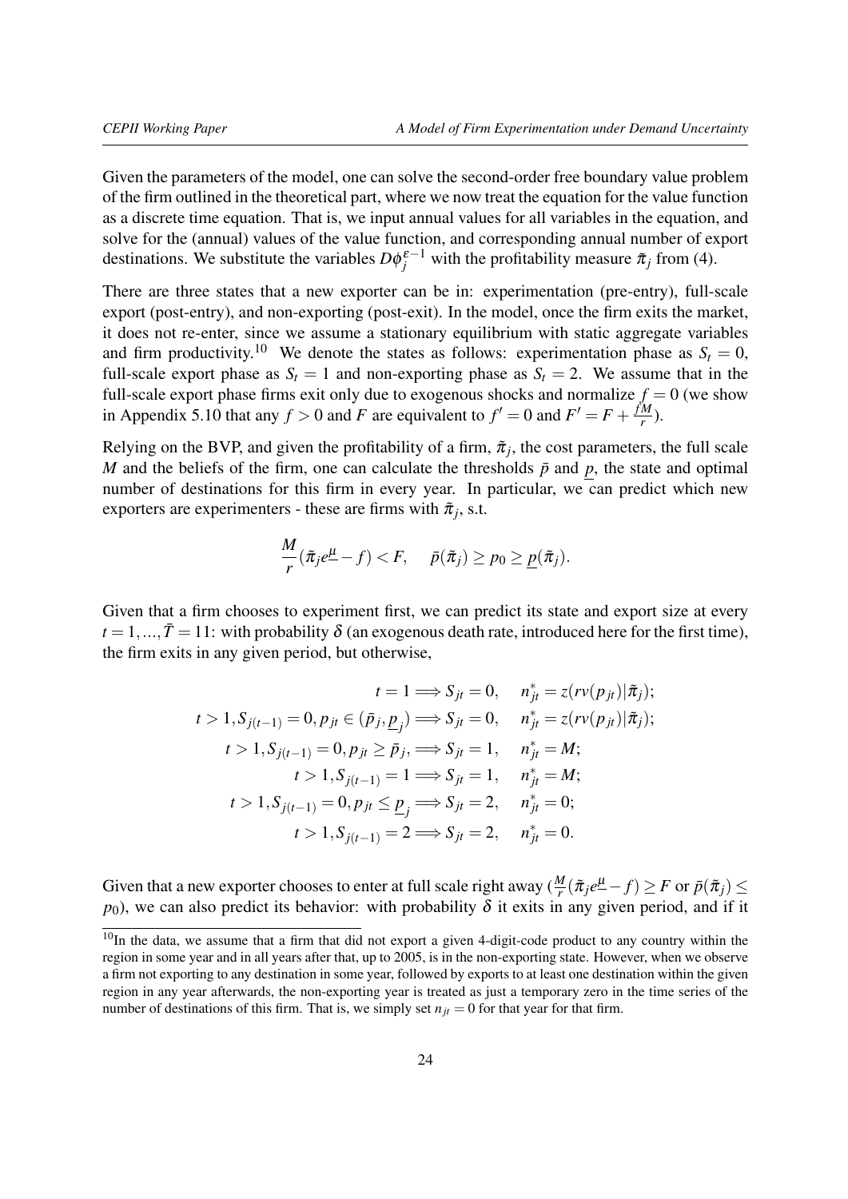Given the parameters of the model, one can solve the second-order free boundary value problem of the firm outlined in the theoretical part, where we now treat the equation for the value function as a discrete time equation. That is, we input annual values for all variables in the equation, and solve for the (annual) values of the value function, and corresponding annual number of export destinations. We substitute the variables $D\phi_j^{\varepsilon-1}$ with the profitability measure $\tilde{\pi}_j$ from (4).

There are three states that a new exporter can be in: experimentation (pre-entry), full-scale export (post-entry), and non-exporting (post-exit). In the model, once the firm exits the market, it does not re-enter, since we assume a stationary equilibrium with static aggregate variables and firm productivity.[10] We denote the states as follows: experimentation phase as $S_t = 0$, full-scale export phase as $S_t = 1$ and non-exporting phase as $S_t = 2$. We assume that in the full-scale export phase firms exit only due to exogenous shocks and normalize $f = 0$ (we show in Appendix 5.10 that any $f > 0$ and $F$ are equivalent to $f' = 0$ and $F' = F + \frac{fM}{r}$).

Relying on the BVP, and given the profitability of a firm, $\tilde{\pi}_j$, the cost parameters, the full scale $M$ and the beliefs of the firm, one can calculate the thresholds $\bar{p}$ and $\underline{p}$, the state and optimal number of destinations for this firm in every year. In particular, we can predict which new exporters are experimenters - these are firms with $\tilde{\pi}_j$, s.t.

$$\frac{M}{r}(\tilde{\pi}_j e^{\underline{\mu}} - f) < F, \quad \bar{p}(\tilde{\pi}_j) \geq p_0 \geq \underline{p}(\tilde{\pi}_j).$$

Given that a firm chooses to experiment first, we can predict its state and export size at every $t = 1, ..., \bar{T} = 11$: with probability $\delta$ (an exogenous death rate, introduced here for the first time), the firm exits in any given period, but otherwise,

$$\begin{aligned}
t = 1 &\Longrightarrow S_{jt} = 0, \quad n^*_{jt} = z(rv(p_{jt})|\tilde{\pi}_j); \\
t > 1, S_{j(t-1)} = 0, p_{jt} \in (\bar{p}_j, \underline{p}_j) &\Longrightarrow S_{jt} = 0, \quad n^*_{jt} = z(rv(p_{jt})|\tilde{\pi}_j); \\
t > 1, S_{j(t-1)} = 0, p_{jt} \geq \bar{p}_j, &\Longrightarrow S_{jt} = 1, \quad n^*_{jt} = M; \\
t > 1, S_{j(t-1)} = 1 &\Longrightarrow S_{jt} = 1, \quad n^*_{jt} = M; \\
t > 1, S_{j(t-1)} = 0, p_{jt} \leq \underline{p}_j &\Longrightarrow S_{jt} = 2, \quad n^*_{jt} = 0; \\
t > 1, S_{j(t-1)} = 2 &\Longrightarrow S_{jt} = 2, \quad n^*_{jt} = 0.
\end{aligned}$$

Given that a new exporter chooses to enter at full scale right away ($\frac{M}{r}(\tilde{\pi}_j e^{\underline{\mu}} - f) \geq F$ or $\bar{p}(\tilde{\pi}_j) \leq p_0$), we can also predict its behavior: with probability $\delta$ it exits in any given period, and if it

[10] In the data, we assume that a firm that did not export a given 4-digit-code product to any country within the region in some year and in all years after that, up to 2005, is in the non-exporting state. However, when we observe a firm not exporting to any destination in some year, followed by exports to at least one destination within the given region in any year afterwards, the non-exporting year is treated as just a temporary zero in the time series of the number of destinations of this firm. That is, we simply set $n_{jt} = 0$ for that year for that firm.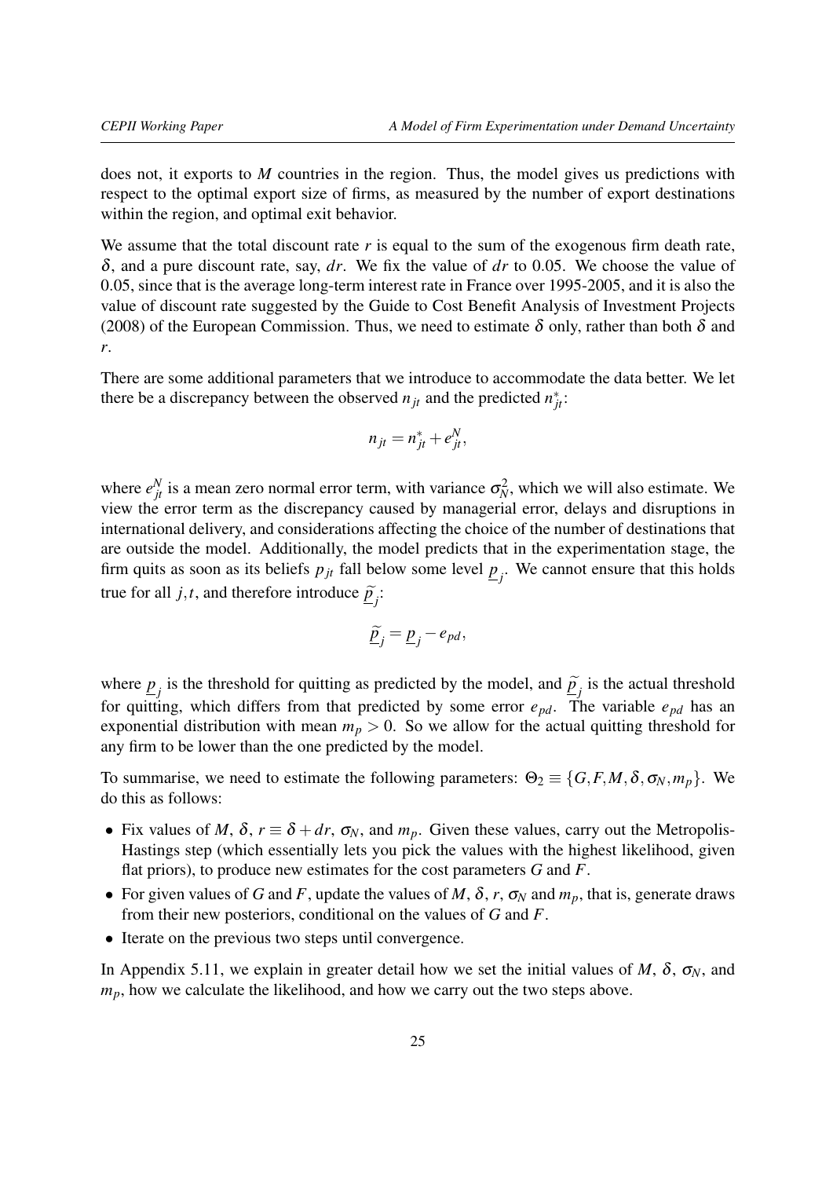does not, it exports to $M$ countries in the region. Thus, the model gives us predictions with respect to the optimal export size of firms, as measured by the number of export destinations within the region, and optimal exit behavior.

We assume that the total discount rate $r$ is equal to the sum of the exogenous firm death rate, $\delta$, and a pure discount rate, say, $dr$. We fix the value of $dr$ to 0.05. We choose the value of 0.05, since that is the average long-term interest rate in France over 1995-2005, and it is also the value of discount rate suggested by the Guide to Cost Benefit Analysis of Investment Projects (2008) of the European Commission. Thus, we need to estimate $\delta$ only, rather than both $\delta$ and $r$.

There are some additional parameters that we introduce to accommodate the data better. We let there be a discrepancy between the observed $n_{jt}$ and the predicted $n^*_{jt}$:

$$n_{jt} = n^*_{jt} + e^N_{jt},$$

where $e^N_{jt}$ is a mean zero normal error term, with variance $\sigma^2_N$, which we will also estimate. We view the error term as the discrepancy caused by managerial error, delays and disruptions in international delivery, and considerations affecting the choice of the number of destinations that are outside the model. Additionally, the model predicts that in the experimentation stage, the firm quits as soon as its beliefs $p_{jt}$ fall below some level $\underline{p}_j$. We cannot ensure that this holds true for all $j,t$, and therefore introduce $\widetilde{\underline{p}}_j$:

$$\widetilde{\underline{p}}_j = \underline{p}_j - e_{pd},$$

where $\underline{p}_j$ is the threshold for quitting as predicted by the model, and $\widetilde{\underline{p}}_j$ is the actual threshold for quitting, which differs from that predicted by some error $e_{pd}$. The variable $e_{pd}$ has an exponential distribution with mean $m_p > 0$. So we allow for the actual quitting threshold for any firm to be lower than the one predicted by the model.

To summarise, we need to estimate the following parameters: $\Theta_2 \equiv \{G, F, M, \delta, \sigma_N, m_p\}$. We do this as follows:

- Fix values of $M$, $\delta$, $r \equiv \delta + dr$, $\sigma_N$, and $m_p$. Given these values, carry out the Metropolis-Hastings step (which essentially lets you pick the values with the highest likelihood, given flat priors), to produce new estimates for the cost parameters $G$ and $F$.
- For given values of $G$ and $F$, update the values of $M$, $\delta$, $r$, $\sigma_N$ and $m_p$, that is, generate draws from their new posteriors, conditional on the values of $G$ and $F$.
- Iterate on the previous two steps until convergence.

In Appendix 5.11, we explain in greater detail how we set the initial values of $M$, $\delta$, $\sigma_N$, and $m_p$, how we calculate the likelihood, and how we carry out the two steps above.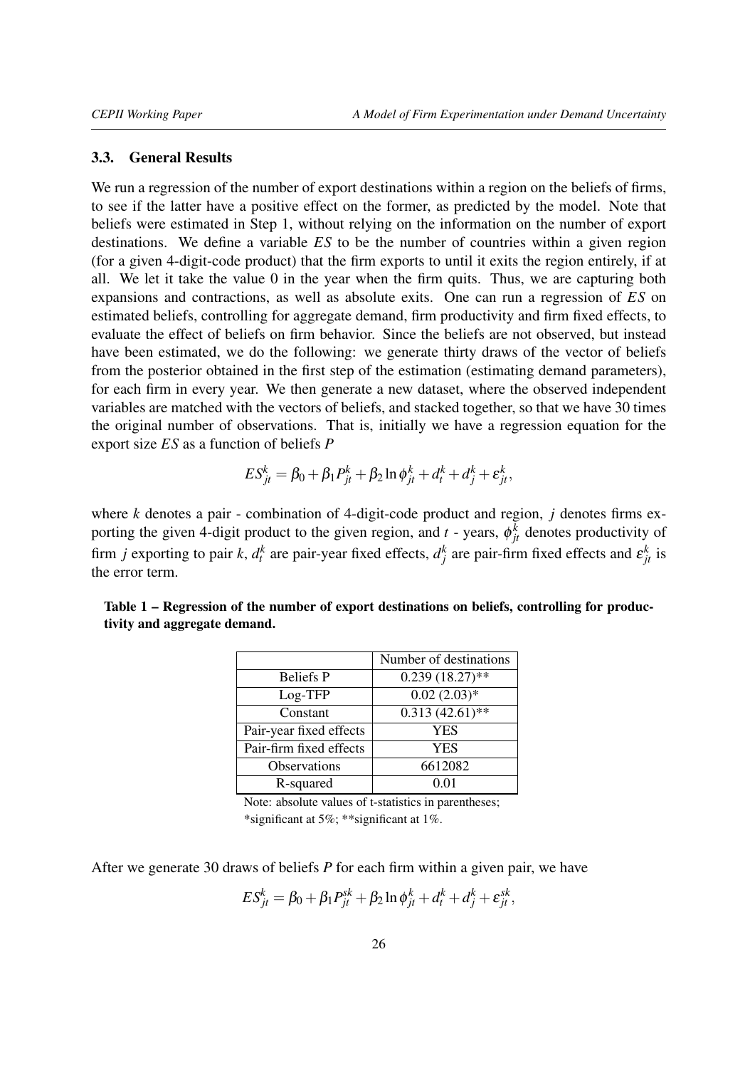### 3.3. General Results

We run a regression of the number of export destinations within a region on the beliefs of firms, to see if the latter have a positive effect on the former, as predicted by the model. Note that beliefs were estimated in Step 1, without relying on the information on the number of export destinations. We define a variable $ES$ to be the number of countries within a given region (for a given 4-digit-code product) that the firm exports to until it exits the region entirely, if at all. We let it take the value 0 in the year when the firm quits. Thus, we are capturing both expansions and contractions, as well as absolute exits. One can run a regression of $ES$ on estimated beliefs, controlling for aggregate demand, firm productivity and firm fixed effects, to evaluate the effect of beliefs on firm behavior. Since the beliefs are not observed, but instead have been estimated, we do the following: we generate thirty draws of the vector of beliefs from the posterior obtained in the first step of the estimation (estimating demand parameters), for each firm in every year. We then generate a new dataset, where the observed independent variables are matched with the vectors of beliefs, and stacked together, so that we have 30 times the original number of observations. That is, initially we have a regression equation for the export size $ES$ as a function of beliefs $P$

$$ES_{jt}^{k} = \beta_0 + \beta_1 P_{jt}^{k} + \beta_2 \ln \phi_{jt}^{k} + d_t^k + d_j^k + \varepsilon_{jt}^{k},$$

where $k$ denotes a pair - combination of 4-digit-code product and region, $j$ denotes firms exporting the given 4-digit product to the given region, and $t$ - years, $\phi_{jt}^{k}$ denotes productivity of firm $j$ exporting to pair $k$, $d_t^k$ are pair-year fixed effects, $d_j^k$ are pair-firm fixed effects and $\varepsilon_{jt}^{k}$ is the error term.

**Table 1 – Regression of the number of export destinations on beliefs, controlling for productivity and aggregate demand.**

| | Number of destinations |
|---|---|
| Beliefs P | 0.239 (18.27)** |
| Log-TFP | 0.02 (2.03)* |
| Constant | 0.313 (42.61)** |
| Pair-year fixed effects | YES |
| Pair-firm fixed effects | YES |
| Observations | 6612082 |
| R-squared | 0.01 |

Note: absolute values of t-statistics in parentheses; *significant at 5%; **significant at 1%.

After we generate 30 draws of beliefs $P$ for each firm within a given pair, we have

$$ES_{jt}^{k} = \beta_0 + \beta_1 P_{jt}^{sk} + \beta_2 \ln \phi_{jt}^{k} + d_t^k + d_j^k + \varepsilon_{jt}^{sk},$$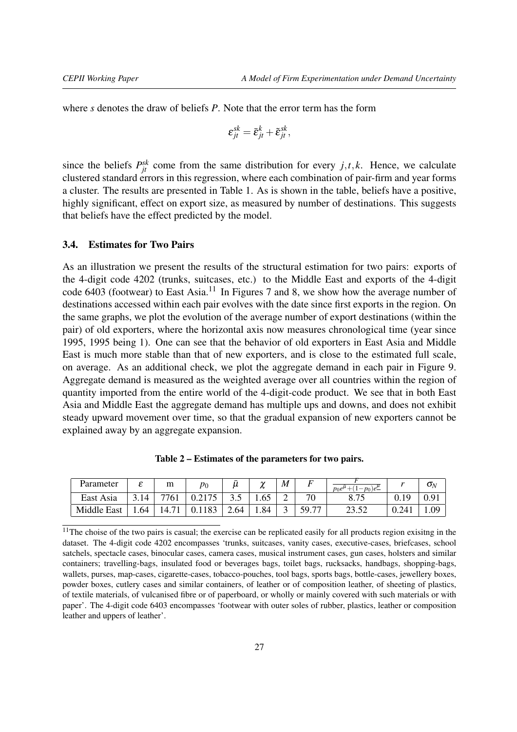where $s$ denotes the draw of beliefs $P$. Note that the error term has the form

$$\varepsilon_{jt}^{sk} = \bar{\varepsilon}_{jt}^{k} + \tilde{\varepsilon}_{jt}^{sk},$$

since the beliefs $P_{jt}^{sk}$ come from the same distribution for every $j,t,k$. Hence, we calculate clustered standard errors in this regression, where each combination of pair-firm and year forms a cluster. The results are presented in Table 1. As is shown in the table, beliefs have a positive, highly significant, effect on export size, as measured by number of destinations. This suggests that beliefs have the effect predicted by the model.

### 3.4. Estimates for Two Pairs

As an illustration we present the results of the structural estimation for two pairs: exports of the 4-digit code 4202 (trunks, suitcases, etc.) to the Middle East and exports of the 4-digit code 6403 (footwear) to East Asia.[11] In Figures 7 and 8, we show how the average number of destinations accessed within each pair evolves with the date since first exports in the region. On the same graphs, we plot the evolution of the average number of export destinations (within the pair) of old exporters, where the horizontal axis now measures chronological time (year since 1995, 1995 being 1). One can see that the behavior of old exporters in East Asia and Middle East is much more stable than that of new exporters, and is close to the estimated full scale, on average. As an additional check, we plot the aggregate demand in each pair in Figure 9. Aggregate demand is measured as the weighted average over all countries within the region of quantity imported from the entire world of the 4-digit-code product. We see that in both East Asia and Middle East the aggregate demand has multiple ups and downs, and does not exhibit steady upward movement over time, so that the gradual expansion of new exporters cannot be explained away by an aggregate expansion.

**Table 2 – Estimates of the parameters for two pairs.**

| Parameter | $\varepsilon$ | m | $p_0$ | $\bar{\mu}$ | $\chi$ | $M$ | $F$ | $\frac{F}{p_0 e^{\bar{\mu}} + (1-p_0) e^{\underline{\mu}}}$ | $r$ | $\sigma_N$ |
|---|---|---|---|---|---|---|---|---|---|---|
| East Asia | 3.14 | 7761 | 0.2175 | 3.5 | 1.65 | 2 | 70 | 8.75 | 0.19 | 0.91 |
| Middle East | 1.64 | 14.71 | 0.1183 | 2.64 | 1.84 | 3 | 59.77 | 23.52 | 0.241 | 1.09 |

[11] The choise of the two pairs is casual; the exercise can be replicated easily for all products region exisitng in the dataset. The 4-digit code 4202 encompasses 'trunks, suitcases, vanity cases, executive-cases, briefcases, school satchels, spectacle cases, binocular cases, camera cases, musical instrument cases, gun cases, holsters and similar containers; travelling-bags, insulated food or beverages bags, toilet bags, rucksacks, handbags, shopping-bags, wallets, purses, map-cases, cigarette-cases, tobacco-pouches, tool bags, sports bags, bottle-cases, jewellery boxes, powder boxes, cutlery cases and similar containers, of leather or of composition leather, of sheeting of plastics, of textile materials, of vulcanised fibre or of paperboard, or wholly or mainly covered with such materials or with paper'. The 4-digit code 6403 encompasses 'footwear with outer soles of rubber, plastics, leather or composition leather and uppers of leather'.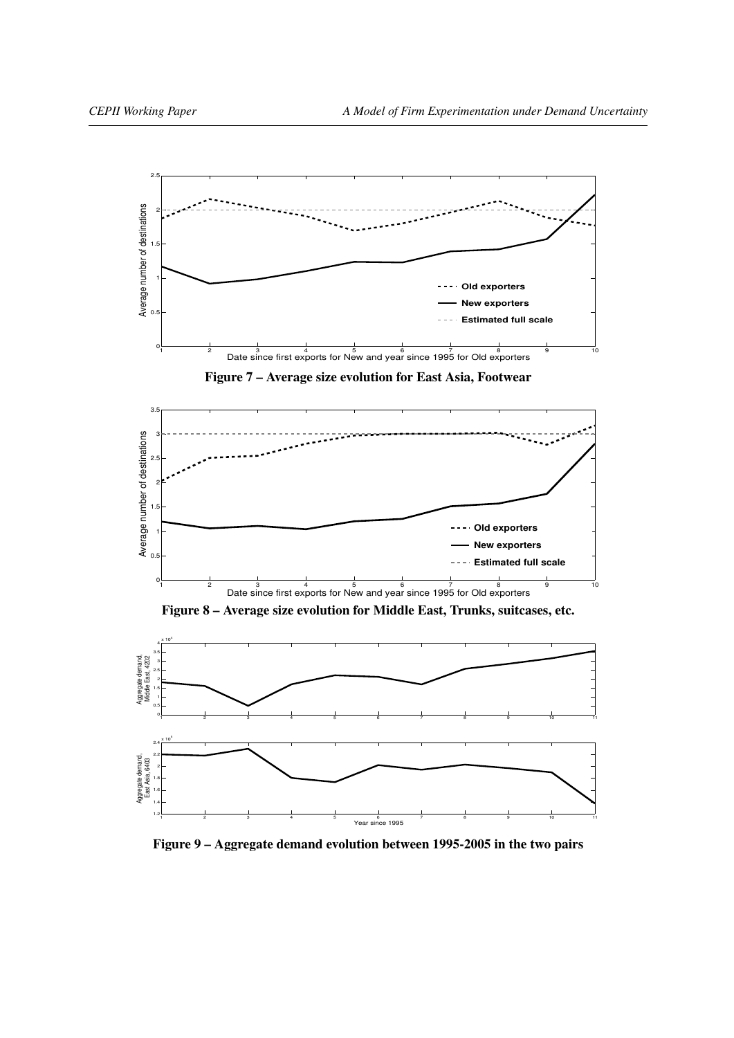**Figure 7 – Average size evolution for East Asia, Footwear**

**Figure 8 – Average size evolution for Middle East, Trunks, suitcases, etc.**

**Figure 9 – Aggregate demand evolution between 1995-2005 in the two pairs**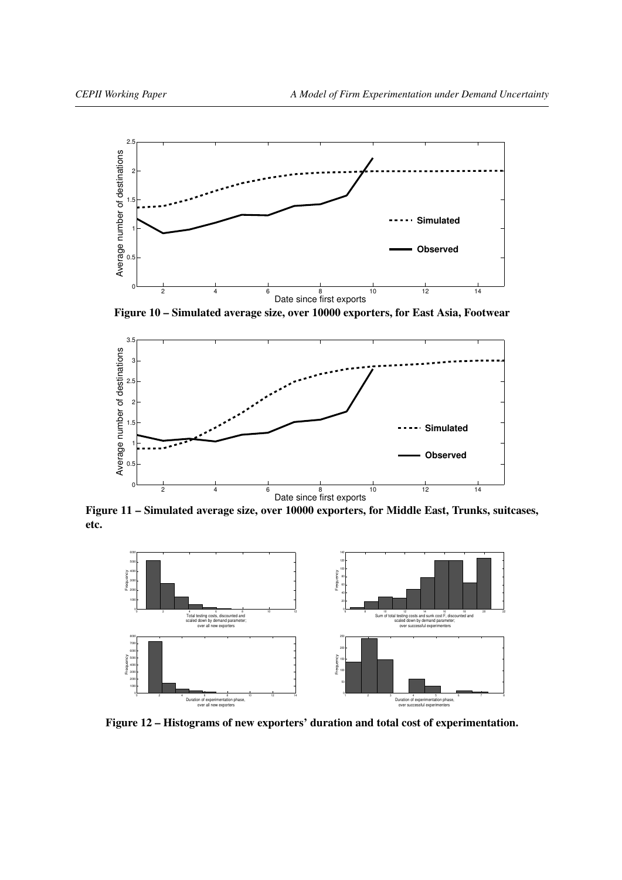**Figure 10 – Simulated average size, over 10000 exporters, for East Asia, Footwear**

**Figure 11 – Simulated average size, over 10000 exporters, for Middle East, Trunks, suitcases, etc.**

**Figure 12 – Histograms of new exporters' duration and total cost of experimentation.**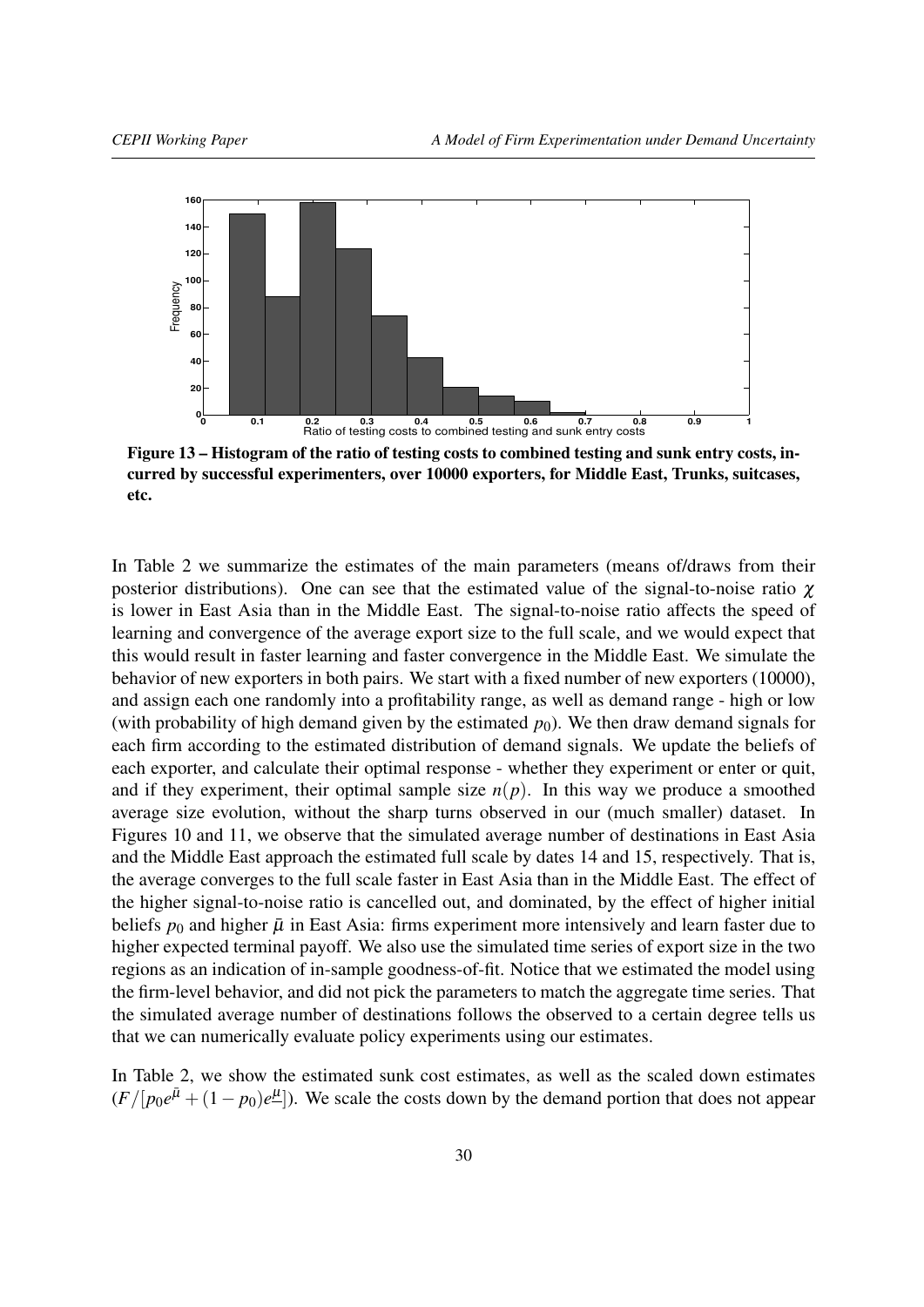**Figure 13 – Histogram of the ratio of testing costs to combined testing and sunk entry costs, incurred by successful experimenters, over 10000 exporters, for Middle East, Trunks, suitcases, etc.**

In Table 2 we summarize the estimates of the main parameters (means of/draws from their posterior distributions). One can see that the estimated value of the signal-to-noise ratio $\chi$ is lower in East Asia than in the Middle East. The signal-to-noise ratio affects the speed of learning and convergence of the average export size to the full scale, and we would expect that this would result in faster learning and faster convergence in the Middle East. We simulate the behavior of new exporters in both pairs. We start with a fixed number of new exporters (10000), and assign each one randomly into a profitability range, as well as demand range - high or low (with probability of high demand given by the estimated $p_0$). We then draw demand signals for each firm according to the estimated distribution of demand signals. We update the beliefs of each exporter, and calculate their optimal response - whether they experiment or enter or quit, and if they experiment, their optimal sample size $n(p)$. In this way we produce a smoothed average size evolution, without the sharp turns observed in our (much smaller) dataset. In Figures 10 and 11, we observe that the simulated average number of destinations in East Asia and the Middle East approach the estimated full scale by dates 14 and 15, respectively. That is, the average converges to the full scale faster in East Asia than in the Middle East. The effect of the higher signal-to-noise ratio is cancelled out, and dominated, by the effect of higher initial beliefs $p_0$ and higher $\bar{\mu}$ in East Asia: firms experiment more intensively and learn faster due to higher expected terminal payoff. We also use the simulated time series of export size in the two regions as an indication of in-sample goodness-of-fit. Notice that we estimated the model using the firm-level behavior, and did not pick the parameters to match the aggregate time series. That the simulated average number of destinations follows the observed to a certain degree tells us that we can numerically evaluate policy experiments using our estimates.

In Table 2, we show the estimated sunk cost estimates, as well as the scaled down estimates $(F/[p_0e^{\bar{\mu}} + (1-p_0)e^{\underline{\mu}}])$. We scale the costs down by the demand portion that does not appear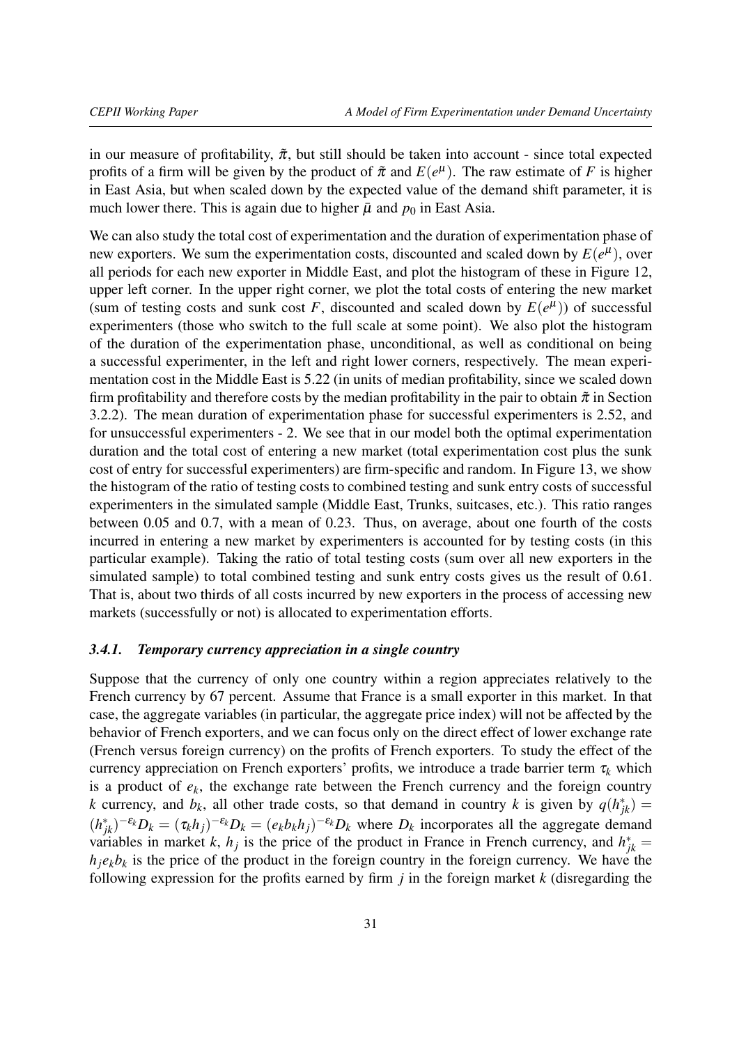in our measure of profitability, $\tilde{\pi}$, but still should be taken into account - since total expected profits of a firm will be given by the product of $\tilde{\pi}$ and $E(e^{\mu})$. The raw estimate of $F$ is higher in East Asia, but when scaled down by the expected value of the demand shift parameter, it is much lower there. This is again due to higher $\bar{\mu}$ and $p_0$ in East Asia.

We can also study the total cost of experimentation and the duration of experimentation phase of new exporters. We sum the experimentation costs, discounted and scaled down by $E(e^{\mu})$, over all periods for each new exporter in Middle East, and plot the histogram of these in Figure 12, upper left corner. In the upper right corner, we plot the total costs of entering the new market (sum of testing costs and sunk cost $F$, discounted and scaled down by $E(e^{\mu})$) of successful experimenters (those who switch to the full scale at some point). We also plot the histogram of the duration of the experimentation phase, unconditional, as well as conditional on being a successful experimenter, in the left and right lower corners, respectively. The mean experimentation cost in the Middle East is 5.22 (in units of median profitability, since we scaled down firm profitability and therefore costs by the median profitability in the pair to obtain $\tilde{\pi}$ in Section 3.2.2). The mean duration of experimentation phase for successful experimenters is 2.52, and for unsuccessful experimenters - 2. We see that in our model both the optimal experimentation duration and the total cost of entering a new market (total experimentation cost plus the sunk cost of entry for successful experimenters) are firm-specific and random. In Figure 13, we show the histogram of the ratio of testing costs to combined testing and sunk entry costs of successful experimenters in the simulated sample (Middle East, Trunks, suitcases, etc.). This ratio ranges between 0.05 and 0.7, with a mean of 0.23. Thus, on average, about one fourth of the costs incurred in entering a new market by experimenters is accounted for by testing costs (in this particular example). Taking the ratio of total testing costs (sum over all new exporters in the simulated sample) to total combined testing and sunk entry costs gives us the result of 0.61. That is, about two thirds of all costs incurred by new exporters in the process of accessing new markets (successfully or not) is allocated to experimentation efforts.

### *3.4.1. Temporary currency appreciation in a single country*

Suppose that the currency of only one country within a region appreciates relatively to the French currency by 67 percent. Assume that France is a small exporter in this market. In that case, the aggregate variables (in particular, the aggregate price index) will not be affected by the behavior of French exporters, and we can focus only on the direct effect of lower exchange rate (French versus foreign currency) on the profits of French exporters. To study the effect of the currency appreciation on French exporters' profits, we introduce a trade barrier term $\tau_k$ which is a product of $e_k$, the exchange rate between the French currency and the foreign country $k$ currency, and $b_k$, all other trade costs, so that demand in country $k$ is given by $q(h^*_{jk}) = (h^*_{jk})^{-\varepsilon_k} D_k = (\tau_k h_j)^{-\varepsilon_k} D_k = (e_k b_k h_j)^{-\varepsilon_k} D_k$ where $D_k$ incorporates all the aggregate demand variables in market $k$, $h_j$ is the price of the product in France in French currency, and $h^*_{jk} = h_j e_k b_k$ is the price of the product in the foreign country in the foreign currency. We have the following expression for the profits earned by firm $j$ in the foreign market $k$ (disregarding the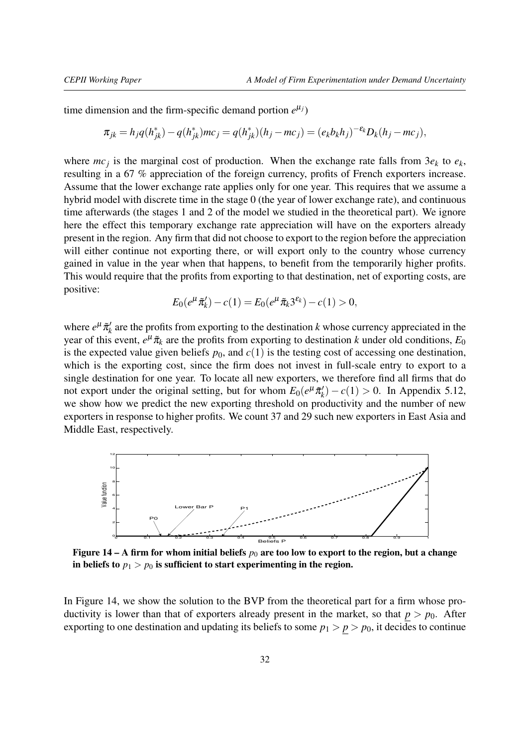time dimension and the firm-specific demand portion $e^{\mu_j}$)

$$\pi_{jk} = h_j q(h^*_{jk}) - q(h^*_{jk}) mc_j = q(h^*_{jk})(h_j - mc_j) = (e_k b_k h_j)^{-\varepsilon_k} D_k (h_j - mc_j),$$

where $mc_j$ is the marginal cost of production. When the exchange rate falls from $3e_k$ to $e_k$, resulting in a 67 % appreciation of the foreign currency, profits of French exporters increase. Assume that the lower exchange rate applies only for one year. This requires that we assume a hybrid model with discrete time in the stage 0 (the year of lower exchange rate), and continuous time afterwards (the stages 1 and 2 of the model we studied in the theoretical part). We ignore here the effect this temporary exchange rate appreciation will have on the exporters already present in the region. Any firm that did not choose to export to the region before the appreciation will either continue not exporting there, or will export only to the country whose currency gained in value in the year when that happens, to benefit from the temporarily higher profits. This would require that the profits from exporting to that destination, net of exporting costs, are positive:

$$E_0(e^{\mu} \tilde{\pi}'_k) - c(1) = E_0(e^{\mu} \tilde{\pi}_k 3^{\varepsilon_k}) - c(1) > 0,$$

where $e^{\mu} \tilde{\pi}'_k$ are the profits from exporting to the destination $k$ whose currency appreciated in the year of this event, $e^{\mu} \tilde{\pi}_k$ are the profits from exporting to destination $k$ under old conditions, $E_0$ is the expected value given beliefs $p_0$, and $c(1)$ is the testing cost of accessing one destination, which is the exporting cost, since the firm does not invest in full-scale entry to export to a single destination for one year. To locate all new exporters, we therefore find all firms that do not export under the original setting, but for whom $E_0(e^{\mu} \tilde{\pi}'_k) - c(1) > 0$. In Appendix 5.12, we show how we predict the new exporting threshold on productivity and the number of new exporters in response to higher profits. We count 37 and 29 such new exporters in East Asia and Middle East, respectively.

**Figure 14 – A firm for whom initial beliefs $p_0$ are too low to export to the region, but a change in beliefs to $p_1 > p_0$ is sufficient to start experimenting in the region.**

In Figure 14, we show the solution to the BVP from the theoretical part for a firm whose productivity is lower than that of exporters already present in the market, so that $\underline{p} > p_0$. After exporting to one destination and updating its beliefs to some $p_1 > \underline{p} > p_0$, it decides to continue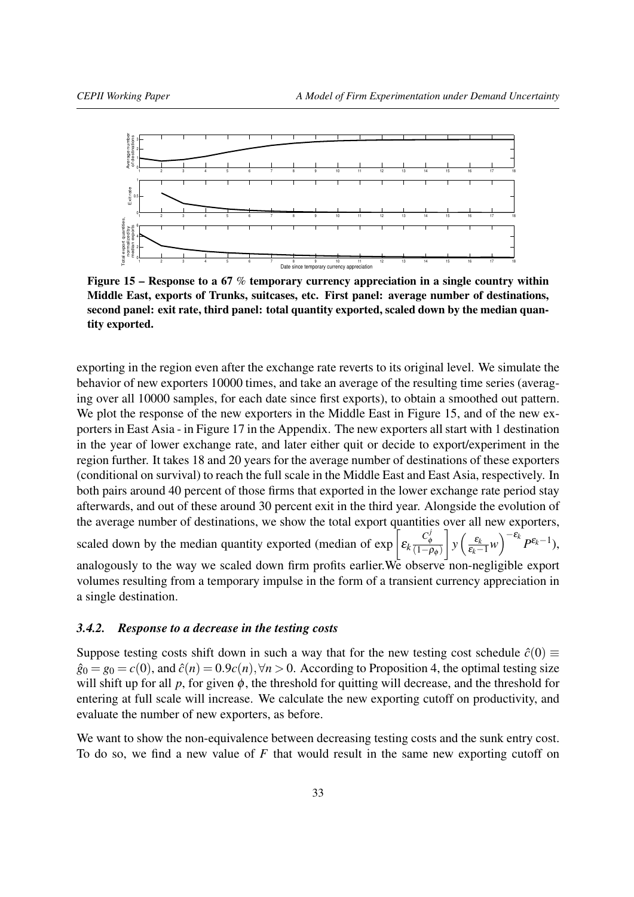**Figure 15 – Response to a 67 % temporary currency appreciation in a single country within Middle East, exports of Trunks, suitcases, etc. First panel: average number of destinations, second panel: exit rate, third panel: total quantity exported, scaled down by the median quantity exported.**

exporting in the region even after the exchange rate reverts to its original level. We simulate the behavior of new exporters 10000 times, and take an average of the resulting time series (averaging over all 10000 samples, for each date since first exports), to obtain a smoothed out pattern. We plot the response of the new exporters in the Middle East in Figure 15, and of the new exporters in East Asia - in Figure 17 in the Appendix. The new exporters all start with 1 destination in the year of lower exchange rate, and later either quit or decide to export/experiment in the region further. It takes 18 and 20 years for the average number of destinations of these exporters (conditional on survival) to reach the full scale in the Middle East and East Asia, respectively. In both pairs around 40 percent of those firms that exported in the lower exchange rate period stay afterwards, and out of these around 30 percent exit in the third year. Alongside the evolution of the average number of destinations, we show the total export quantities over all new exporters, scaled down by the median quantity exported (median of $\exp\left[\varepsilon_k \frac{C_\phi^j}{(1-\rho_\phi)}\right] y\left(\frac{\varepsilon_k}{\varepsilon_k - 1} w\right)^{-\varepsilon_k} P^{\varepsilon_k - 1}$), analogously to the way we scaled down firm profits earlier.We observe non-negligible export volumes resulting from a temporary impulse in the form of a transient currency appreciation in a single destination.

### *3.4.2. Response to a decrease in the testing costs*

Suppose testing costs shift down in such a way that for the new testing cost schedule $\hat{c}(0) \equiv \hat{g}_0 = g_0 = c(0)$, and $\hat{c}(n) = 0.9c(n), \forall n > 0$. According to Proposition 4, the optimal testing size will shift up for all $p$, for given $\phi$, the threshold for quitting will decrease, and the threshold for entering at full scale will increase. We calculate the new exporting cutoff on productivity, and evaluate the number of new exporters, as before.

We want to show the non-equivalence between decreasing testing costs and the sunk entry cost. To do so, we find a new value of $F$ that would result in the same new exporting cutoff on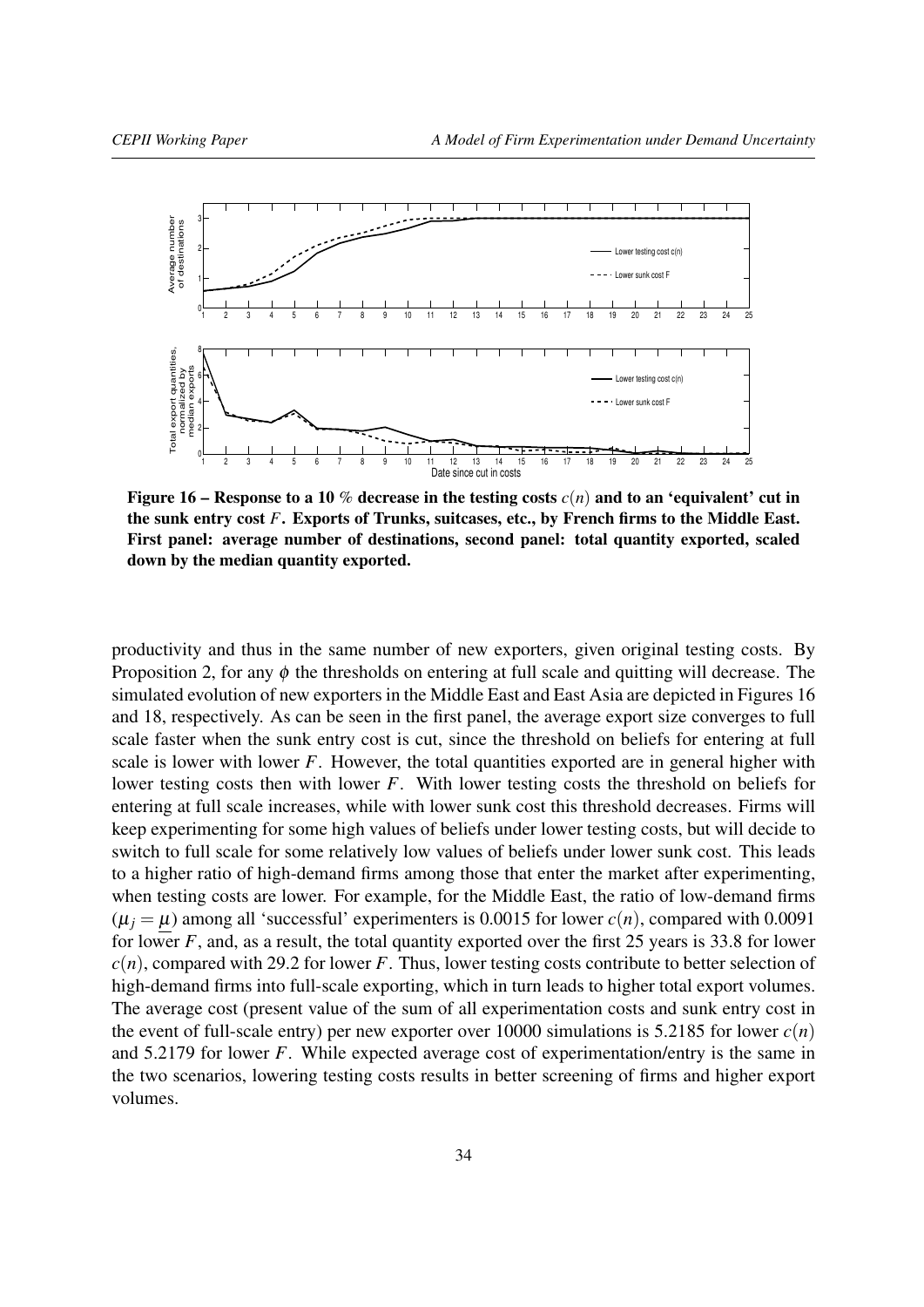**Figure 16 – Response to a 10 % decrease in the testing costs $c(n)$ and to an 'equivalent' cut in the sunk entry cost $F$. Exports of Trunks, suitcases, etc., by French firms to the Middle East. First panel: average number of destinations, second panel: total quantity exported, scaled down by the median quantity exported.**

productivity and thus in the same number of new exporters, given original testing costs. By Proposition 2, for any $\phi$ the thresholds on entering at full scale and quitting will decrease. The simulated evolution of new exporters in the Middle East and East Asia are depicted in Figures 16 and 18, respectively. As can be seen in the first panel, the average export size converges to full scale faster when the sunk entry cost is cut, since the threshold on beliefs for entering at full scale is lower with lower $F$. However, the total quantities exported are in general higher with lower testing costs then with lower $F$. With lower testing costs the threshold on beliefs for entering at full scale increases, while with lower sunk cost this threshold decreases. Firms will keep experimenting for some high values of beliefs under lower testing costs, but will decide to switch to full scale for some relatively low values of beliefs under lower sunk cost. This leads to a higher ratio of high-demand firms among those that enter the market after experimenting, when testing costs are lower. For example, for the Middle East, the ratio of low-demand firms ($\mu_j = \underline{\mu}$) among all 'successful' experimenters is 0.0015 for lower $c(n)$, compared with 0.0091 for lower $F$, and, as a result, the total quantity exported over the first 25 years is 33.8 for lower $c(n)$, compared with 29.2 for lower $F$. Thus, lower testing costs contribute to better selection of high-demand firms into full-scale exporting, which in turn leads to higher total export volumes. The average cost (present value of the sum of all experimentation costs and sunk entry cost in the event of full-scale entry) per new exporter over 10000 simulations is 5.2185 for lower $c(n)$ and 5.2179 for lower $F$. While expected average cost of experimentation/entry is the same in the two scenarios, lowering testing costs results in better screening of firms and higher export volumes.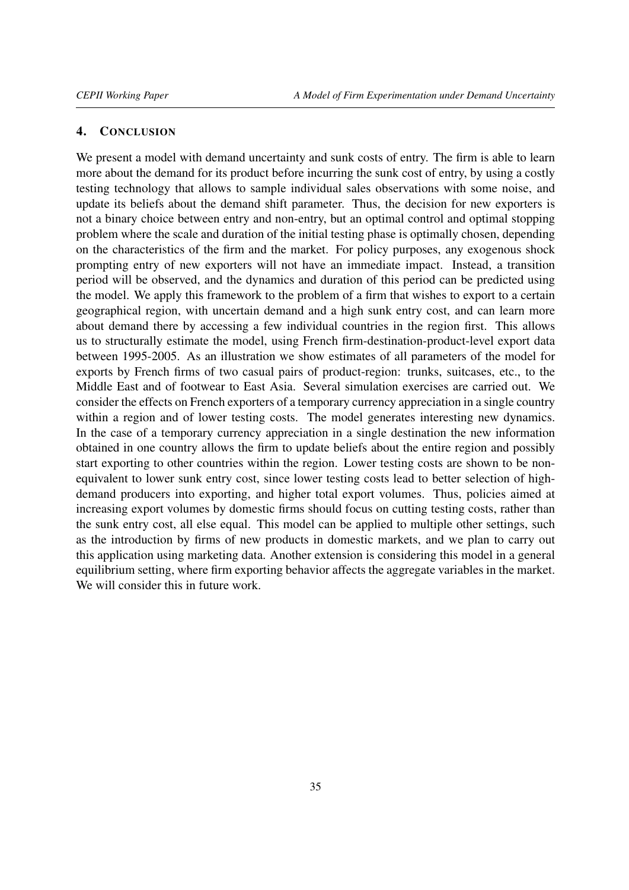## 4. CONCLUSION

We present a model with demand uncertainty and sunk costs of entry. The firm is able to learn more about the demand for its product before incurring the sunk cost of entry, by using a costly testing technology that allows to sample individual sales observations with some noise, and update its beliefs about the demand shift parameter. Thus, the decision for new exporters is not a binary choice between entry and non-entry, but an optimal control and optimal stopping problem where the scale and duration of the initial testing phase is optimally chosen, depending on the characteristics of the firm and the market. For policy purposes, any exogenous shock prompting entry of new exporters will not have an immediate impact. Instead, a transition period will be observed, and the dynamics and duration of this period can be predicted using the model. We apply this framework to the problem of a firm that wishes to export to a certain geographical region, with uncertain demand and a high sunk entry cost, and can learn more about demand there by accessing a few individual countries in the region first. This allows us to structurally estimate the model, using French firm-destination-product-level export data between 1995-2005. As an illustration we show estimates of all parameters of the model for exports by French firms of two casual pairs of product-region: trunks, suitcases, etc., to the Middle East and of footwear to East Asia. Several simulation exercises are carried out. We consider the effects on French exporters of a temporary currency appreciation in a single country within a region and of lower testing costs. The model generates interesting new dynamics. In the case of a temporary currency appreciation in a single destination the new information obtained in one country allows the firm to update beliefs about the entire region and possibly start exporting to other countries within the region. Lower testing costs are shown to be non-equivalent to lower sunk entry cost, since lower testing costs lead to better selection of high-demand producers into exporting, and higher total export volumes. Thus, policies aimed at increasing export volumes by domestic firms should focus on cutting testing costs, rather than the sunk entry cost, all else equal. This model can be applied to multiple other settings, such as the introduction by firms of new products in domestic markets, and we plan to carry out this application using marketing data. Another extension is considering this model in a general equilibrium setting, where firm exporting behavior affects the aggregate variables in the market. We will consider this in future work.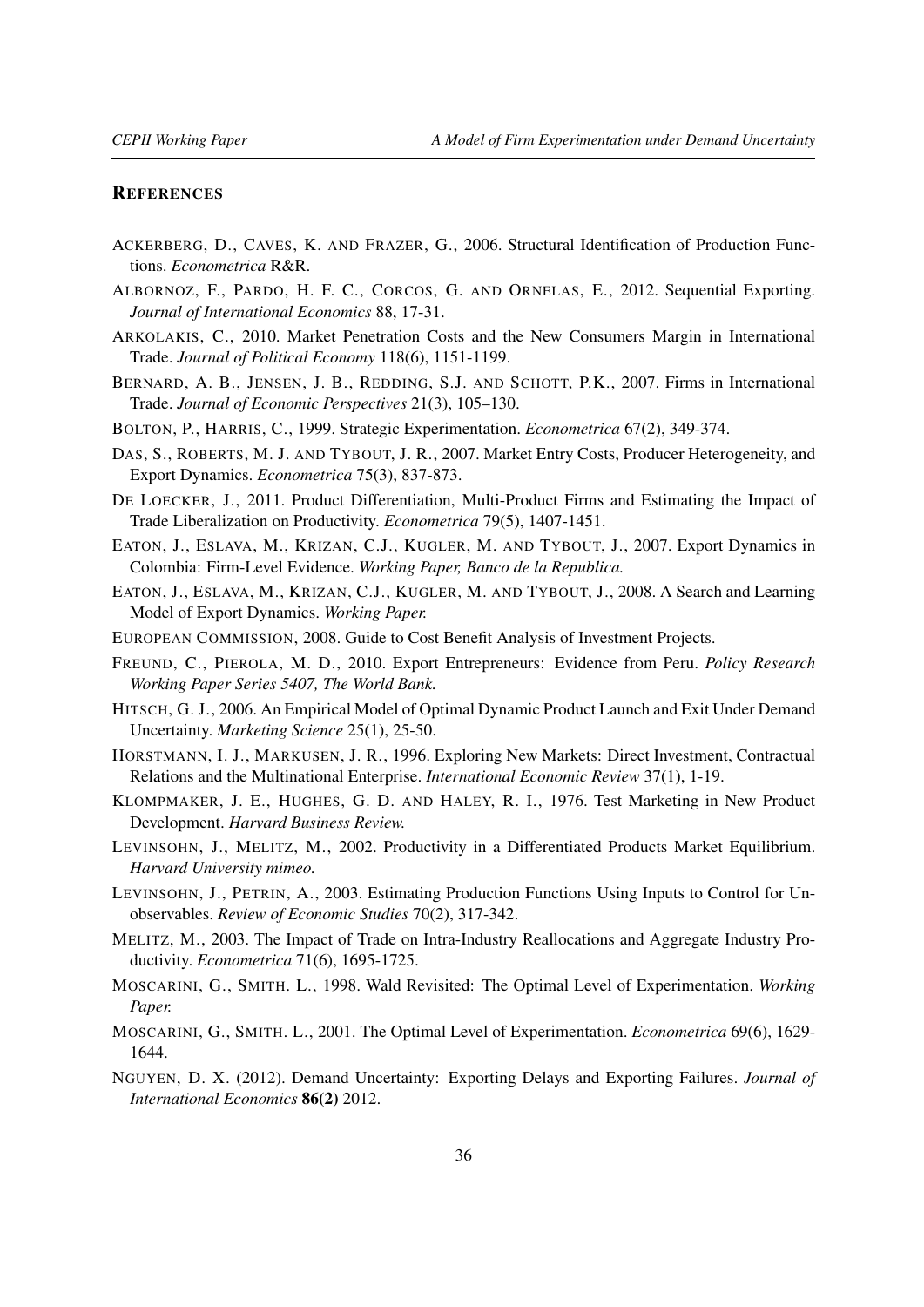## References

ACKERBERG, D., CAVES, K. AND FRAZER, G., 2006. Structural Identification of Production Functions. *Econometrica* R&R.

ALBORNOZ, F., PARDO, H. F. C., CORCOS, G. AND ORNELAS, E., 2012. Sequential Exporting. *Journal of International Economics* 88, 17-31.

ARKOLAKIS, C., 2010. Market Penetration Costs and the New Consumers Margin in International Trade. *Journal of Political Economy* 118(6), 1151-1199.

BERNARD, A. B., JENSEN, J. B., REDDING, S.J. AND SCHOTT, P.K., 2007. Firms in International Trade. *Journal of Economic Perspectives* 21(3), 105–130.

BOLTON, P., HARRIS, C., 1999. Strategic Experimentation. *Econometrica* 67(2), 349-374.

DAS, S., ROBERTS, M. J. AND TYBOUT, J. R., 2007. Market Entry Costs, Producer Heterogeneity, and Export Dynamics. *Econometrica* 75(3), 837-873.

DE LOECKER, J., 2011. Product Differentiation, Multi-Product Firms and Estimating the Impact of Trade Liberalization on Productivity. *Econometrica* 79(5), 1407-1451.

EATON, J., ESLAVA, M., KRIZAN, C.J., KUGLER, M. AND TYBOUT, J., 2007. Export Dynamics in Colombia: Firm-Level Evidence. *Working Paper, Banco de la Republica.*

EATON, J., ESLAVA, M., KRIZAN, C.J., KUGLER, M. AND TYBOUT, J., 2008. A Search and Learning Model of Export Dynamics. *Working Paper.*

EUROPEAN COMMISSION, 2008. Guide to Cost Benefit Analysis of Investment Projects.

FREUND, C., PIEROLA, M. D., 2010. Export Entrepreneurs: Evidence from Peru. *Policy Research Working Paper Series 5407, The World Bank.*

HITSCH, G. J., 2006. An Empirical Model of Optimal Dynamic Product Launch and Exit Under Demand Uncertainty. *Marketing Science* 25(1), 25-50.

HORSTMANN, I. J., MARKUSEN, J. R., 1996. Exploring New Markets: Direct Investment, Contractual Relations and the Multinational Enterprise. *International Economic Review* 37(1), 1-19.

KLOMPMAKER, J. E., HUGHES, G. D. AND HALEY, R. I., 1976. Test Marketing in New Product Development. *Harvard Business Review.*

LEVINSOHN, J., MELITZ, M., 2002. Productivity in a Differentiated Products Market Equilibrium. *Harvard University mimeo.*

LEVINSOHN, J., PETRIN, A., 2003. Estimating Production Functions Using Inputs to Control for Unobservables. *Review of Economic Studies* 70(2), 317-342.

MELITZ, M., 2003. The Impact of Trade on Intra-Industry Reallocations and Aggregate Industry Productivity. *Econometrica* 71(6), 1695-1725.

MOSCARINI, G., SMITH. L., 1998. Wald Revisited: The Optimal Level of Experimentation. *Working Paper.*

MOSCARINI, G., SMITH. L., 2001. The Optimal Level of Experimentation. *Econometrica* 69(6), 1629-1644.

NGUYEN, D. X. (2012). Demand Uncertainty: Exporting Delays and Exporting Failures. *Journal of International Economics* **86(2)** 2012.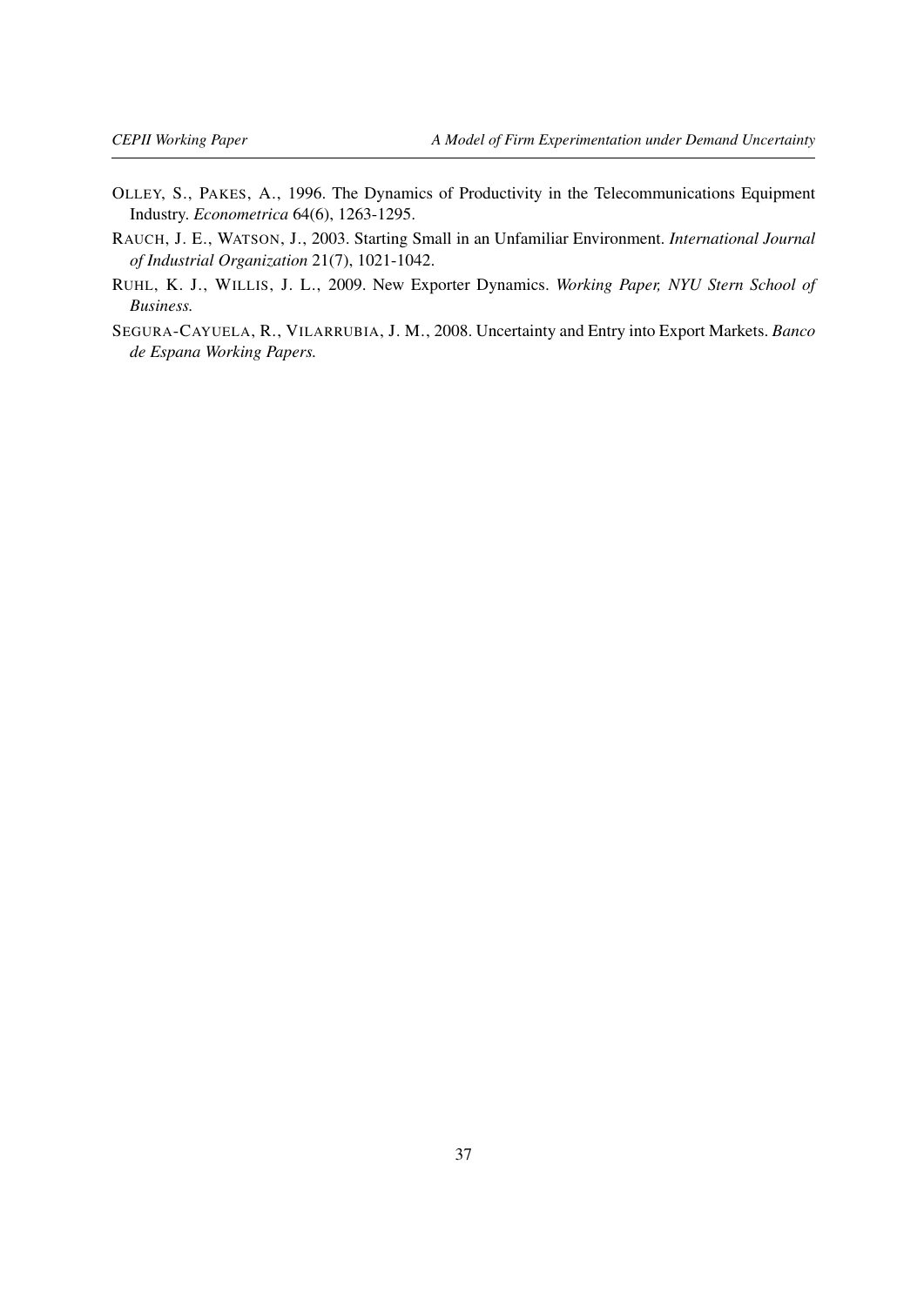OLLEY, S., PAKES, A., 1996. The Dynamics of Productivity in the Telecommunications Equipment Industry. *Econometrica* 64(6), 1263-1295.

RAUCH, J. E., WATSON, J., 2003. Starting Small in an Unfamiliar Environment. *International Journal of Industrial Organization* 21(7), 1021-1042.

RUHL, K. J., WILLIS, J. L., 2009. New Exporter Dynamics. *Working Paper, NYU Stern School of Business.*

SEGURA-CAYUELA, R., VILARRUBIA, J. M., 2008. Uncertainty and Entry into Export Markets. *Banco de Espana Working Papers.*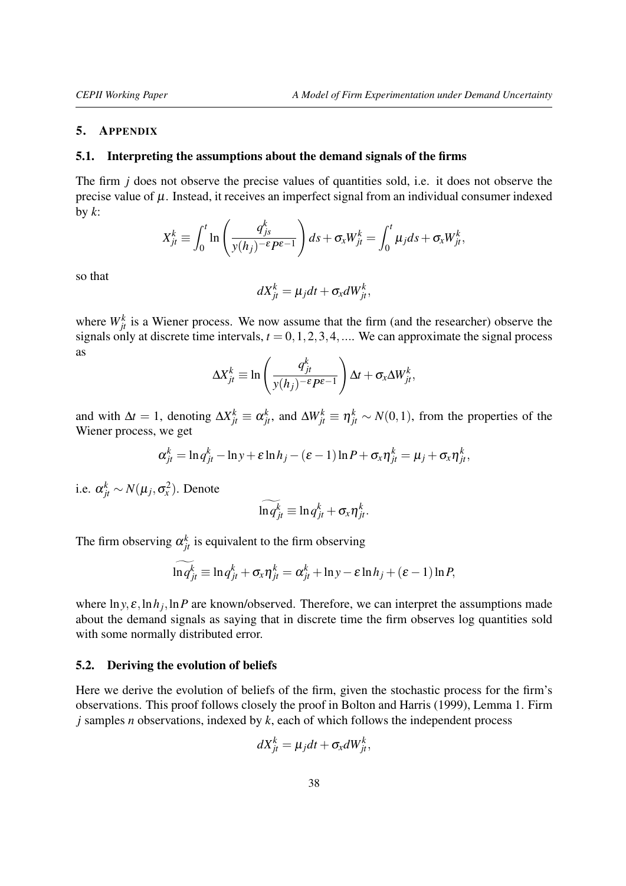## 5. APPENDIX

### 5.1. Interpreting the assumptions about the demand signals of the firms

The firm $j$ does not observe the precise values of quantities sold, i.e. it does not observe the precise value of $\mu$. Instead, it receives an imperfect signal from an individual consumer indexed by $k$:

$$X_{jt}^k \equiv \int_0^t \ln\left(\frac{q_{js}^k}{y(h_j)^{-\varepsilon}P^{\varepsilon-1}}\right) ds + \sigma_x W_{jt}^k = \int_0^t \mu_j ds + \sigma_x W_{jt}^k,$$

so that

$$dX_{jt}^k = \mu_j dt + \sigma_x dW_{jt}^k,$$

where $W_{jt}^k$ is a Wiener process. We now assume that the firm (and the researcher) observe the signals only at discrete time intervals, $t = 0, 1, 2, 3, 4, ....$ We can approximate the signal process as

$$\Delta X_{jt}^k \equiv \ln\left(\frac{q_{jt}^k}{y(h_j)^{-\varepsilon}P^{\varepsilon-1}}\right)\Delta t + \sigma_x \Delta W_{jt}^k,$$

and with $\Delta t = 1$, denoting $\Delta X_{jt}^k \equiv \alpha_{jt}^k$, and $\Delta W_{jt}^k \equiv \eta_{jt}^k \sim N(0,1)$, from the properties of the Wiener process, we get

$$\alpha_{jt}^k = \ln q_{jt}^k - \ln y + \varepsilon \ln h_j - (\varepsilon - 1)\ln P + \sigma_x \eta_{jt}^k = \mu_j + \sigma_x \eta_{jt}^k,$$

i.e. $\alpha_{jt}^k \sim N(\mu_j, \sigma_x^2)$. Denote

$$\widetilde{\ln q_{jt}^k} \equiv \ln q_{jt}^k + \sigma_x \eta_{jt}^k.$$

The firm observing $\alpha_{jt}^k$ is equivalent to the firm observing

$$\widetilde{\ln q_{jt}^k} \equiv \ln q_{jt}^k + \sigma_x \eta_{jt}^k = \alpha_{jt}^k + \ln y - \varepsilon \ln h_j + (\varepsilon - 1)\ln P,$$

where $\ln y, \varepsilon, \ln h_j, \ln P$ are known/observed. Therefore, we can interpret the assumptions made about the demand signals as saying that in discrete time the firm observes log quantities sold with some normally distributed error.

### 5.2. Deriving the evolution of beliefs

Here we derive the evolution of beliefs of the firm, given the stochastic process for the firm's observations. This proof follows closely the proof in Bolton and Harris (1999), Lemma 1. Firm $j$ samples $n$ observations, indexed by $k$, each of which follows the independent process

$$dX_{jt}^k = \mu_j dt + \sigma_x dW_{jt}^k,$$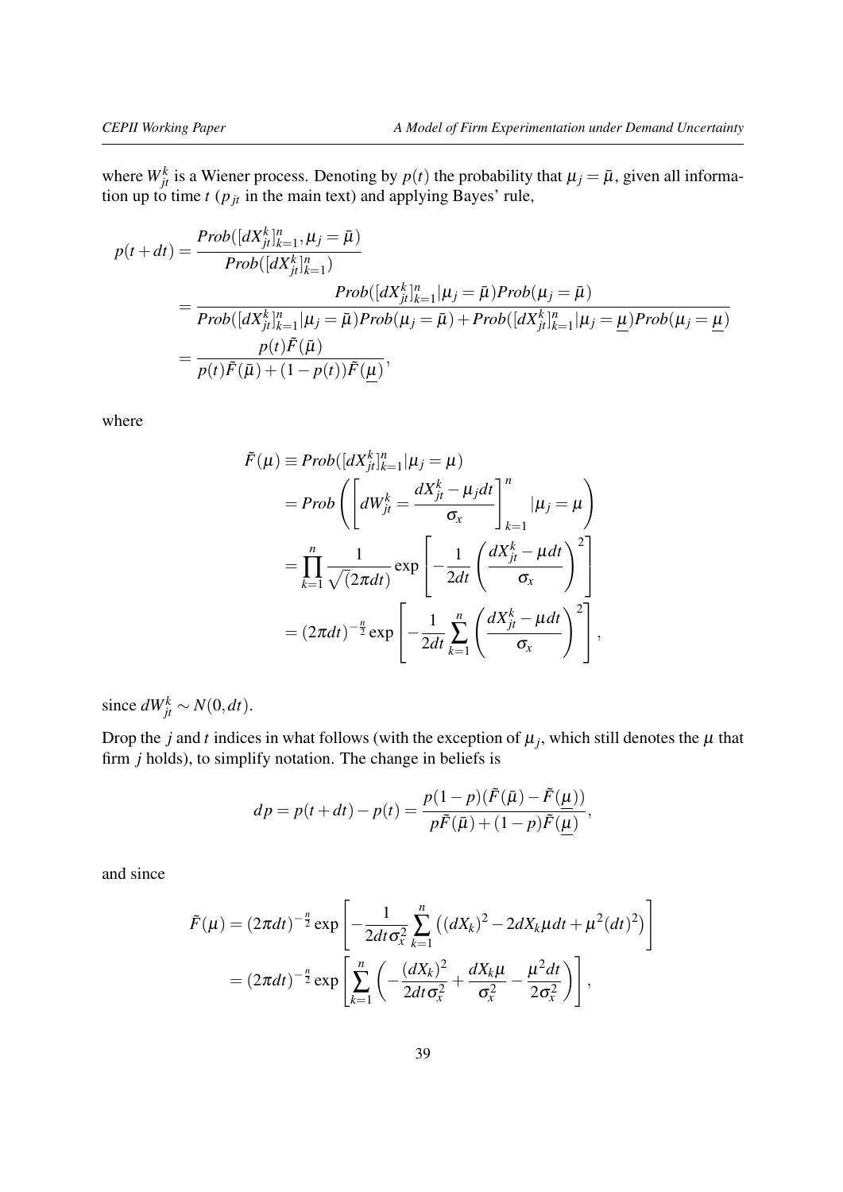where $W_{jt}^k$ is a Wiener process. Denoting by $p(t)$ the probability that $\mu_j = \bar{\mu}$, given all information up to time $t$ ($p_{jt}$ in the main text) and applying Bayes' rule,

$$
\begin{aligned}
p(t+dt) &= \frac{Prob([dX_{jt}^k]_{k=1}^n, \mu_j = \bar{\mu})}{Prob([dX_{jt}^k]_{k=1}^n)} \\
&= \frac{Prob([dX_{jt}^k]_{k=1}^n | \mu_j = \bar{\mu}) Prob(\mu_j = \bar{\mu})}{Prob([dX_{jt}^k]_{k=1}^n | \mu_j = \bar{\mu}) Prob(\mu_j = \bar{\mu}) + Prob([dX_{jt}^k]_{k=1}^n | \mu_j = \underline{\mu}) Prob(\mu_j = \underline{\mu})} \\
&= \frac{p(t)\tilde{F}(\bar{\mu})}{p(t)\tilde{F}(\bar{\mu}) + (1-p(t))\tilde{F}(\underline{\mu})},
\end{aligned}
$$

where

$$
\begin{aligned}
\tilde{F}(\mu) &\equiv Prob([dX_{jt}^k]_{k=1}^n | \mu_j = \mu) \\
&= Prob\left( \left[ dW_{jt}^k = \frac{dX_{jt}^k - \mu_j dt}{\sigma_x} \right]_{k=1}^n | \mu_j = \mu \right) \\
&= \prod_{k=1}^n \frac{1}{\sqrt{(2\pi dt)}} \exp\left[ -\frac{1}{2dt} \left( \frac{dX_{jt}^k - \mu dt}{\sigma_x} \right)^2 \right] \\
&= (2\pi dt)^{-\frac{n}{2}} \exp\left[ -\frac{1}{2dt} \sum_{k=1}^n \left( \frac{dX_{jt}^k - \mu dt}{\sigma_x} \right)^2 \right],
\end{aligned}
$$

since $dW_{jt}^k \sim N(0, dt)$.

Drop the $j$ and $t$ indices in what follows (with the exception of $\mu_j$, which still denotes the $\mu$ that firm $j$ holds), to simplify notation. The change in beliefs is

$$
dp = p(t+dt) - p(t) = \frac{p(1-p)(\tilde{F}(\bar{\mu}) - \tilde{F}(\underline{\mu}))}{p\tilde{F}(\bar{\mu}) + (1-p)\tilde{F}(\underline{\mu})},
$$

and since

$$
\begin{aligned}
\tilde{F}(\mu) &= (2\pi dt)^{-\frac{n}{2}} \exp\left[ -\frac{1}{2dt\sigma_x^2} \sum_{k=1}^n \left( (dX_k)^2 - 2dX_k \mu dt + \mu^2 (dt)^2 \right) \right] \\
&= (2\pi dt)^{-\frac{n}{2}} \exp\left[ \sum_{k=1}^n \left( -\frac{(dX_k)^2}{2dt\sigma_x^2} + \frac{dX_k \mu}{\sigma_x^2} - \frac{\mu^2 dt}{2\sigma_x^2} \right) \right],
\end{aligned}
$$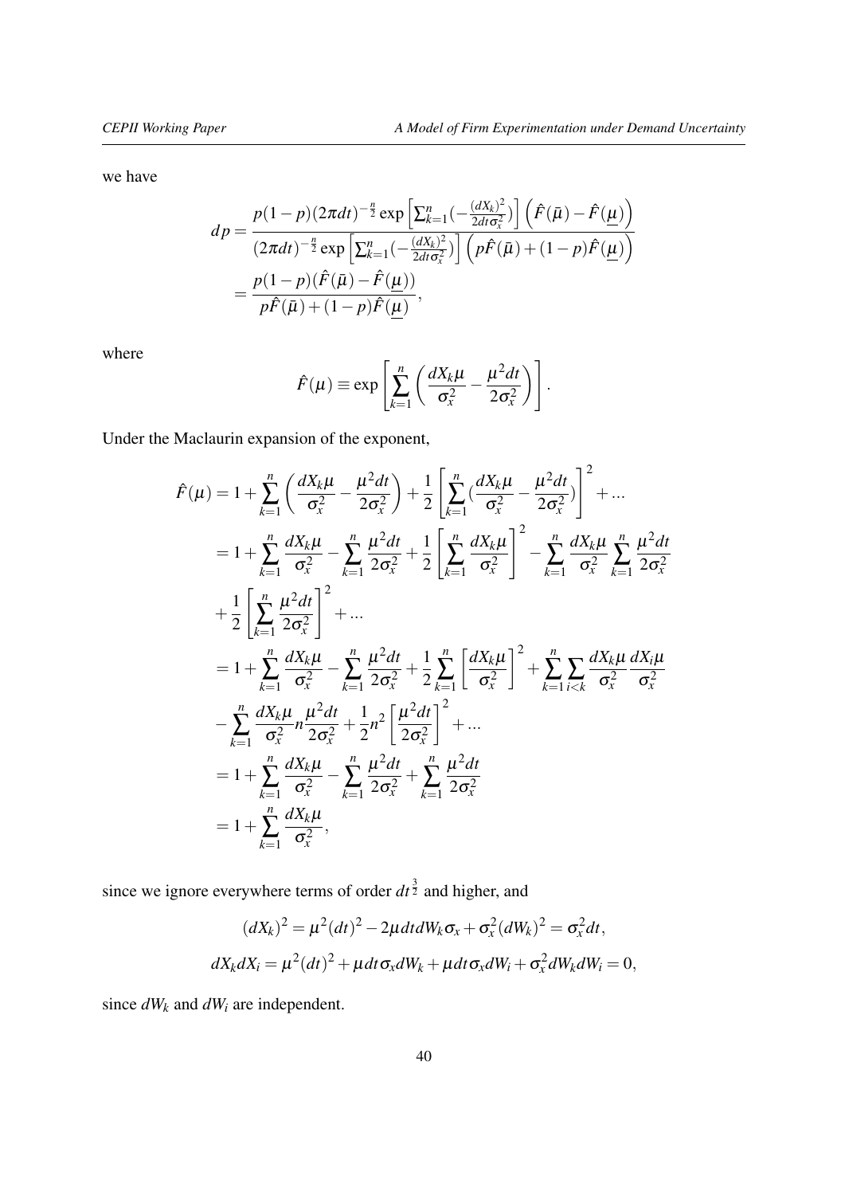we have

$$
\begin{aligned}
dp &= \frac{p(1-p)(2\pi dt)^{-\frac{n}{2}} \exp\left[\sum_{k=1}^{n}(-\frac{(dX_k)^2}{2dt\sigma_x^2})\right]\left(\hat{F}(\bar{\mu}) - \hat{F}(\underline{\mu})\right)}{(2\pi dt)^{-\frac{n}{2}} \exp\left[\sum_{k=1}^{n}(-\frac{(dX_k)^2}{2dt\sigma_x^2})\right]\left(p\hat{F}(\bar{\mu}) + (1-p)\hat{F}(\underline{\mu})\right)} \\
&= \frac{p(1-p)(\hat{F}(\bar{\mu}) - \hat{F}(\underline{\mu}))}{p\hat{F}(\bar{\mu}) + (1-p)\hat{F}(\underline{\mu})},
\end{aligned}
$$

where

$$
\hat{F}(\mu) \equiv \exp\left[\sum_{k=1}^{n}\left(\frac{dX_k\mu}{\sigma_x^2} - \frac{\mu^2 dt}{2\sigma_x^2}\right)\right].
$$

Under the Maclaurin expansion of the exponent,

$$
\begin{aligned}
\hat{F}(\mu) &= 1 + \sum_{k=1}^{n}\left(\frac{dX_k\mu}{\sigma_x^2} - \frac{\mu^2 dt}{2\sigma_x^2}\right) + \frac{1}{2}\left[\sum_{k=1}^{n}(\frac{dX_k\mu}{\sigma_x^2} - \frac{\mu^2 dt}{2\sigma_x^2})\right]^2 + \ldots \\
&= 1 + \sum_{k=1}^{n}\frac{dX_k\mu}{\sigma_x^2} - \sum_{k=1}^{n}\frac{\mu^2 dt}{2\sigma_x^2} + \frac{1}{2}\left[\sum_{k=1}^{n}\frac{dX_k\mu}{\sigma_x^2}\right]^2 - \sum_{k=1}^{n}\frac{dX_k\mu}{\sigma_x^2}\sum_{k=1}^{n}\frac{\mu^2 dt}{2\sigma_x^2} \\
&+ \frac{1}{2}\left[\sum_{k=1}^{n}\frac{\mu^2 dt}{2\sigma_x^2}\right]^2 + \ldots \\
&= 1 + \sum_{k=1}^{n}\frac{dX_k\mu}{\sigma_x^2} - \sum_{k=1}^{n}\frac{\mu^2 dt}{2\sigma_x^2} + \frac{1}{2}\sum_{k=1}^{n}\left[\frac{dX_k\mu}{\sigma_x^2}\right]^2 + \sum_{k=1}^{n}\sum_{i<k}\frac{dX_k\mu}{\sigma_x^2}\frac{dX_i\mu}{\sigma_x^2} \\
&- \sum_{k=1}^{n}\frac{dX_k\mu}{\sigma_x^2}n\frac{\mu^2 dt}{2\sigma_x^2} + \frac{1}{2}n^2\left[\frac{\mu^2 dt}{2\sigma_x^2}\right]^2 + \ldots \\
&= 1 + \sum_{k=1}^{n}\frac{dX_k\mu}{\sigma_x^2} - \sum_{k=1}^{n}\frac{\mu^2 dt}{2\sigma_x^2} + \sum_{k=1}^{n}\frac{\mu^2 dt}{2\sigma_x^2} \\
&= 1 + \sum_{k=1}^{n}\frac{dX_k\mu}{\sigma_x^2},
\end{aligned}
$$

since we ignore everywhere terms of order $dt^{\frac{3}{2}}$ and higher, and

$$
(dX_k)^2 = \mu^2(dt)^2 - 2\mu dt dW_k\sigma_x + \sigma_x^2(dW_k)^2 = \sigma_x^2 dt,
$$

$$
dX_k dX_i = \mu^2(dt)^2 + \mu dt\sigma_x dW_k + \mu dt\sigma_x dW_i + \sigma_x^2 dW_k dW_i = 0,
$$

since $dW_k$ and $dW_i$ are independent.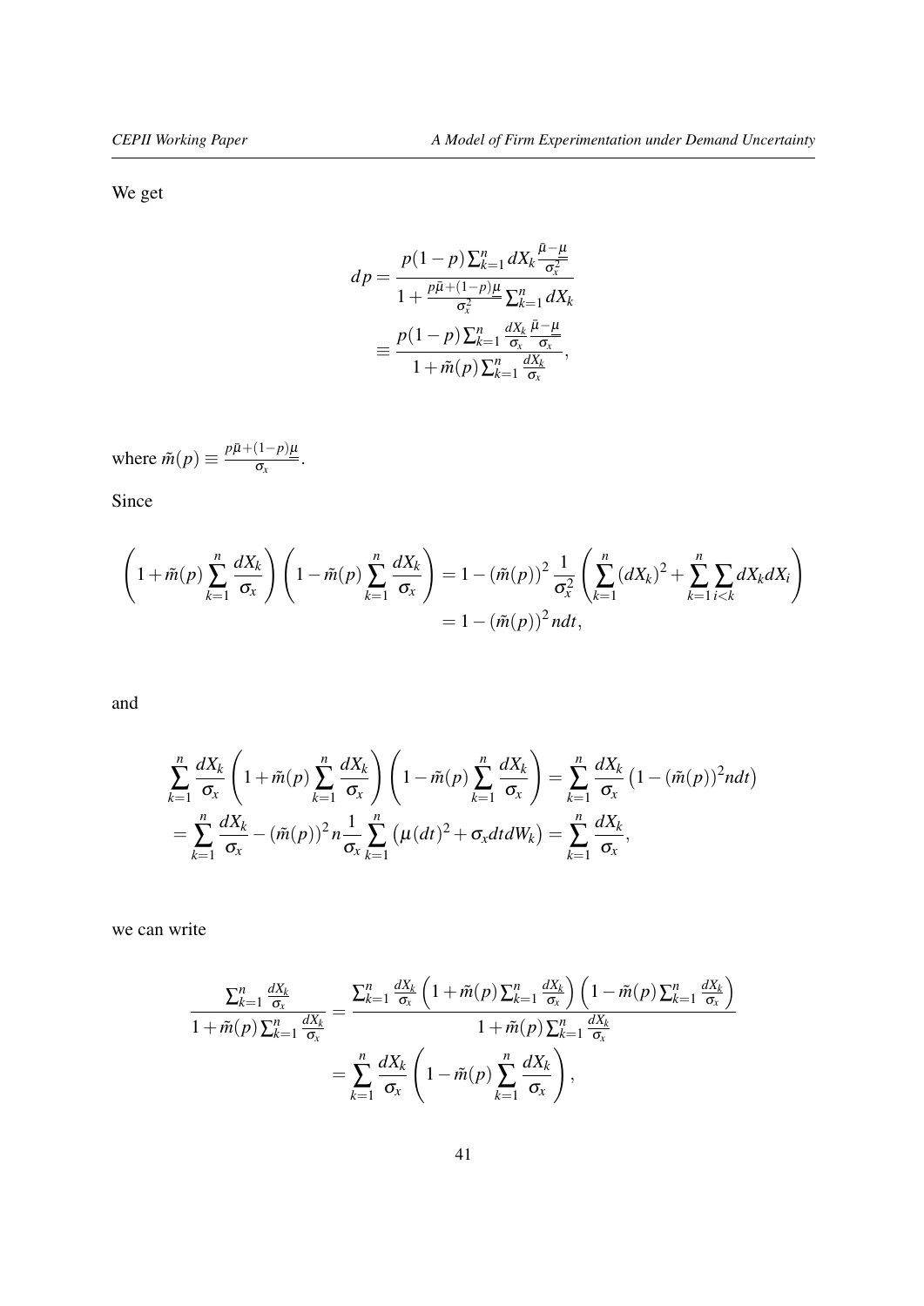We get

$$
\begin{aligned}
dp &= \frac{p(1-p)\sum_{k=1}^{n} dX_k \frac{\bar{\mu}-\underline{\mu}}{\sigma_x^2}}{1+\frac{p\bar{\mu}+(1-p)\underline{\mu}}{\sigma_x^2}\sum_{k=1}^{n} dX_k} \\
&\equiv \frac{p(1-p)\sum_{k=1}^{n} \frac{dX_k}{\sigma_x}\frac{\bar{\mu}-\underline{\mu}}{\sigma_x}}{1+\tilde{m}(p)\sum_{k=1}^{n}\frac{dX_k}{\sigma_x}},
\end{aligned}
$$

where $\tilde{m}(p) \equiv \frac{p\bar{\mu}+(1-p)\underline{\mu}}{\sigma_x}$.

Since

$$
\begin{aligned}
\left(1+\tilde{m}(p)\sum_{k=1}^{n}\frac{dX_k}{\sigma_x}\right)\left(1-\tilde{m}(p)\sum_{k=1}^{n}\frac{dX_k}{\sigma_x}\right) &= 1-(\tilde{m}(p))^2\frac{1}{\sigma_x^2}\left(\sum_{k=1}^{n}(dX_k)^2+\sum_{k=1}^{n}\sum_{i<k}dX_k dX_i\right) \\
&= 1-(\tilde{m}(p))^2 n dt,
\end{aligned}
$$

and

$$
\begin{aligned}
&\sum_{k=1}^{n}\frac{dX_k}{\sigma_x}\left(1+\tilde{m}(p)\sum_{k=1}^{n}\frac{dX_k}{\sigma_x}\right)\left(1-\tilde{m}(p)\sum_{k=1}^{n}\frac{dX_k}{\sigma_x}\right) = \sum_{k=1}^{n}\frac{dX_k}{\sigma_x}\left(1-(\tilde{m}(p))^2 n dt\right) \\
&= \sum_{k=1}^{n}\frac{dX_k}{\sigma_x} - (\tilde{m}(p))^2 n \frac{1}{\sigma_x}\sum_{k=1}^{n}\left(\mu(dt)^2+\sigma_x dt dW_k\right) = \sum_{k=1}^{n}\frac{dX_k}{\sigma_x},
\end{aligned}
$$

we can write

$$
\begin{aligned}
\frac{\sum_{k=1}^{n}\frac{dX_k}{\sigma_x}}{1+\tilde{m}(p)\sum_{k=1}^{n}\frac{dX_k}{\sigma_x}} &= \frac{\sum_{k=1}^{n}\frac{dX_k}{\sigma_x}\left(1+\tilde{m}(p)\sum_{k=1}^{n}\frac{dX_k}{\sigma_x}\right)\left(1-\tilde{m}(p)\sum_{k=1}^{n}\frac{dX_k}{\sigma_x}\right)}{1+\tilde{m}(p)\sum_{k=1}^{n}\frac{dX_k}{\sigma_x}} \\
&= \sum_{k=1}^{n}\frac{dX_k}{\sigma_x}\left(1-\tilde{m}(p)\sum_{k=1}^{n}\frac{dX_k}{\sigma_x}\right),
\end{aligned}
$$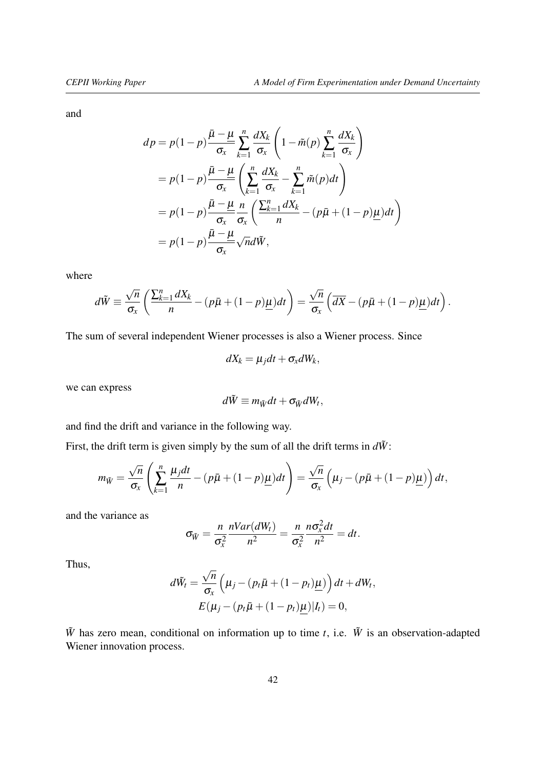and

$$
\begin{aligned}
dp &= p(1-p)\frac{\bar{\mu}-\underline{\mu}}{\sigma_x}\sum_{k=1}^{n}\frac{dX_k}{\sigma_x}\left(1-\tilde{m}(p)\sum_{k=1}^{n}\frac{dX_k}{\sigma_x}\right) \\
&= p(1-p)\frac{\bar{\mu}-\underline{\mu}}{\sigma_x}\left(\sum_{k=1}^{n}\frac{dX_k}{\sigma_x}-\sum_{k=1}^{n}\tilde{m}(p)dt\right) \\
&= p(1-p)\frac{\bar{\mu}-\underline{\mu}}{\sigma_x}\frac{n}{\sigma_x}\left(\frac{\sum_{k=1}^{n}dX_k}{n}-(p\bar{\mu}+(1-p)\underline{\mu})dt\right) \\
&= p(1-p)\frac{\bar{\mu}-\underline{\mu}}{\sigma_x}\sqrt{n}d\tilde{W},
\end{aligned}
$$

where

$$
d\tilde{W} \equiv \frac{\sqrt{n}}{\sigma_x}\left(\frac{\sum_{k=1}^{n}dX_k}{n}-(p\bar{\mu}+(1-p)\underline{\mu})dt\right) = \frac{\sqrt{n}}{\sigma_x}\left(\overline{dX}-(p\bar{\mu}+(1-p)\underline{\mu})dt\right).
$$

The sum of several independent Wiener processes is also a Wiener process. Since

$$
dX_k = \mu_j dt + \sigma_x dW_k,
$$

we can express

$$
d\tilde{W} \equiv m_{\tilde{W}}dt + \sigma_{\tilde{W}}dW_t,
$$

and find the drift and variance in the following way.

First, the drift term is given simply by the sum of all the drift terms in $d\tilde{W}$:

$$
m_{\tilde{W}} = \frac{\sqrt{n}}{\sigma_x}\left(\sum_{k=1}^{n}\frac{\mu_j dt}{n}-(p\bar{\mu}+(1-p)\underline{\mu})dt\right) = \frac{\sqrt{n}}{\sigma_x}\left(\mu_j-(p\bar{\mu}+(1-p)\underline{\mu})\right)dt,
$$

and the variance as

$$
\sigma_{\tilde{W}} = \frac{n}{\sigma_x^2}\frac{nVar(dW_t)}{n^2} = \frac{n}{\sigma_x^2}\frac{n\sigma_x^2 dt}{n^2} = dt.
$$

Thus,

$$
\begin{aligned}
d\tilde{W}_t &= \frac{\sqrt{n}}{\sigma_x}\left(\mu_j-(p_t\bar{\mu}+(1-p_t)\underline{\mu})\right)dt + dW_t, \\
& E(\mu_j-(p_t\bar{\mu}+(1-p_t)\underline{\mu})|I_t) = 0,
\end{aligned}
$$

$\tilde{W}$ has zero mean, conditional on information up to time $t$, i.e. $\tilde{W}$ is an observation-adapted Wiener innovation process.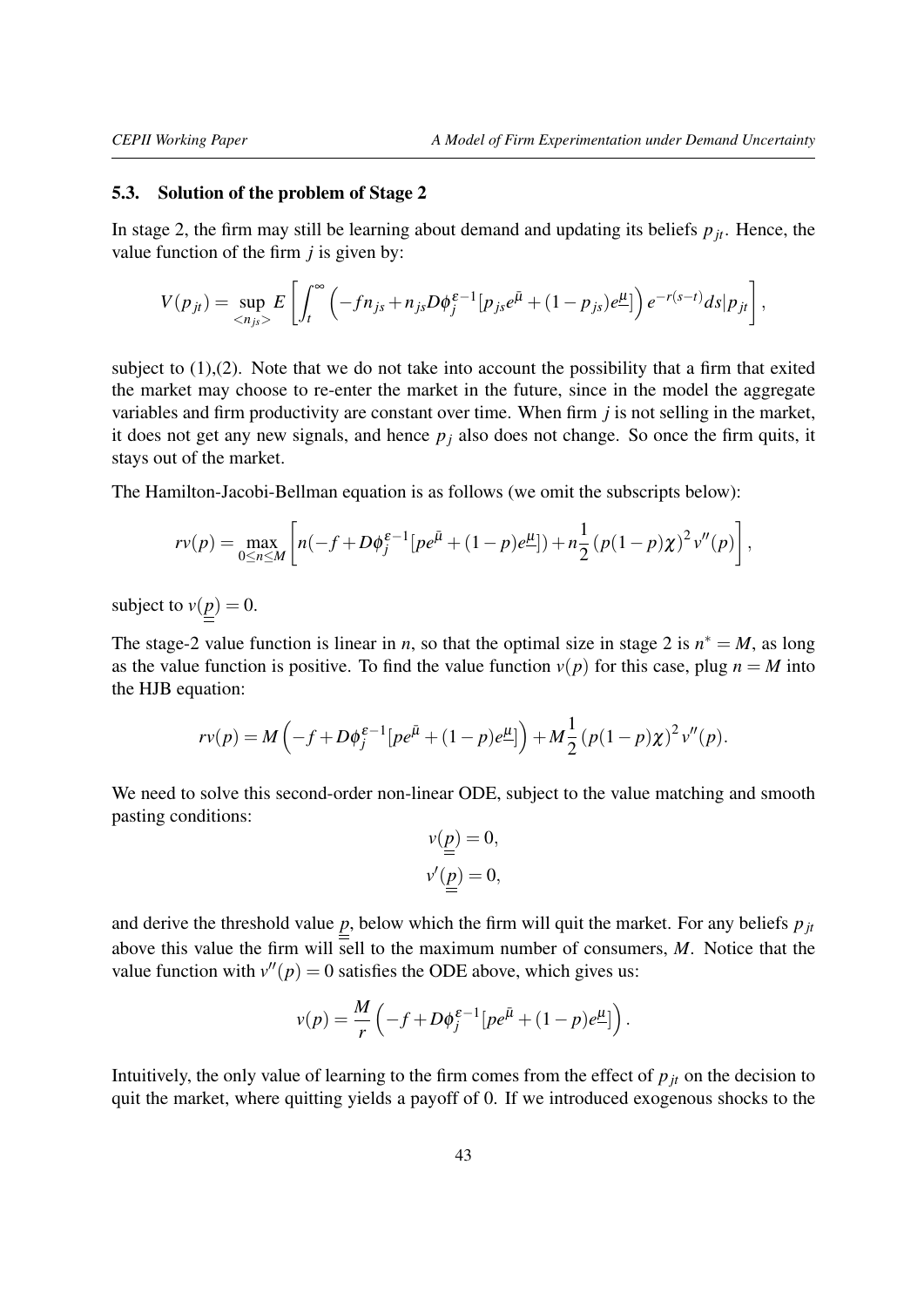### 5.3. Solution of the problem of Stage 2

In stage 2, the firm may still be learning about demand and updating its beliefs $p_{jt}$. Hence, the value function of the firm $j$ is given by:

$$V(p_{jt}) = \sup_{<n_{js}>} E\left[\int_t^{\infty}\left(-fn_{js} + n_{js}D\phi_j^{\varepsilon-1}[p_{js}e^{\bar{\mu}} + (1-p_{js})e^{\underline{\mu}}]\right)e^{-r(s-t)}ds|p_{jt}\right],$$

subject to (1),(2). Note that we do not take into account the possibility that a firm that exited the market may choose to re-enter the market in the future, since in the model the aggregate variables and firm productivity are constant over time. When firm $j$ is not selling in the market, it does not get any new signals, and hence $p_j$ also does not change. So once the firm quits, it stays out of the market.

The Hamilton-Jacobi-Bellman equation is as follows (we omit the subscripts below):

$$rv(p) = \max_{0\leq n\leq M}\left[n(-f + D\phi_j^{\varepsilon-1}[pe^{\bar{\mu}} + (1-p)e^{\underline{\mu}}]) + n\frac{1}{2}\left(p(1-p)\chi\right)^2 v''(p)\right],$$

subject to $v(\underline{\underline{p}}) = 0$.

The stage-2 value function is linear in $n$, so that the optimal size in stage 2 is $n^* = M$, as long as the value function is positive. To find the value function $v(p)$ for this case, plug $n = M$ into the HJB equation:

$$rv(p) = M\left(-f + D\phi_j^{\varepsilon-1}[pe^{\bar{\mu}} + (1-p)e^{\underline{\mu}}]\right) + M\frac{1}{2}\left(p(1-p)\chi\right)^2 v''(p).$$

We need to solve this second-order non-linear ODE, subject to the value matching and smooth pasting conditions:

$$v(\underline{\underline{p}}) = 0,$$
$$v'(\underline{\underline{p}}) = 0,$$

and derive the threshold value $\underline{\underline{p}}$, below which the firm will quit the market. For any beliefs $p_{jt}$ above this value the firm will sell to the maximum number of consumers, $M$. Notice that the value function with $v''(p) = 0$ satisfies the ODE above, which gives us:

$$v(p) = \frac{M}{r}\left(-f + D\phi_j^{\varepsilon-1}[pe^{\bar{\mu}} + (1-p)e^{\underline{\mu}}]\right).$$

Intuitively, the only value of learning to the firm comes from the effect of $p_{jt}$ on the decision to quit the market, where quitting yields a payoff of 0. If we introduced exogenous shocks to the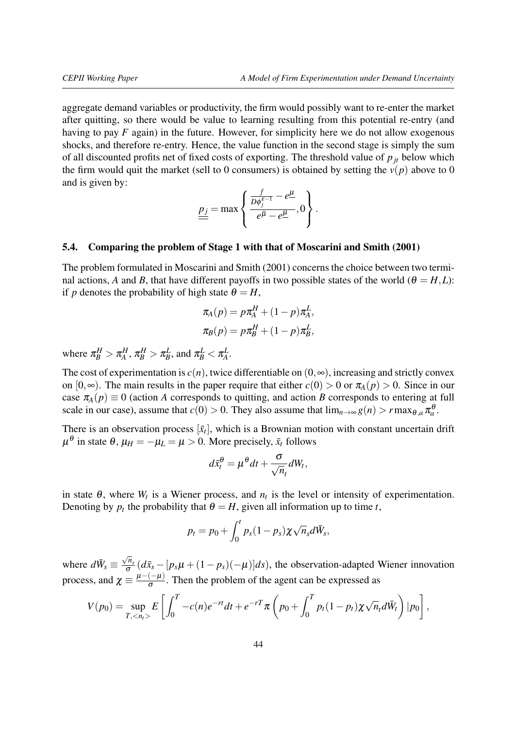aggregate demand variables or productivity, the firm would possibly want to re-enter the market after quitting, so there would be value to learning resulting from this potential re-entry (and having to pay $F$ again) in the future. However, for simplicity here we do not allow exogenous shocks, and therefore re-entry. Hence, the value function in the second stage is simply the sum of all discounted profits net of fixed costs of exporting. The threshold value of $p_{jt}$ below which the firm would quit the market (sell to 0 consumers) is obtained by setting the $v(p)$ above to 0 and is given by:

$$\underline{\underline{p_j}} = \max\left\{ \frac{\frac{f}{D\phi_j^{\varepsilon-1}} - e^{\underline{\mu}}}{e^{\bar{\mu}} - e^{\underline{\mu}}}, 0 \right\}.$$

### 5.4. Comparing the problem of Stage 1 with that of Moscarini and Smith (2001)

The problem formulated in Moscarini and Smith (2001) concerns the choice between two terminal actions, $A$ and $B$, that have different payoffs in two possible states of the world ($\theta = H, L$): if $p$ denotes the probability of high state $\theta = H$,

$$\pi_A(p) = p\pi_A^H + (1-p)\pi_A^L,$$
$$\pi_B(p) = p\pi_B^H + (1-p)\pi_B^L,$$

where $\pi_B^H > \pi_A^H$, $\pi_B^H > \pi_B^L$, and $\pi_B^L < \pi_A^L$.

The cost of experimentation is $c(n)$, twice differentiable on $(0,\infty)$, increasing and strictly convex on $[0,\infty)$. The main results in the paper require that either $c(0) > 0$ or $\pi_A(p) > 0$. Since in our case $\pi_A(p) \equiv 0$ (action $A$ corresponds to quitting, and action $B$ corresponds to entering at full scale in our case), assume that $c(0) > 0$. They also assume that $\lim_{n\to\infty} g(n) > r\max_{\theta,a} \pi_a^\theta$.

There is an observation process $[\bar{x}_t]$, which is a Brownian motion with constant uncertain drift $\mu^\theta$ in state $\theta$, $\mu_H = -\mu_L = \mu > 0$. More precisely, $\bar{x}_t$ follows

$$d\bar{x}_t^\theta = \mu^\theta dt + \frac{\sigma}{\sqrt{n_t}} dW_t,$$

in state $\theta$, where $W_t$ is a Wiener process, and $n_t$ is the level or intensity of experimentation. Denoting by $p_t$ the probability that $\theta = H$, given all information up to time $t$,

$$p_t = p_0 + \int_0^t p_s(1-p_s)\chi\sqrt{n_s}d\bar{W}_s,$$

where $d\bar{W}_s \equiv \frac{\sqrt{n_s}}{\sigma}(d\bar{x}_s - [p_s\mu + (1-p_s)(-\mu)]ds)$, the observation-adapted Wiener innovation process, and $\chi \equiv \frac{\mu-(-\mu)}{\sigma}$. Then the problem of the agent can be expressed as

$$V(p_0) = \sup_{T,<n_t>} E\left[\int_0^T -c(n)e^{-rt}dt + e^{-rT}\pi\left(p_0 + \int_0^T p_t(1-p_t)\chi\sqrt{n_t}d\bar{W}_t\right)|p_0\right],$$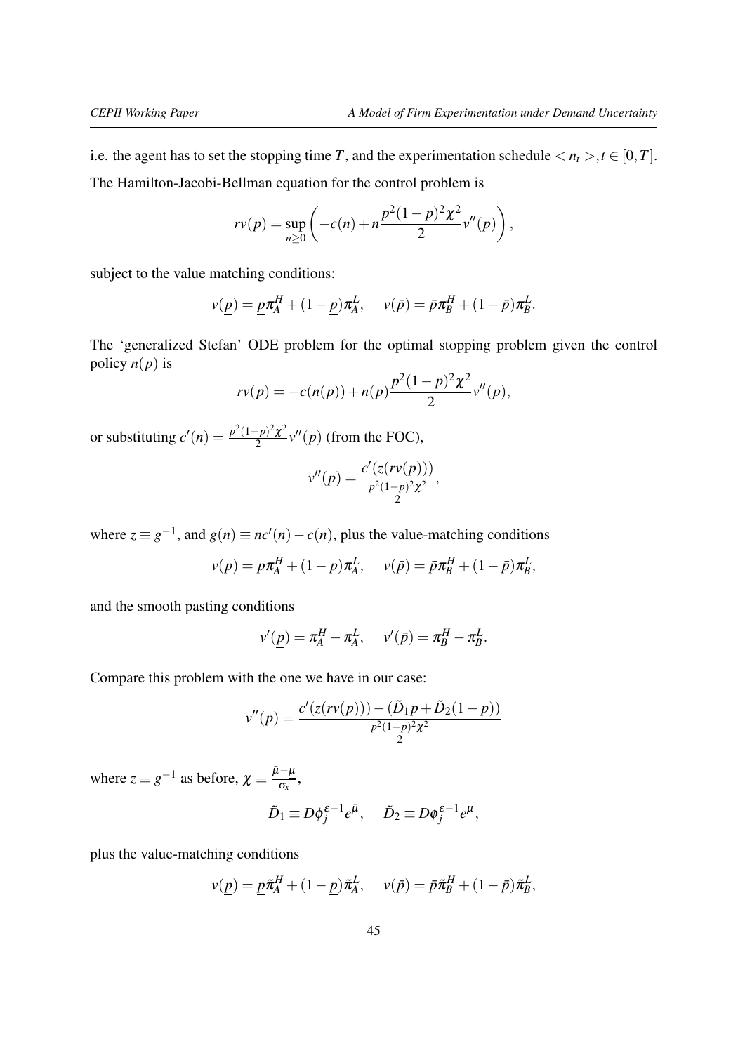i.e. the agent has to set the stopping time $T$, and the experimentation schedule $< n_t >, t \in [0,T]$.

The Hamilton-Jacobi-Bellman equation for the control problem is

$$rv(p) = \sup_{n \geq 0} \left( -c(n) + n \frac{p^2(1-p)^2 \chi^2}{2} v''(p) \right),$$

subject to the value matching conditions:

$$v(\underline{p}) = \underline{p}\pi_A^H + (1-\underline{p})\pi_A^L, \quad v(\bar{p}) = \bar{p}\pi_B^H + (1-\bar{p})\pi_B^L.$$

The 'generalized Stefan' ODE problem for the optimal stopping problem given the control policy $n(p)$ is

$$rv(p) = -c(n(p)) + n(p)\frac{p^2(1-p)^2\chi^2}{2} v''(p),$$

or substituting $c'(n) = \frac{p^2(1-p)^2\chi^2}{2} v''(p)$ (from the FOC),

$$v''(p) = \frac{c'(z(rv(p)))}{\frac{p^2(1-p)^2\chi^2}{2}},$$

where $z \equiv g^{-1}$, and $g(n) \equiv nc'(n) - c(n)$, plus the value-matching conditions

$$v(\underline{p}) = \underline{p}\pi_A^H + (1-\underline{p})\pi_A^L, \quad v(\bar{p}) = \bar{p}\pi_B^H + (1-\bar{p})\pi_B^L,$$

and the smooth pasting conditions

$$v'(\underline{p}) = \pi_A^H - \pi_A^L, \quad v'(\bar{p}) = \pi_B^H - \pi_B^L.$$

Compare this problem with the one we have in our case:

$$v''(p) = \frac{c'(z(rv(p))) - (\tilde{D}_1 p + \tilde{D}_2(1-p))}{\frac{p^2(1-p)^2\chi^2}{2}}$$

where $z \equiv g^{-1}$ as before, $\chi \equiv \frac{\bar{\mu} - \underline{\mu}}{\sigma_x}$,

$$\tilde{D}_1 \equiv D\phi_j^{\varepsilon-1}e^{\bar{\mu}}, \quad \tilde{D}_2 \equiv D\phi_j^{\varepsilon-1}e^{\underline{\mu}},$$

plus the value-matching conditions

$$v(\underline{p}) = \underline{p}\tilde{\pi}_A^H + (1-\underline{p})\tilde{\pi}_A^L, \quad v(\bar{p}) = \bar{p}\tilde{\pi}_B^H + (1-\bar{p})\tilde{\pi}_B^L,$$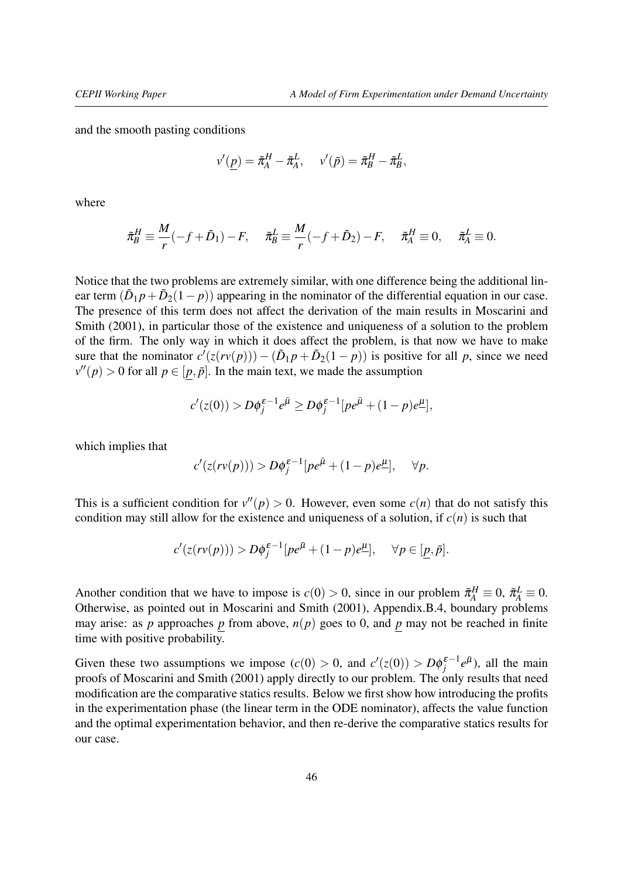and the smooth pasting conditions

$$v'(\underline{p}) = \tilde{\pi}_A^H - \tilde{\pi}_A^L, \quad v'(\bar{p}) = \tilde{\pi}_B^H - \tilde{\pi}_B^L,$$

where

$$\tilde{\pi}_B^H \equiv \frac{M}{r}(-f + \tilde{D}_1) - F, \quad \tilde{\pi}_B^L \equiv \frac{M}{r}(-f + \tilde{D}_2) - F, \quad \tilde{\pi}_A^H \equiv 0, \quad \tilde{\pi}_A^L \equiv 0.$$

Notice that the two problems are extremely similar, with one difference being the additional linear term $(\tilde{D}_1 p + \tilde{D}_2(1-p))$ appearing in the nominator of the differential equation in our case. The presence of this term does not affect the derivation of the main results in Moscarini and Smith (2001), in particular those of the existence and uniqueness of a solution to the problem of the firm. The only way in which it does affect the problem, is that now we have to make sure that the nominator $c'(z(rv(p))) - (\tilde{D}_1 p + \tilde{D}_2(1-p))$ is positive for all $p$, since we need $v''(p) > 0$ for all $p \in [\underline{p}, \bar{p}]$. In the main text, we made the assumption

$$c'(z(0)) > D\phi_j^{\varepsilon-1} e^{\bar{\mu}} \geq D\phi_j^{\varepsilon-1}[pe^{\bar{\mu}} + (1-p)e^{\underline{\mu}}],$$

which implies that

$$c'(z(rv(p))) > D\phi_j^{\varepsilon-1}[pe^{\bar{\mu}} + (1-p)e^{\underline{\mu}}], \quad \forall p.$$

This is a sufficient condition for $v''(p) > 0$. However, even some $c(n)$ that do not satisfy this condition may still allow for the existence and uniqueness of a solution, if $c(n)$ is such that

$$c'(z(rv(p))) > D\phi_j^{\varepsilon-1}[pe^{\bar{\mu}} + (1-p)e^{\underline{\mu}}], \quad \forall p \in [\underline{p}, \bar{p}].$$

Another condition that we have to impose is $c(0) > 0$, since in our problem $\tilde{\pi}_A^H \equiv 0$, $\tilde{\pi}_A^L \equiv 0$. Otherwise, as pointed out in Moscarini and Smith (2001), Appendix.B.4, boundary problems may arise: as $p$ approaches $\underline{p}$ from above, $n(p)$ goes to 0, and $\underline{p}$ may not be reached in finite time with positive probability.

Given these two assumptions we impose ($c(0) > 0$, and $c'(z(0)) > D\phi_j^{\varepsilon-1}e^{\bar{\mu}}$), all the main proofs of Moscarini and Smith (2001) apply directly to our problem. The only results that need modification are the comparative statics results. Below we first show how introducing the profits in the experimentation phase (the linear term in the ODE nominator), affects the value function and the optimal experimentation behavior, and then re-derive the comparative statics results for our case.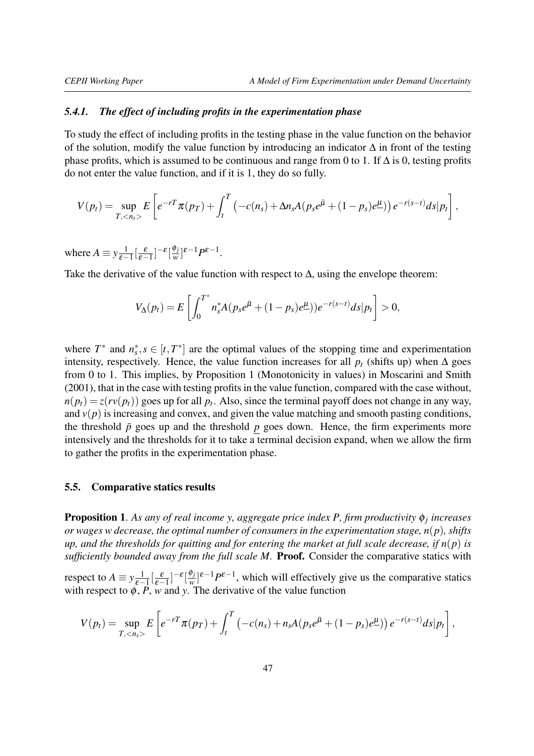### 5.4.1. The effect of including profits in the experimentation phase

To study the effect of including profits in the testing phase in the value function on the behavior of the solution, modify the value function by introducing an indicator $\Delta$ in front of the testing phase profits, which is assumed to be continuous and range from 0 to 1. If $\Delta$ is 0, testing profits do not enter the value function, and if it is 1, they do so fully.

$$V(p_t) = \sup_{T, <n_s>} E\left[ e^{-rT}\pi(p_T) + \int_t^T \left(-c(n_s) + \Delta n_s A(p_s e^{\bar{\mu}} + (1-p_s)e^{\underline{\mu}})\right) e^{-r(s-t)} ds | p_t \right],$$

where $A \equiv y\frac{1}{\varepsilon-1}[\frac{\varepsilon}{\varepsilon-1}]^{-\varepsilon}[\frac{\phi_j}{w}]^{\varepsilon-1}P^{\varepsilon-1}$.

Take the derivative of the value function with respect to $\Delta$, using the envelope theorem:

$$V_\Delta(p_t) = E\left[ \int_0^{T^*} n_s^* A(p_s e^{\bar{\mu}} + (1-p_s)e^{\underline{\mu}}))e^{-r(s-t)} ds | p_t \right] > 0,$$

where $T^*$ and $n_s^*, s \in [t, T^*]$ are the optimal values of the stopping time and experimentation intensity, respectively. Hence, the value function increases for all $p_t$ (shifts up) when $\Delta$ goes from 0 to 1. This implies, by Proposition 1 (Monotonicity in values) in Moscarini and Smith (2001), that in the case with testing profits in the value function, compared with the case without, $n(p_t) = z(rv(p_t))$ goes up for all $p_t$. Also, since the terminal payoff does not change in any way, and $v(p)$ is increasing and convex, and given the value matching and smooth pasting conditions, the threshold $\bar{p}$ goes up and the threshold $\underline{p}$ goes down. Hence, the firm experiments more intensively and the thresholds for it to take a terminal decision expand, when we allow the firm to gather the profits in the experimentation phase.

## 5.5. Comparative statics results

**Proposition 1**. *As any of real income $y$, aggregate price index $P$, firm productivity $\phi_j$ increases or wages $w$ decrease, the optimal number of consumers in the experimentation stage, $n(p)$, shifts up, and the thresholds for quitting and for entering the market at full scale decrease, if $n(p)$ is sufficiently bounded away from the full scale $M$.* **Proof.** Consider the comparative statics with respect to $A \equiv y\frac{1}{\varepsilon-1}[\frac{\varepsilon}{\varepsilon-1}]^{-\varepsilon}[\frac{\phi_j}{w}]^{\varepsilon-1}P^{\varepsilon-1}$, which will effectively give us the comparative statics with respect to $\phi$, $P$, $w$ and $y$. The derivative of the value function

$$V(p_t) = \sup_{T, <n_s>} E\left[ e^{-rT}\pi(p_T) + \int_t^T \left(-c(n_s) + n_s A(p_s e^{\bar{\mu}} + (1-p_s)e^{\underline{\mu}})\right) e^{-r(s-t)} ds | p_t \right],$$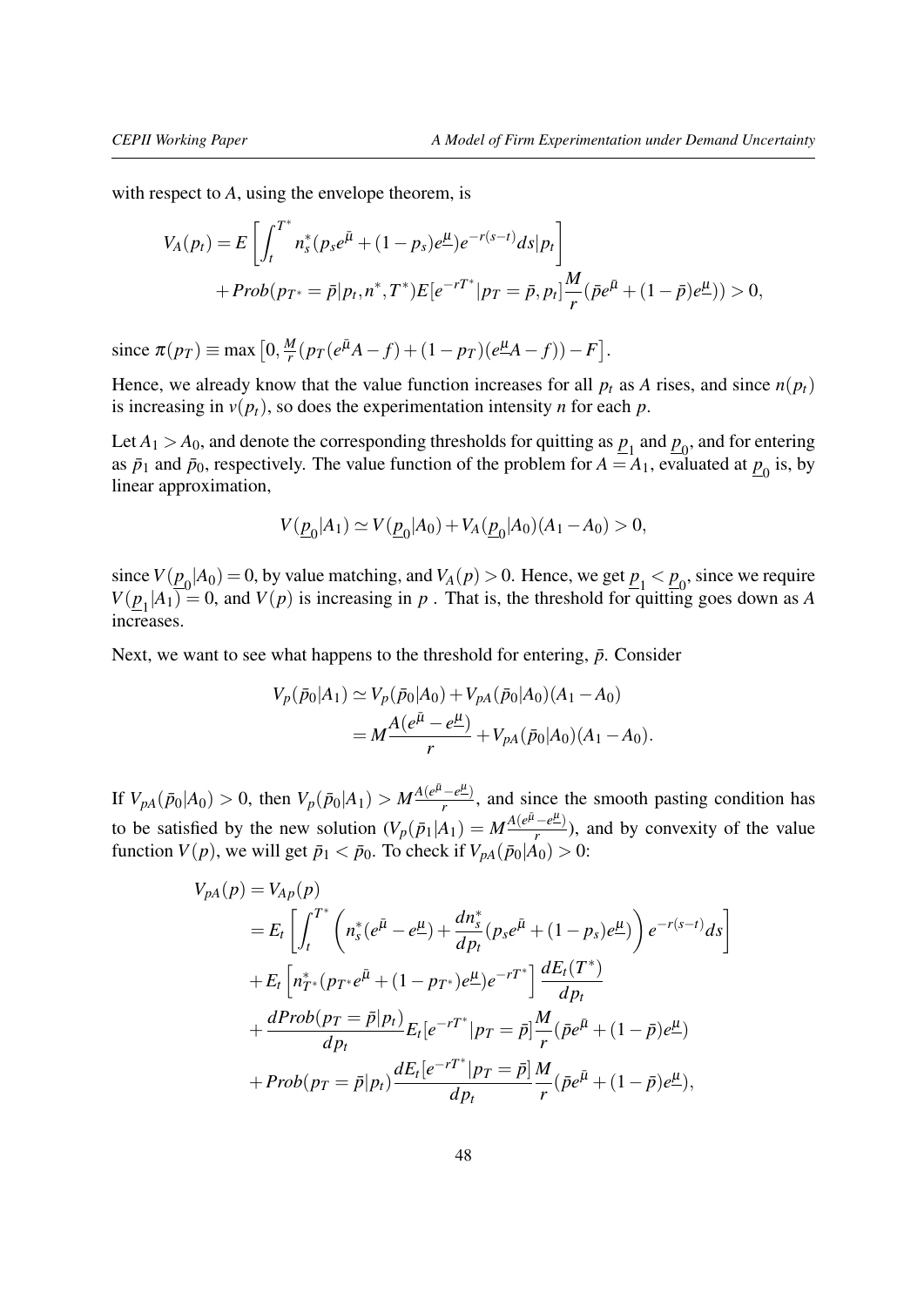with respect to $A$, using the envelope theorem, is

$$
\begin{aligned}
V_A(p_t) = & E\left[\int_t^{T^*} n_s^*(p_s e^{\bar{\mu}} + (1-p_s)e^{\underline{\mu}})e^{-r(s-t)}ds|p_t\right] \\
& + Prob(p_{T^*} = \bar{p}|p_t, n^*, T^*)E[e^{-rT^*}|p_T = \bar{p}, p_t]\frac{M}{r}(\bar{p}e^{\bar{\mu}} + (1-\bar{p})e^{\underline{\mu}})) > 0,
\end{aligned}
$$

since $\pi(p_T) \equiv \max\left[0, \frac{M}{r}(p_T(e^{\bar{\mu}}A - f) + (1-p_T)(e^{\underline{\mu}}A - f)) - F\right]$.

Hence, we already know that the value function increases for all $p_t$ as $A$ rises, and since $n(p_t)$ is increasing in $v(p_t)$, so does the experimentation intensity $n$ for each $p$.

Let $A_1 > A_0$, and denote the corresponding thresholds for quitting as $\underline{p}_1$ and $\underline{p}_0$, and for entering as $\bar{p}_1$ and $\bar{p}_0$, respectively. The value function of the problem for $A = A_1$, evaluated at $\underline{p}_0$ is, by linear approximation,

$$
V(\underline{p}_0|A_1) \simeq V(\underline{p}_0|A_0) + V_A(\underline{p}_0|A_0)(A_1 - A_0) > 0,
$$

since $V(\underline{p}_0|A_0) = 0$, by value matching, and $V_A(p) > 0$. Hence, we get $\underline{p}_1 < \underline{p}_0$, since we require $V(\underline{p}_1|A_1) = 0$, and $V(p)$ is increasing in $p$ . That is, the threshold for quitting goes down as $A$ increases.

Next, we want to see what happens to the threshold for entering, $\bar{p}$. Consider

$$
\begin{aligned}
V_p(\bar{p}_0|A_1) & \simeq V_p(\bar{p}_0|A_0) + V_{pA}(\bar{p}_0|A_0)(A_1 - A_0) \\
& = M\frac{A(e^{\bar{\mu}} - e^{\underline{\mu}})}{r} + V_{pA}(\bar{p}_0|A_0)(A_1 - A_0).
\end{aligned}
$$

If $V_{pA}(\bar{p}_0|A_0) > 0$, then $V_p(\bar{p}_0|A_1) > M\frac{A(e^{\bar{\mu}} - e^{\underline{\mu}})}{r}$, and since the smooth pasting condition has to be satisfied by the new solution ($V_p(\bar{p}_1|A_1) = M\frac{A(e^{\bar{\mu}} - e^{\underline{\mu}})}{r}$), and by convexity of the value function $V(p)$, we will get $\bar{p}_1 < \bar{p}_0$. To check if $V_{pA}(\bar{p}_0|A_0) > 0$:

$$
\begin{aligned}
V_{pA}(p) = & V_{Ap}(p) \\
= & E_t\left[\int_t^{T^*}\left(n_s^*(e^{\bar{\mu}} - e^{\underline{\mu}}) + \frac{dn_s^*}{dp_t}(p_s e^{\bar{\mu}} + (1-p_s)e^{\underline{\mu}})\right)e^{-r(s-t)}ds\right] \\
& + E_t\left[n_{T^*}^*(p_{T^*}e^{\bar{\mu}} + (1-p_{T^*})e^{\underline{\mu}})e^{-rT^*}\right]\frac{dE_t(T^*)}{dp_t} \\
& + \frac{dProb(p_T = \bar{p}|p_t)}{dp_t}E_t[e^{-rT^*}|p_T = \bar{p}]\frac{M}{r}(\bar{p}e^{\bar{\mu}} + (1-\bar{p})e^{\underline{\mu}}) \\
& + Prob(p_T = \bar{p}|p_t)\frac{dE_t[e^{-rT^*}|p_T = \bar{p}]}{dp_t}\frac{M}{r}(\bar{p}e^{\bar{\mu}} + (1-\bar{p})e^{\underline{\mu}}),
\end{aligned}
$$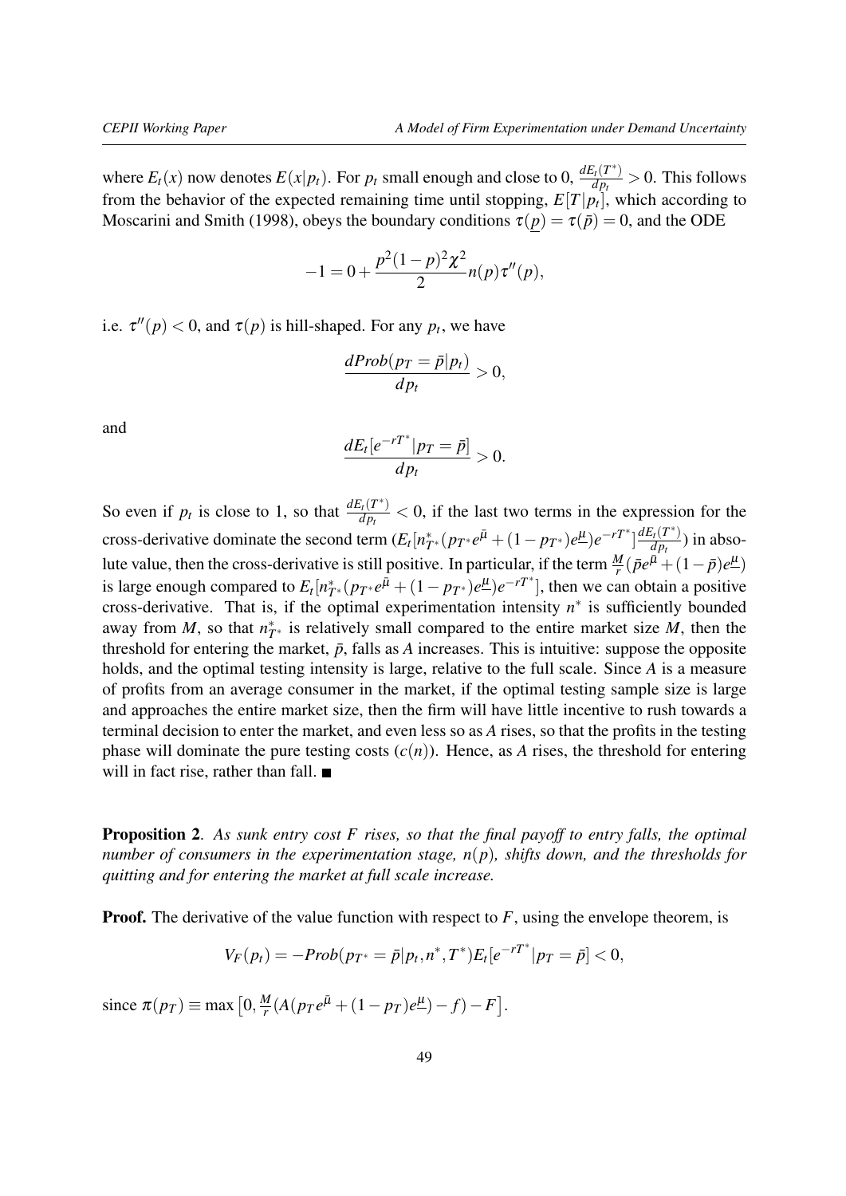where $E_t(x)$ now denotes $E(x|p_t)$. For $p_t$ small enough and close to 0, $\frac{dE_t(T^*)}{dp_t} > 0$. This follows from the behavior of the expected remaining time until stopping, $E[T|p_t]$, which according to Moscarini and Smith (1998), obeys the boundary conditions $\tau(\underline{p}) = \tau(\bar{p}) = 0$, and the ODE

$$-1 = 0 + \frac{p^2(1-p)^2\chi^2}{2} n(p)\tau''(p),$$

i.e. $\tau''(p) < 0$, and $\tau(p)$ is hill-shaped. For any $p_t$, we have

$$\frac{dProb(p_T = \bar{p}|p_t)}{dp_t} > 0,$$

and

$$\frac{dE_t[e^{-rT^*}|p_T = \bar{p}]}{dp_t} > 0.$$

So even if $p_t$ is close to 1, so that $\frac{dE_t(T^*)}{dp_t} < 0$, if the last two terms in the expression for the cross-derivative dominate the second term ($E_t[n^*_{T^*}(p_{T^*}e^{\bar{\mu}} + (1-p_{T^*})e^{\underline{\mu}})e^{-rT^*}]\frac{dE_t(T^*)}{dp_t}$) in absolute value, then the cross-derivative is still positive. In particular, if the term $\frac{M}{r}(\bar{p}e^{\bar{\mu}} + (1-\bar{p})e^{\underline{\mu}})$ is large enough compared to $E_t[n^*_{T^*}(p_{T^*}e^{\bar{\mu}} + (1-p_{T^*})e^{\underline{\mu}})e^{-rT^*}]$, then we can obtain a positive cross-derivative. That is, if the optimal experimentation intensity $n^*$ is sufficiently bounded away from $M$, so that $n^*_{T^*}$ is relatively small compared to the entire market size $M$, then the threshold for entering the market, $\bar{p}$, falls as $A$ increases. This is intuitive: suppose the opposite holds, and the optimal testing intensity is large, relative to the full scale. Since $A$ is a measure of profits from an average consumer in the market, if the optimal testing sample size is large and approaches the entire market size, then the firm will have little incentive to rush towards a terminal decision to enter the market, and even less so as $A$ rises, so that the profits in the testing phase will dominate the pure testing costs ($c(n)$). Hence, as $A$ rises, the threshold for entering will in fact rise, rather than fall. ■

**Proposition 2**. *As sunk entry cost $F$ rises, so that the final payoff to entry falls, the optimal number of consumers in the experimentation stage, $n(p)$, shifts down, and the thresholds for quitting and for entering the market at full scale increase.*

**Proof.** The derivative of the value function with respect to $F$, using the envelope theorem, is

$$V_F(p_t) = -Prob(p_{T^*} = \bar{p}|p_t, n^*, T^*)E_t[e^{-rT^*}|p_T = \bar{p}] < 0,$$

since $\pi(p_T) \equiv \max\left[0, \frac{M}{r}(A(p_T e^{\bar{\mu}} + (1-p_T)e^{\underline{\mu}}) - f) - F\right]$.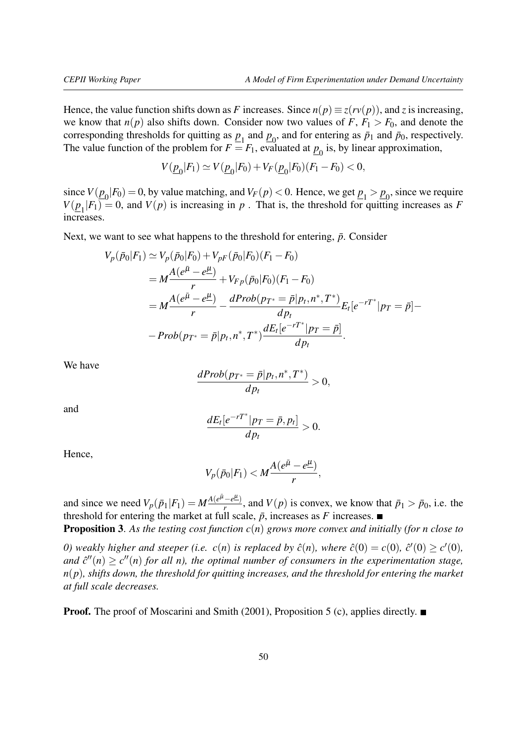Hence, the value function shifts down as $F$ increases. Since $n(p) \equiv z(rv(p))$, and $z$ is increasing, we know that $n(p)$ also shifts down. Consider now two values of $F$, $F_1 > F_0$, and denote the corresponding thresholds for quitting as $\underline{p}_1$ and $\underline{p}_0$, and for entering as $\bar{p}_1$ and $\bar{p}_0$, respectively. The value function of the problem for $F = F_1$, evaluated at $\underline{p}_0$ is, by linear approximation,

$$V(\underline{p}_0|F_1) \simeq V(\underline{p}_0|F_0) + V_F(\underline{p}_0|F_0)(F_1 - F_0) < 0,$$

since $V(\underline{p}_0|F_0) = 0$, by value matching, and $V_F(p) < 0$. Hence, we get $\underline{p}_1 > \underline{p}_0$, since we require $V(\underline{p}_1|F_1) = 0$, and $V(p)$ is increasing in $p$. That is, the threshold for quitting increases as $F$ increases.

Next, we want to see what happens to the threshold for entering, $\bar{p}$. Consider

$$\begin{aligned}
V_p(\bar{p}_0|F_1) &\simeq V_p(\bar{p}_0|F_0) + V_{pF}(\bar{p}_0|F_0)(F_1 - F_0) \\
&= M\frac{A(e^{\bar{\mu}} - e^{\underline{\mu}})}{r} + V_{Fp}(\bar{p}_0|F_0)(F_1 - F_0) \\
&= M\frac{A(e^{\bar{\mu}} - e^{\underline{\mu}})}{r} - \frac{dProb(p_{T^*} = \bar{p}|p_t, n^*, T^*)}{dp_t} E_t[e^{-rT^*}|p_T = \bar{p}] - \\
&- Prob(p_{T^*} = \bar{p}|p_t, n^*, T^*)\frac{dE_t[e^{-rT^*}|p_T = \bar{p}]}{dp_t}.
\end{aligned}$$

We have

$$\frac{dProb(p_{T^*} = \bar{p}|p_t, n^*, T^*)}{dp_t} > 0,$$

and

$$\frac{dE_t[e^{-rT^*}|p_T = \bar{p}, p_t]}{dp_t} > 0.$$

Hence,

$$V_p(\bar{p}_0|F_1) < M\frac{A(e^{\bar{\mu}} - e^{\underline{\mu}})}{r},$$

and since we need $V_p(\bar{p}_1|F_1) = M\frac{A(e^{\bar{\mu}} - e^{\underline{\mu}})}{r}$, and $V(p)$ is convex, we know that $\bar{p}_1 > \bar{p}_0$, i.e. the threshold for entering the market at full scale, $\bar{p}$, increases as $F$ increases. ■

**Proposition 3**. *As the testing cost function $c(n)$ grows more convex and initially (for $n$ close to 0) weakly higher and steeper (i.e. $c(n)$ is replaced by $\hat{c}(n)$, where $\hat{c}(0) = c(0)$, $\hat{c}'(0) \geq c'(0)$, and $\hat{c}''(n) \geq c''(n)$ for all $n$), the optimal number of consumers in the experimentation stage, $n(p)$, shifts down, the threshold for quitting increases, and the threshold for entering the market at full scale decreases.*

**Proof.** The proof of Moscarini and Smith (2001), Proposition 5 (c), applies directly. ■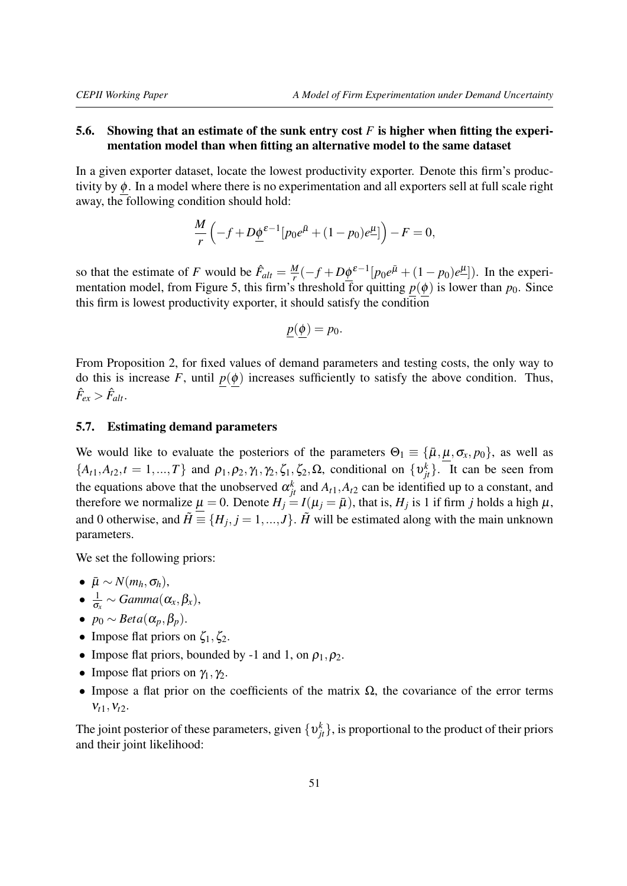### 5.6. Showing that an estimate of the sunk entry cost $F$ is higher when fitting the experimentation model than when fitting an alternative model to the same dataset

In a given exporter dataset, locate the lowest productivity exporter. Denote this firm's productivity by $\underline{\phi}$. In a model where there is no experimentation and all exporters sell at full scale right away, the following condition should hold:

$$\frac{M}{r}\left(-f + D\underline{\phi}^{\varepsilon-1}[p_0 e^{\bar{\mu}} + (1-p_0)e^{\underline{\mu}}]\right) - F = 0,$$

so that the estimate of $F$ would be $\hat{F}_{alt} = \frac{M}{r}(-f + D\underline{\phi}^{\varepsilon-1}[p_0 e^{\bar{\mu}} + (1-p_0)e^{\underline{\mu}}])$. In the experimentation model, from Figure 5, this firm's threshold for quitting $\underline{p}(\underline{\phi})$ is lower than $p_0$. Since this firm is lowest productivity exporter, it should satisfy the condition

$$\underline{p}(\underline{\phi}) = p_0.$$

From Proposition 2, for fixed values of demand parameters and testing costs, the only way to do this is increase $F$, until $\underline{p}(\underline{\phi})$ increases sufficiently to satisfy the above condition. Thus, $\hat{F}_{ex} > \hat{F}_{alt}$.

### 5.7. Estimating demand parameters

We would like to evaluate the posteriors of the parameters $\Theta_1 \equiv \{\bar{\mu}, \underline{\mu}, \sigma_x, p_0\}$, as well as $\{A_{t1}, A_{t2}, t = 1, ..., T\}$ and $\rho_1, \rho_2, \gamma_1, \gamma_2, \zeta_1, \zeta_2, \Omega$, conditional on $\{\upsilon_{jt}^k\}$. It can be seen from the equations above that the unobserved $\alpha_{jt}^k$ and $A_{t1}, A_{t2}$ can be identified up to a constant, and therefore we normalize $\underline{\mu} = 0$. Denote $H_j = I(\mu_j = \bar{\mu})$, that is, $H_j$ is 1 if firm $j$ holds a high $\mu$, and 0 otherwise, and $\tilde{H} \equiv \{H_j, j = 1, ..., J\}$. $\tilde{H}$ will be estimated along with the main unknown parameters.

We set the following priors:

- $\bar{\mu} \sim N(m_h, \sigma_h)$,
- $\frac{1}{\sigma_x} \sim Gamma(\alpha_x, \beta_x)$,
- $p_0 \sim Beta(\alpha_p, \beta_p)$.
- Impose flat priors on $\zeta_1, \zeta_2$.
- Impose flat priors, bounded by -1 and 1, on $\rho_1, \rho_2$.
- Impose flat priors on $\gamma_1, \gamma_2$.
- Impose a flat prior on the coefficients of the matrix $\Omega$, the covariance of the error terms $v_{t1}, v_{t2}$.

The joint posterior of these parameters, given $\{\upsilon_{jt}^k\}$, is proportional to the product of their priors and their joint likelihood: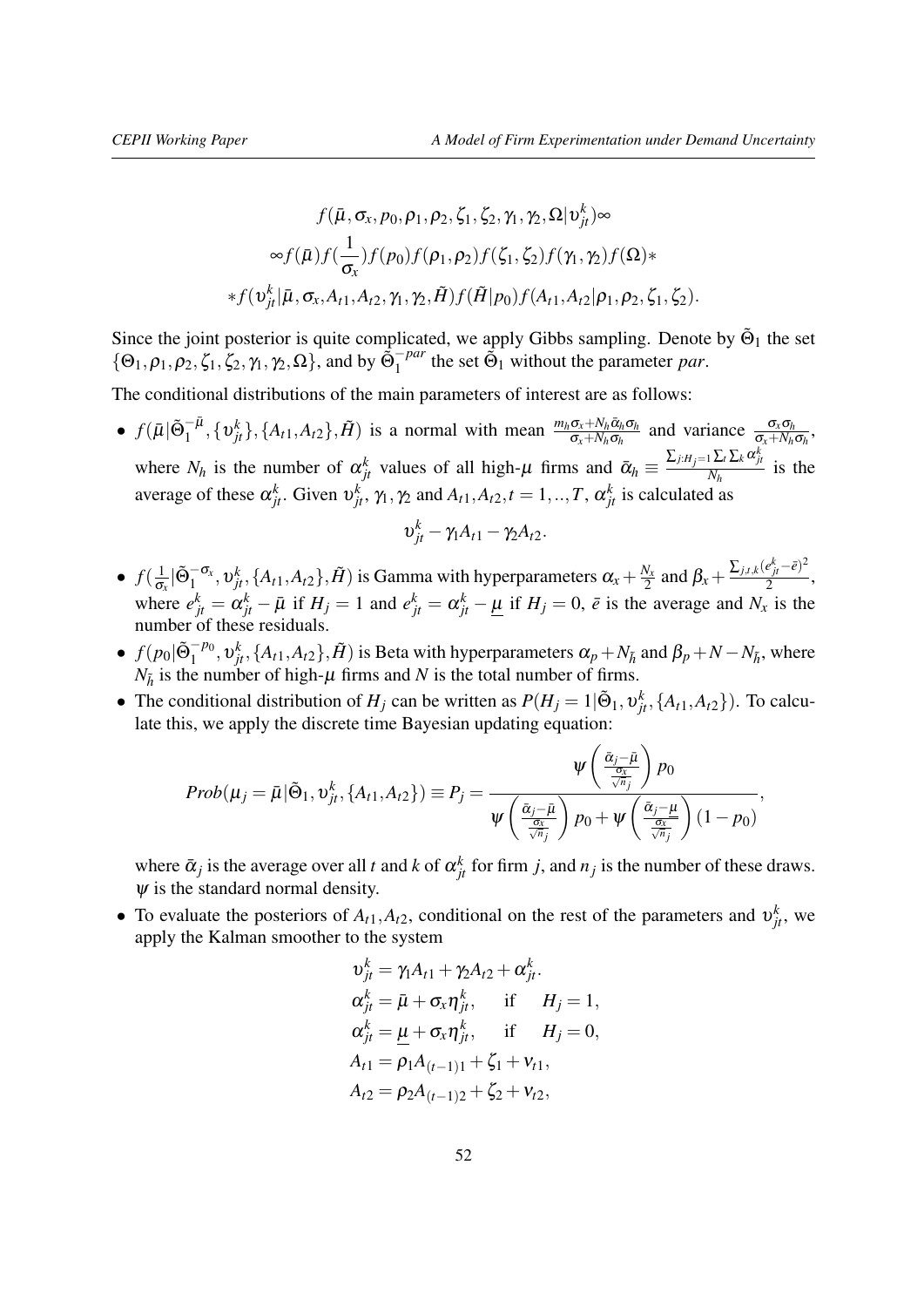$$f(\bar{\mu}, \sigma_x, p_0, \rho_1, \rho_2, \zeta_1, \zeta_2, \gamma_1, \gamma_2, \Omega | \upsilon_{jt}^k) \propto$$
$$\propto f(\bar{\mu}) f(\frac{1}{\sigma_x}) f(p_0) f(\rho_1, \rho_2) f(\zeta_1, \zeta_2) f(\gamma_1, \gamma_2) f(\Omega) *$$
$$* f(\upsilon_{jt}^k | \bar{\mu}, \sigma_x, A_{t1}, A_{t2}, \gamma_1, \gamma_2, \tilde{H}) f(\tilde{H} | p_0) f(A_{t1}, A_{t2} | \rho_1, \rho_2, \zeta_1, \zeta_2).$$

Since the joint posterior is quite complicated, we apply Gibbs sampling. Denote by $\tilde{\Theta}_1$ the set $\{\Theta_1, \rho_1, \rho_2, \zeta_1, \zeta_2, \gamma_1, \gamma_2, \Omega\}$, and by $\tilde{\Theta}_1^{-par}$ the set $\tilde{\Theta}_1$ without the parameter *par*.

The conditional distributions of the main parameters of interest are as follows:

- $f(\bar{\mu} | \tilde{\Theta}_1^{-\bar{\mu}}, \{\upsilon_{jt}^k\}, \{A_{t1}, A_{t2}\}, \tilde{H})$ is a normal with mean $\frac{m_h \sigma_x + N_h \bar{\alpha}_h \sigma_h}{\sigma_x + N_h \sigma_h}$ and variance $\frac{\sigma_x \sigma_h}{\sigma_x + N_h \sigma_h}$, where $N_h$ is the number of $\alpha_{jt}^k$ values of all high-$\mu$ firms and $\bar{\alpha}_h \equiv \frac{\sum_{j: H_j = 1} \sum_t \sum_k \alpha_{jt}^k}{N_h}$ is the average of these $\alpha_{jt}^k$. Given $\upsilon_{jt}^k$, $\gamma_1, \gamma_2$ and $A_{t1}, A_{t2}, t = 1, .., T$, $\alpha_{jt}^k$ is calculated as
$$\upsilon_{jt}^k - \gamma_1 A_{t1} - \gamma_2 A_{t2}.$$
- $f(\frac{1}{\sigma_x} | \tilde{\Theta}_1^{-\sigma_x}, \upsilon_{jt}^k, \{A_{t1}, A_{t2}\}, \tilde{H})$ is Gamma with hyperparameters $\alpha_x + \frac{N_x}{2}$ and $\beta_x + \frac{\sum_{j,t,k} (e_{jt}^k - \bar{e})^2}{2}$, where $e_{jt}^k = \alpha_{jt}^k - \bar{\mu}$ if $H_j = 1$ and $e_{jt}^k = \alpha_{jt}^k - \underline{\mu}$ if $H_j = 0$, $\bar{e}$ is the average and $N_x$ is the number of these residuals.
- $f(p_0 | \tilde{\Theta}_1^{-p_0}, \upsilon_{jt}^k, \{A_{t1}, A_{t2}\}, \tilde{H})$ is Beta with hyperparameters $\alpha_p + N_{\tilde{h}}$ and $\beta_p + N - N_{\tilde{h}}$, where $N_{\tilde{h}}$ is the number of high-$\mu$ firms and $N$ is the total number of firms.
- The conditional distribution of $H_j$ can be written as $P(H_j = 1 | \tilde{\Theta}_1, \upsilon_{jt}^k, \{A_{t1}, A_{t2}\})$. To calculate this, we apply the discrete time Bayesian updating equation:
$$Prob(\mu_j = \bar{\mu} | \tilde{\Theta}_1, \upsilon_{jt}^k, \{A_{t1}, A_{t2}\}) \equiv P_j = \frac{\psi\left(\frac{\bar{\alpha}_j - \bar{\mu}}{\frac{\sigma_x}{\sqrt{n_j}}}\right) p_0}{\psi\left(\frac{\bar{\alpha}_j - \bar{\mu}}{\frac{\sigma_x}{\sqrt{n_j}}}\right) p_0 + \psi\left(\frac{\bar{\alpha}_j - \underline{\mu}}{\frac{\sigma_x}{\sqrt{n_j}}}\right)(1 - p_0)},$$
where $\bar{\alpha}_j$ is the average over all $t$ and $k$ of $\alpha_{jt}^k$ for firm $j$, and $n_j$ is the number of these draws. $\psi$ is the standard normal density.
- To evaluate the posteriors of $A_{t1}, A_{t2}$, conditional on the rest of the parameters and $\upsilon_{jt}^k$, we apply the Kalman smoother to the system
$$\begin{aligned}
&\upsilon_{jt}^k = \gamma_1 A_{t1} + \gamma_2 A_{t2} + \alpha_{jt}^k. \\
&\alpha_{jt}^k = \bar{\mu} + \sigma_x \eta_{jt}^k, \quad \text{if} \quad H_j = 1, \\
&\alpha_{jt}^k = \underline{\mu} + \sigma_x \eta_{jt}^k, \quad \text{if} \quad H_j = 0, \\
&A_{t1} = \rho_1 A_{(t-1)1} + \zeta_1 + \nu_{t1}, \\
&A_{t2} = \rho_2 A_{(t-1)2} + \zeta_2 + \nu_{t2},
\end{aligned}$$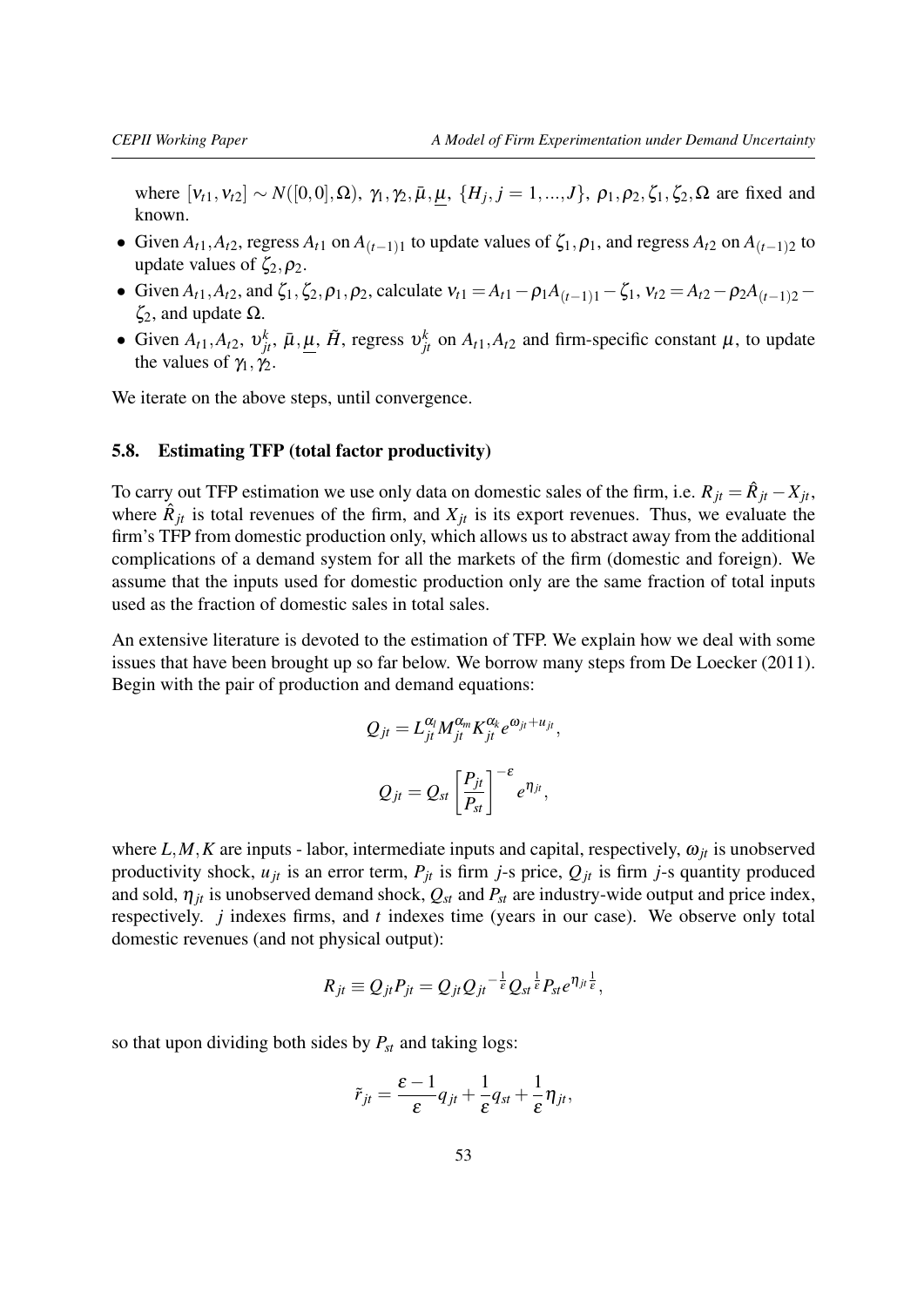where $[\nu_{t1}, \nu_{t2}] \sim N([0,0], \Omega)$, $\gamma_1, \gamma_2, \bar{\mu}, \underline{\mu}$, $\{H_j, j = 1, ..., J\}$, $\rho_1, \rho_2, \zeta_1, \zeta_2, \Omega$ are fixed and known.

- Given $A_{t1}, A_{t2}$, regress $A_{t1}$ on $A_{(t-1)1}$ to update values of $\zeta_1, \rho_1$, and regress $A_{t2}$ on $A_{(t-1)2}$ to update values of $\zeta_2, \rho_2$.
- Given $A_{t1}, A_{t2}$, and $\zeta_1, \zeta_2, \rho_1, \rho_2$, calculate $\nu_{t1} = A_{t1} - \rho_1 A_{(t-1)1} - \zeta_1$, $\nu_{t2} = A_{t2} - \rho_2 A_{(t-1)2} - \zeta_2$, and update $\Omega$.
- Given $A_{t1}, A_{t2}$, $\upsilon^k_{jt}$, $\bar{\mu}, \underline{\mu}$, $\tilde{H}$, regress $\upsilon^k_{jt}$ on $A_{t1}, A_{t2}$ and firm-specific constant $\mu$, to update the values of $\gamma_1, \gamma_2$.

We iterate on the above steps, until convergence.

### 5.8. Estimating TFP (total factor productivity)

To carry out TFP estimation we use only data on domestic sales of the firm, i.e. $R_{jt} = \hat{R}_{jt} - X_{jt}$, where $\hat{R}_{jt}$ is total revenues of the firm, and $X_{jt}$ is its export revenues. Thus, we evaluate the firm's TFP from domestic production only, which allows us to abstract away from the additional complications of a demand system for all the markets of the firm (domestic and foreign). We assume that the inputs used for domestic production only are the same fraction of total inputs used as the fraction of domestic sales in total sales.

An extensive literature is devoted to the estimation of TFP. We explain how we deal with some issues that have been brought up so far below. We borrow many steps from De Loecker (2011). Begin with the pair of production and demand equations:

$$Q_{jt} = L_{jt}^{\alpha_l} M_{jt}^{\alpha_m} K_{jt}^{\alpha_k} e^{\omega_{jt} + u_{jt}},$$

$$Q_{jt} = Q_{st} \left[ \frac{P_{jt}}{P_{st}} \right]^{-\varepsilon} e^{\eta_{jt}},$$

where $L, M, K$ are inputs - labor, intermediate inputs and capital, respectively, $\omega_{jt}$ is unobserved productivity shock, $u_{jt}$ is an error term, $P_{jt}$ is firm $j$-s price, $Q_{jt}$ is firm $j$-s quantity produced and sold, $\eta_{jt}$ is unobserved demand shock, $Q_{st}$ and $P_{st}$ are industry-wide output and price index, respectively. $j$ indexes firms, and $t$ indexes time (years in our case). We observe only total domestic revenues (and not physical output):

$$R_{jt} \equiv Q_{jt} P_{jt} = Q_{jt} Q_{jt}^{-\frac{1}{\varepsilon}} Q_{st}^{\frac{1}{\varepsilon}} P_{st} e^{\eta_{jt} \frac{1}{\varepsilon}},$$

so that upon dividing both sides by $P_{st}$ and taking logs:

$$\tilde{r}_{jt} = \frac{\varepsilon - 1}{\varepsilon} q_{jt} + \frac{1}{\varepsilon} q_{st} + \frac{1}{\varepsilon} \eta_{jt},$$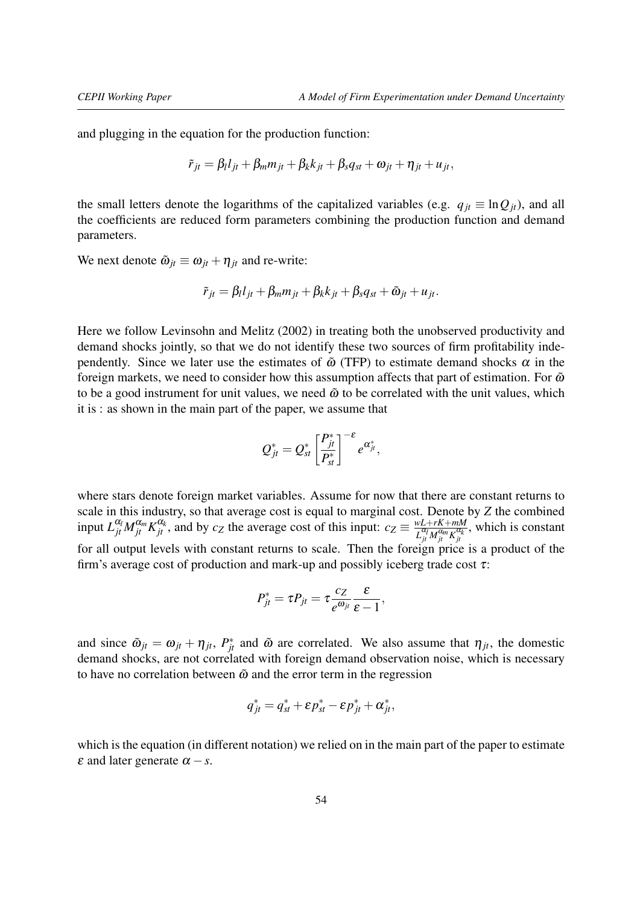and plugging in the equation for the production function:

$$\tilde{r}_{jt} = \beta_l l_{jt} + \beta_m m_{jt} + \beta_k k_{jt} + \beta_s q_{st} + \omega_{jt} + \eta_{jt} + u_{jt},$$

the small letters denote the logarithms of the capitalized variables (e.g. $q_{jt} \equiv \ln Q_{jt}$), and all the coefficients are reduced form parameters combining the production function and demand parameters.

We next denote $\tilde{\omega}_{jt} \equiv \omega_{jt} + \eta_{jt}$ and re-write:

$$\tilde{r}_{jt} = \beta_l l_{jt} + \beta_m m_{jt} + \beta_k k_{jt} + \beta_s q_{st} + \tilde{\omega}_{jt} + u_{jt}.$$

Here we follow Levinsohn and Melitz (2002) in treating both the unobserved productivity and demand shocks jointly, so that we do not identify these two sources of firm profitability independently. Since we later use the estimates of $\tilde{\omega}$ (TFP) to estimate demand shocks $\alpha$ in the foreign markets, we need to consider how this assumption affects that part of estimation. For $\tilde{\omega}$ to be a good instrument for unit values, we need $\tilde{\omega}$ to be correlated with the unit values, which it is : as shown in the main part of the paper, we assume that

$$Q^*_{jt} = Q^*_{st} \left[ \frac{P^*_{jt}}{P^*_{st}} \right]^{-\varepsilon} e^{\alpha^*_{jt}},$$

where stars denote foreign market variables. Assume for now that there are constant returns to scale in this industry, so that average cost is equal to marginal cost. Denote by $Z$ the combined input $L_{jt}^{\alpha_l} M_{jt}^{\alpha_m} K_{jt}^{\alpha_k}$, and by $c_Z$ the average cost of this input: $c_Z \equiv \frac{wL+rK+mM}{L_{jt}^{\alpha_l} M_{jt}^{\alpha_m} K_{jt}^{\alpha_k}}$, which is constant for all output levels with constant returns to scale. Then the foreign price is a product of the firm's average cost of production and mark-up and possibly iceberg trade cost $\tau$:

$$P^*_{jt} = \tau P_{jt} = \tau \frac{c_Z}{e^{\omega_{jt}}} \frac{\varepsilon}{\varepsilon - 1},$$

and since $\tilde{\omega}_{jt} = \omega_{jt} + \eta_{jt}$, $P^*_{jt}$ and $\tilde{\omega}$ are correlated. We also assume that $\eta_{jt}$, the domestic demand shocks, are not correlated with foreign demand observation noise, which is necessary to have no correlation between $\tilde{\omega}$ and the error term in the regression

$$q^*_{jt} = q^*_{st} + \varepsilon p^*_{st} - \varepsilon p^*_{jt} + \alpha^*_{jt},$$

which is the equation (in different notation) we relied on in the main part of the paper to estimate $\varepsilon$ and later generate $\alpha - s$.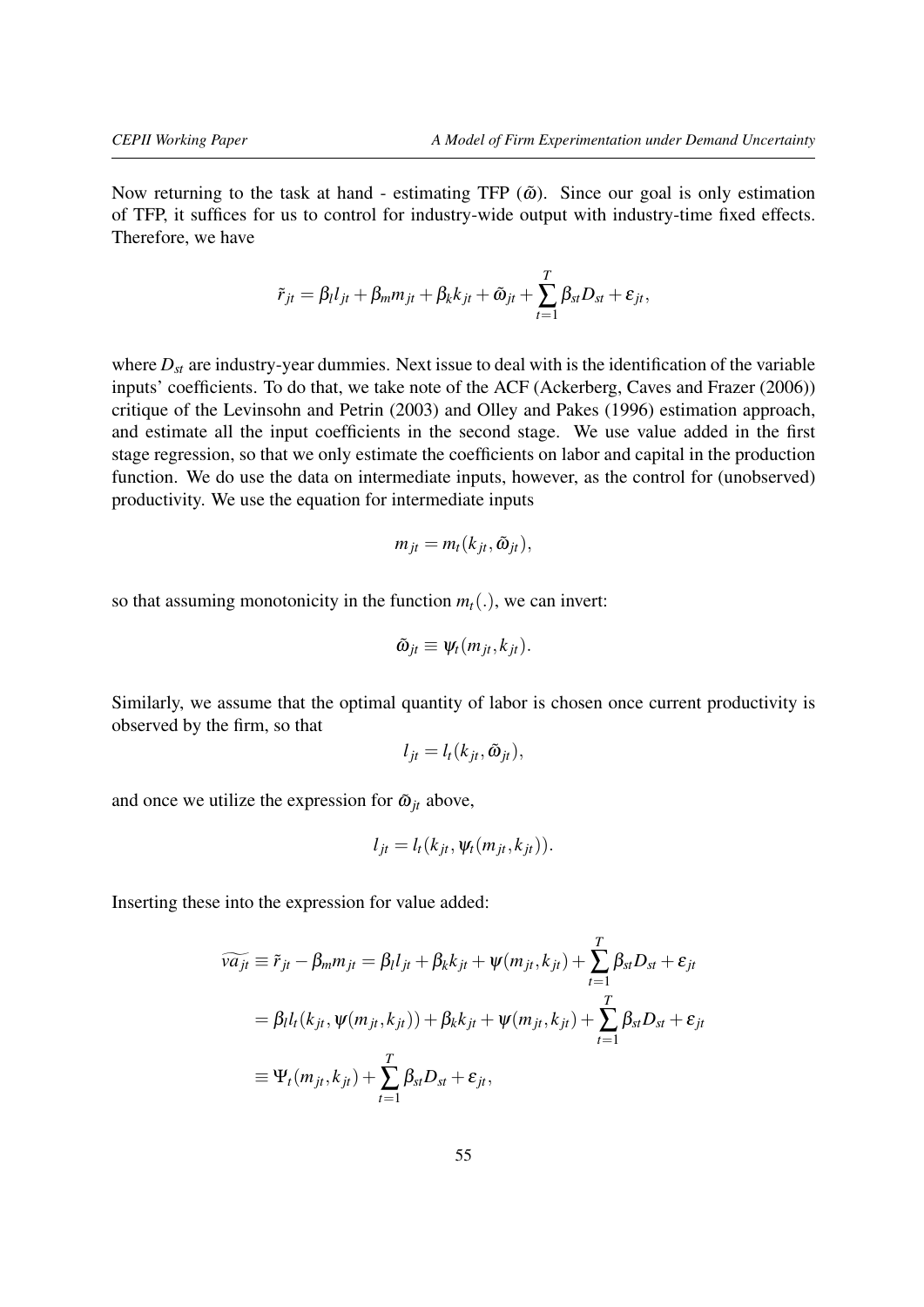Now returning to the task at hand - estimating TFP ($\tilde{\omega}$). Since our goal is only estimation of TFP, it suffices for us to control for industry-wide output with industry-time fixed effects. Therefore, we have

$$\tilde{r}_{jt} = \beta_l l_{jt} + \beta_m m_{jt} + \beta_k k_{jt} + \tilde{\omega}_{jt} + \sum_{t=1}^{T} \beta_{st} D_{st} + \varepsilon_{jt},$$

where $D_{st}$ are industry-year dummies. Next issue to deal with is the identification of the variable inputs' coefficients. To do that, we take note of the ACF (Ackerberg, Caves and Frazer (2006)) critique of the Levinsohn and Petrin (2003) and Olley and Pakes (1996) estimation approach, and estimate all the input coefficients in the second stage. We use value added in the first stage regression, so that we only estimate the coefficients on labor and capital in the production function. We do use the data on intermediate inputs, however, as the control for (unobserved) productivity. We use the equation for intermediate inputs

$$m_{jt} = m_t(k_{jt}, \tilde{\omega}_{jt}),$$

so that assuming monotonicity in the function $m_t(.)$, we can invert:

$$\tilde{\omega}_{jt} \equiv \psi_t(m_{jt}, k_{jt}).$$

Similarly, we assume that the optimal quantity of labor is chosen once current productivity is observed by the firm, so that

$$l_{jt} = l_t(k_{jt}, \tilde{\omega}_{jt}),$$

and once we utilize the expression for $\tilde{\omega}_{jt}$ above,

$$l_{jt} = l_t(k_{jt}, \psi_t(m_{jt}, k_{jt})).$$

Inserting these into the expression for value added:

$$\begin{aligned}
\widetilde{va_{jt}} \equiv \tilde{r}_{jt} - \beta_m m_{jt} &= \beta_l l_{jt} + \beta_k k_{jt} + \psi(m_{jt}, k_{jt}) + \sum_{t=1}^{T} \beta_{st} D_{st} + \varepsilon_{jt} \\
&= \beta_l l_t(k_{jt}, \psi(m_{jt}, k_{jt})) + \beta_k k_{jt} + \psi(m_{jt}, k_{jt}) + \sum_{t=1}^{T} \beta_{st} D_{st} + \varepsilon_{jt} \\
&\equiv \Psi_t(m_{jt}, k_{jt}) + \sum_{t=1}^{T} \beta_{st} D_{st} + \varepsilon_{jt},
\end{aligned}$$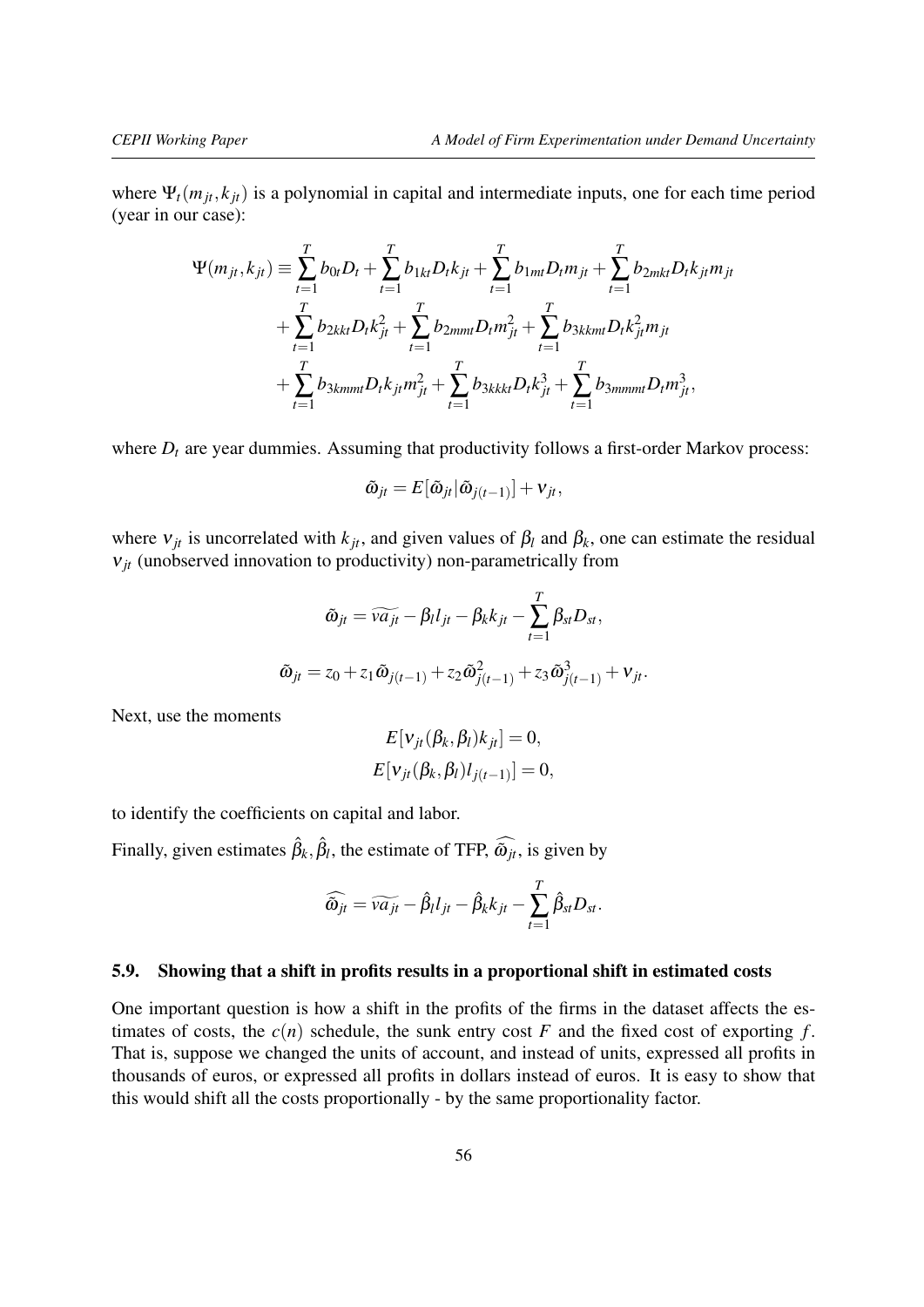where $\Psi_t(m_{jt}, k_{jt})$ is a polynomial in capital and intermediate inputs, one for each time period (year in our case):

$$
\begin{aligned}
\Psi(m_{jt}, k_{jt}) \equiv & \sum_{t=1}^{T} b_{0t} D_t + \sum_{t=1}^{T} b_{1kt} D_t k_{jt} + \sum_{t=1}^{T} b_{1mt} D_t m_{jt} + \sum_{t=1}^{T} b_{2mkt} D_t k_{jt} m_{jt} \\
& + \sum_{t=1}^{T} b_{2kkt} D_t k_{jt}^2 + \sum_{t=1}^{T} b_{2mmt} D_t m_{jt}^2 + \sum_{t=1}^{T} b_{3kkmt} D_t k_{jt}^2 m_{jt} \\
& + \sum_{t=1}^{T} b_{3kmmt} D_t k_{jt} m_{jt}^2 + \sum_{t=1}^{T} b_{3kkkt} D_t k_{jt}^3 + \sum_{t=1}^{T} b_{3mmmt} D_t m_{jt}^3,
\end{aligned}
$$

where $D_t$ are year dummies. Assuming that productivity follows a first-order Markov process:

$$
\tilde{\omega}_{jt} = E[\tilde{\omega}_{jt} | \tilde{\omega}_{j(t-1)}] + \nu_{jt},
$$

where $\nu_{jt}$ is uncorrelated with $k_{jt}$, and given values of $\beta_l$ and $\beta_k$, one can estimate the residual $\nu_{jt}$ (unobserved innovation to productivity) non-parametrically from

$$
\tilde{\omega}_{jt} = \widetilde{va}_{jt} - \beta_l l_{jt} - \beta_k k_{jt} - \sum_{t=1}^{T} \beta_{st} D_{st},
$$

$$
\tilde{\omega}_{jt} = z_0 + z_1 \tilde{\omega}_{j(t-1)} + z_2 \tilde{\omega}_{j(t-1)}^2 + z_3 \tilde{\omega}_{j(t-1)}^3 + \nu_{jt}.
$$

Next, use the moments

$$
\begin{aligned}
E[\nu_{jt}(\beta_k, \beta_l) k_{jt}] &= 0, \\
E[\nu_{jt}(\beta_k, \beta_l) l_{j(t-1)}] &= 0,
\end{aligned}
$$

to identify the coefficients on capital and labor.

Finally, given estimates $\hat{\beta}_k, \hat{\beta}_l$, the estimate of TFP, $\widehat{\tilde{\omega}_{jt}}$, is given by

$$
\widehat{\tilde{\omega}_{jt}} = \widetilde{va}_{jt} - \hat{\beta}_l l_{jt} - \hat{\beta}_k k_{jt} - \sum_{t=1}^{T} \hat{\beta}_{st} D_{st}.
$$

### 5.9. Showing that a shift in profits results in a proportional shift in estimated costs

One important question is how a shift in the profits of the firms in the dataset affects the estimates of costs, the $c(n)$ schedule, the sunk entry cost $F$ and the fixed cost of exporting $f$. That is, suppose we changed the units of account, and instead of units, expressed all profits in thousands of euros, or expressed all profits in dollars instead of euros. It is easy to show that this would shift all the costs proportionally - by the same proportionality factor.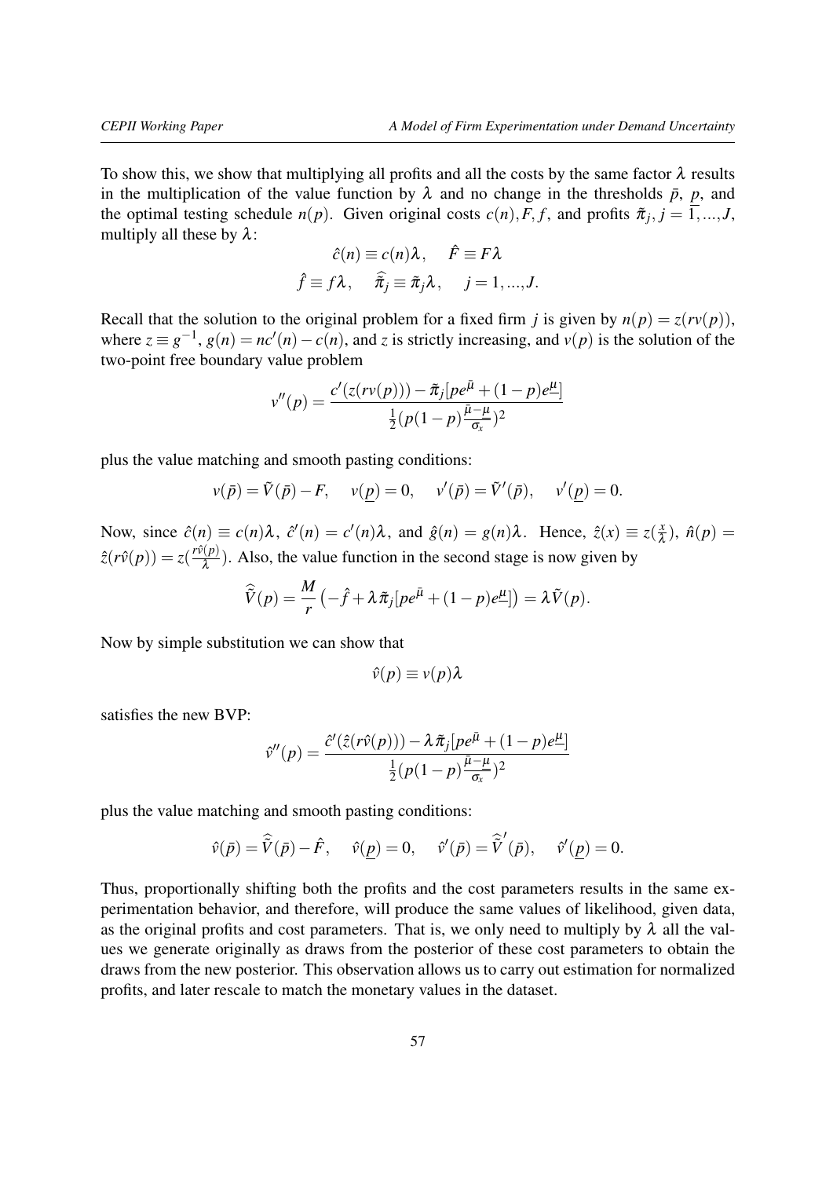To show this, we show that multiplying all profits and all the costs by the same factor $\lambda$ results in the multiplication of the value function by $\lambda$ and no change in the thresholds $\bar{p}$, $\underline{p}$, and the optimal testing schedule $n(p)$. Given original costs $c(n), F, f$, and profits $\tilde{\pi}_j, j = 1, ..., J$, multiply all these by $\lambda$:

$$\hat{c}(n) \equiv c(n)\lambda, \quad \hat{F} \equiv F\lambda$$
$$\hat{f} \equiv f\lambda, \quad \hat{\tilde{\pi}}_j \equiv \tilde{\pi}_j\lambda, \quad j = 1, ..., J.$$

Recall that the solution to the original problem for a fixed firm $j$ is given by $n(p) = z(rv(p))$, where $z \equiv g^{-1}$, $g(n) = nc'(n) - c(n)$, and $z$ is strictly increasing, and $v(p)$ is the solution of the two-point free boundary value problem

$$v''(p) = \frac{c'(z(rv(p))) - \tilde{\pi}_j[pe^{\bar{\mu}} + (1-p)e^{\underline{\mu}}]}{\frac{1}{2}(p(1-p)\frac{\bar{\mu}-\underline{\mu}}{\sigma_x})^2}$$

plus the value matching and smooth pasting conditions:

$$v(\bar{p}) = \tilde{V}(\bar{p}) - F, \quad v(\underline{p}) = 0, \quad v'(\bar{p}) = \tilde{V}'(\bar{p}), \quad v'(\underline{p}) = 0.$$

Now, since $\hat{c}(n) \equiv c(n)\lambda$, $\hat{c}'(n) = c'(n)\lambda$, and $\hat{g}(n) = g(n)\lambda$. Hence, $\hat{z}(x) \equiv z(\frac{x}{\lambda})$, $\hat{n}(p) = \hat{z}(r\hat{v}(p)) = z(\frac{r\hat{v}(p)}{\lambda})$. Also, the value function in the second stage is now given by

$$\hat{\tilde{V}}(p) = \frac{M}{r}\left(-\hat{f} + \lambda\tilde{\pi}_j[pe^{\bar{\mu}} + (1-p)e^{\underline{\mu}}]\right) = \lambda\tilde{V}(p).$$

Now by simple substitution we can show that

$$\hat{v}(p) \equiv v(p)\lambda$$

satisfies the new BVP:

$$\hat{v}''(p) = \frac{\hat{c}'(\hat{z}(r\hat{v}(p))) - \lambda\tilde{\pi}_j[pe^{\bar{\mu}} + (1-p)e^{\underline{\mu}}]}{\frac{1}{2}(p(1-p)\frac{\bar{\mu}-\underline{\mu}}{\sigma_x})^2}$$

plus the value matching and smooth pasting conditions:

$$\hat{v}(\bar{p}) = \hat{\tilde{V}}(\bar{p}) - \hat{F}, \quad \hat{v}(\underline{p}) = 0, \quad \hat{v}'(\bar{p}) = \hat{\tilde{V}}'(\bar{p}), \quad \hat{v}'(\underline{p}) = 0.$$

Thus, proportionally shifting both the profits and the cost parameters results in the same experimentation behavior, and therefore, will produce the same values of likelihood, given data, as the original profits and cost parameters. That is, we only need to multiply by $\lambda$ all the values we generate originally as draws from the posterior of these cost parameters to obtain the draws from the new posterior. This observation allows us to carry out estimation for normalized profits, and later rescale to match the monetary values in the dataset.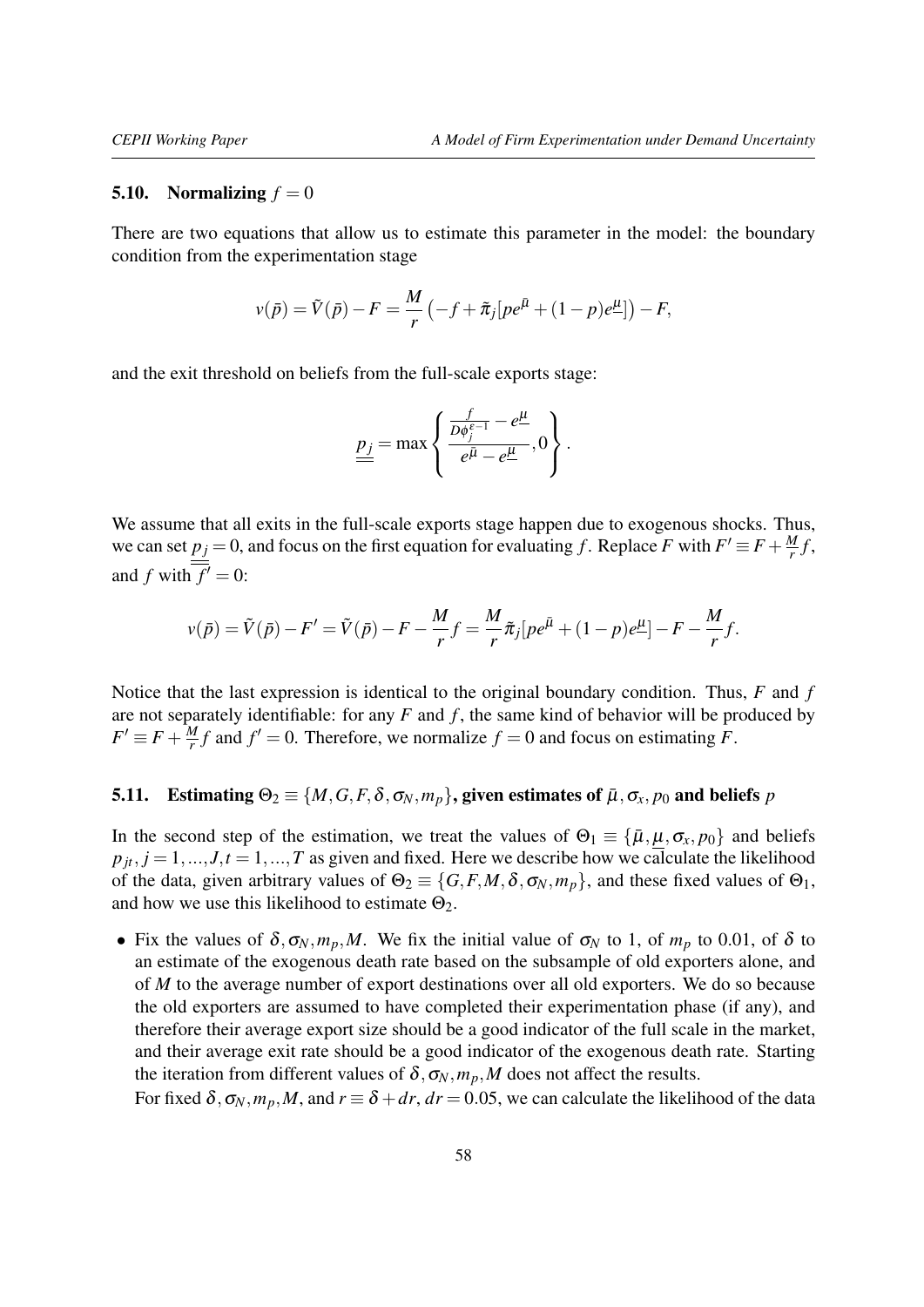### 5.10. Normalizing $f = 0$

There are two equations that allow us to estimate this parameter in the model: the boundary condition from the experimentation stage

$$v(\bar{p}) = \tilde{V}(\bar{p}) - F = \frac{M}{r}\left(-f + \tilde{\pi}_j[pe^{\bar{\mu}} + (1-p)e^{\underline{\mu}}]\right) - F,$$

and the exit threshold on beliefs from the full-scale exports stage:

$$\underline{\underline{p_j}} = \max\left\{ \frac{\frac{f}{D\phi_j^{\varepsilon-1}} - e^{\underline{\mu}}}{e^{\bar{\mu}} - e^{\underline{\mu}}}, 0 \right\}.$$

We assume that all exits in the full-scale exports stage happen due to exogenous shocks. Thus, we can set $\underline{\underline{p_j}} = 0$, and focus on the first equation for evaluating $f$. Replace $F$ with $F' \equiv F + \frac{M}{r}f$, and $f$ with $f' = 0$:

$$v(\bar{p}) = \tilde{V}(\bar{p}) - F' = \tilde{V}(\bar{p}) - F - \frac{M}{r}f = \frac{M}{r}\tilde{\pi}_j[pe^{\bar{\mu}} + (1-p)e^{\underline{\mu}}] - F - \frac{M}{r}f.$$

Notice that the last expression is identical to the original boundary condition. Thus, $F$ and $f$ are not separately identifiable: for any $F$ and $f$, the same kind of behavior will be produced by $F' \equiv F + \frac{M}{r}f$ and $f' = 0$. Therefore, we normalize $f = 0$ and focus on estimating $F$.

### 5.11. Estimating $\Theta_2 \equiv \{M, G, F, \delta, \sigma_N, m_p\}$, given estimates of $\bar{\mu}, \sigma_x, p_0$ and beliefs $p$

In the second step of the estimation, we treat the values of $\Theta_1 \equiv \{\bar{\mu}, \underline{\mu}, \sigma_x, p_0\}$ and beliefs $p_{jt}, j = 1, ..., J, t = 1, ..., T$ as given and fixed. Here we describe how we calculate the likelihood of the data, given arbitrary values of $\Theta_2 \equiv \{G, F, M, \delta, \sigma_N, m_p\}$, and these fixed values of $\Theta_1$, and how we use this likelihood to estimate $\Theta_2$.

- Fix the values of $\delta, \sigma_N, m_p, M$. We fix the initial value of $\sigma_N$ to 1, of $m_p$ to 0.01, of $\delta$ to an estimate of the exogenous death rate based on the subsample of old exporters alone, and of $M$ to the average number of export destinations over all old exporters. We do so because the old exporters are assumed to have completed their experimentation phase (if any), and therefore their average export size should be a good indicator of the full scale in the market, and their average exit rate should be a good indicator of the exogenous death rate. Starting the iteration from different values of $\delta, \sigma_N, m_p, M$ does not affect the results.

  For fixed $\delta, \sigma_N, m_p, M$, and $r \equiv \delta + dr$, $dr = 0.05$, we can calculate the likelihood of the data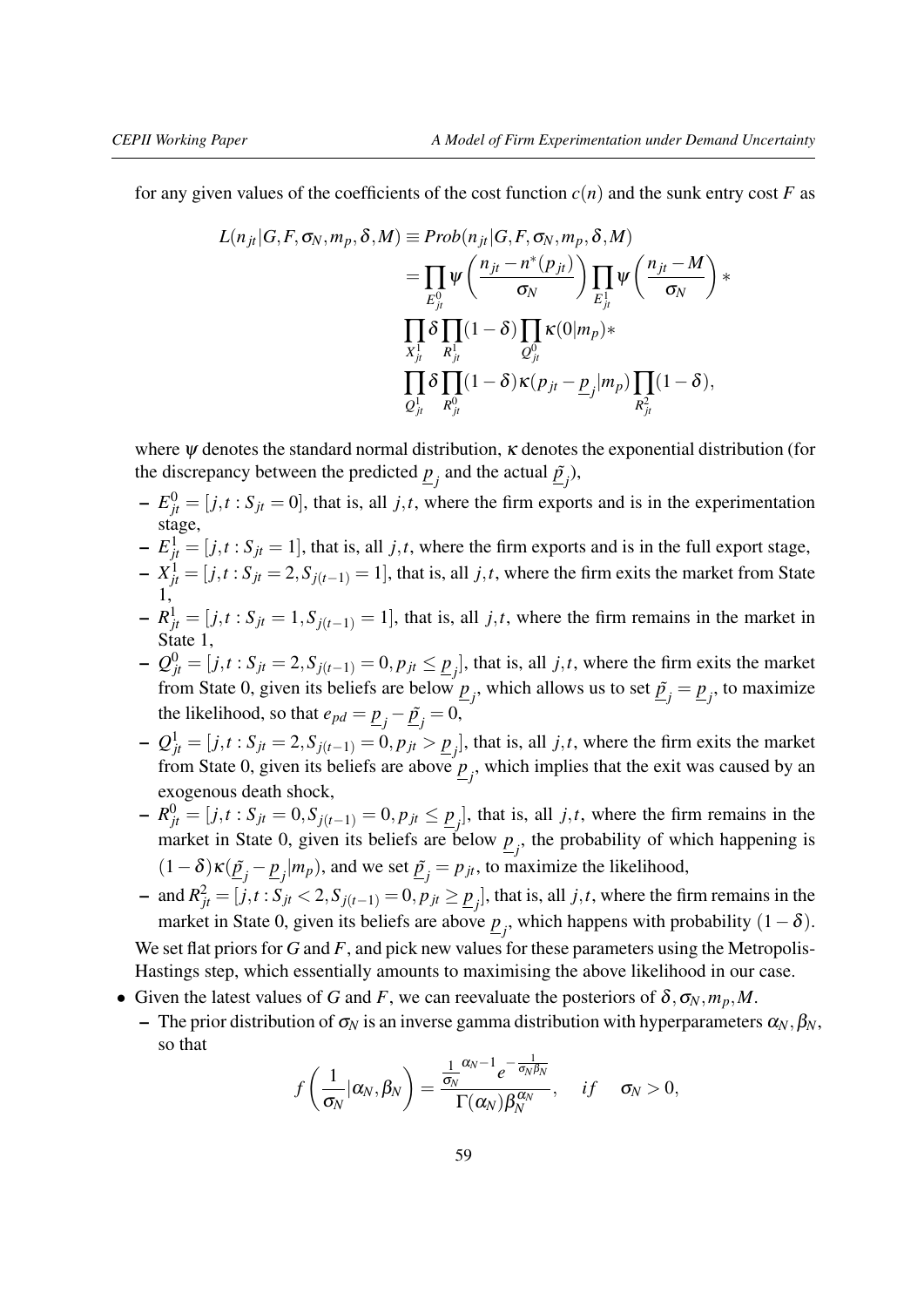for any given values of the coefficients of the cost function $c(n)$ and the sunk entry cost $F$ as

$$
\begin{aligned}
L(n_{jt}|G,F,\sigma_N,m_p,\delta,M) &\equiv Prob(n_{jt}|G,F,\sigma_N,m_p,\delta,M) \\
&= \prod_{E^0_{jt}} \psi\left(\frac{n_{jt}-n^*(p_{jt})}{\sigma_N}\right) \prod_{E^1_{jt}} \psi\left(\frac{n_{jt}-M}{\sigma_N}\right) * \\
&\prod_{X^1_{jt}} \delta \prod_{R^1_{jt}} (1-\delta) \prod_{Q^0_{jt}} \kappa(0|m_p) * \\
&\prod_{Q^1_{jt}} \delta \prod_{R^0_{jt}} (1-\delta)\kappa(p_{jt}-\underline{p}_j|m_p) \prod_{R^2_{jt}} (1-\delta),
\end{aligned}
$$

where $\psi$ denotes the standard normal distribution, $\kappa$ denotes the exponential distribution (for the discrepancy between the predicted $\underline{p}_j$ and the actual $\underline{\tilde{p}}_j$),

- $E^0_{jt} = [j,t : S_{jt} = 0]$, that is, all $j,t$, where the firm exports and is in the experimentation stage,
- $E^1_{jt} = [j,t : S_{jt} = 1]$, that is, all $j,t$, where the firm exports and is in the full export stage,
- $X^1_{jt} = [j,t : S_{jt} = 2, S_{j(t-1)} = 1]$, that is, all $j,t$, where the firm exits the market from State 1,
- $R^1_{jt} = [j,t : S_{jt} = 1, S_{j(t-1)} = 1]$, that is, all $j,t$, where the firm remains in the market in State 1,
- $Q^0_{jt} = [j,t : S_{jt} = 2, S_{j(t-1)} = 0, p_{jt} \le \underline{p}_j]$, that is, all $j,t$, where the firm exits the market from State 0, given its beliefs are below $\underline{p}_j$, which allows us to set $\underline{\tilde{p}}_j = \underline{p}_j$, to maximize the likelihood, so that $e_{pd} = \underline{p}_j - \underline{\tilde{p}}_j = 0$,
- $Q^1_{jt} = [j,t : S_{jt} = 2, S_{j(t-1)} = 0, p_{jt} > \underline{p}_j]$, that is, all $j,t$, where the firm exits the market from State 0, given its beliefs are above $\underline{p}_j$, which implies that the exit was caused by an exogenous death shock,
- $R^0_{jt} = [j,t : S_{jt} = 0, S_{j(t-1)} = 0, p_{jt} \le \underline{p}_j]$, that is, all $j,t$, where the firm remains in the market in State 0, given its beliefs are below $\underline{p}_j$, the probability of which happening is $(1-\delta)\kappa(\underline{\tilde{p}}_j - \underline{p}_j|m_p)$, and we set $\underline{\tilde{p}}_j = p_{jt}$, to maximize the likelihood,
- and $R^2_{jt} = [j,t : S_{jt} < 2, S_{j(t-1)} = 0, p_{jt} \ge \underline{p}_j]$, that is, all $j,t$, where the firm remains in the market in State 0, given its beliefs are above $\underline{p}_j$, which happens with probability $(1-\delta)$.

We set flat priors for $G$ and $F$, and pick new values for these parameters using the Metropolis-Hastings step, which essentially amounts to maximising the above likelihood in our case.

- Given the latest values of $G$ and $F$, we can reevaluate the posteriors of $\delta, \sigma_N, m_p, M$.
  - The prior distribution of $\sigma_N$ is an inverse gamma distribution with hyperparameters $\alpha_N, \beta_N$, so that

$$
f\left(\frac{1}{\sigma_N}|\alpha_N,\beta_N\right) = \frac{\frac{1}{\sigma_N}^{\alpha_N-1} e^{-\frac{1}{\sigma_N \beta_N}}}{\Gamma(\alpha_N)\beta_N^{\alpha_N}}, \quad if \quad \sigma_N > 0,
$$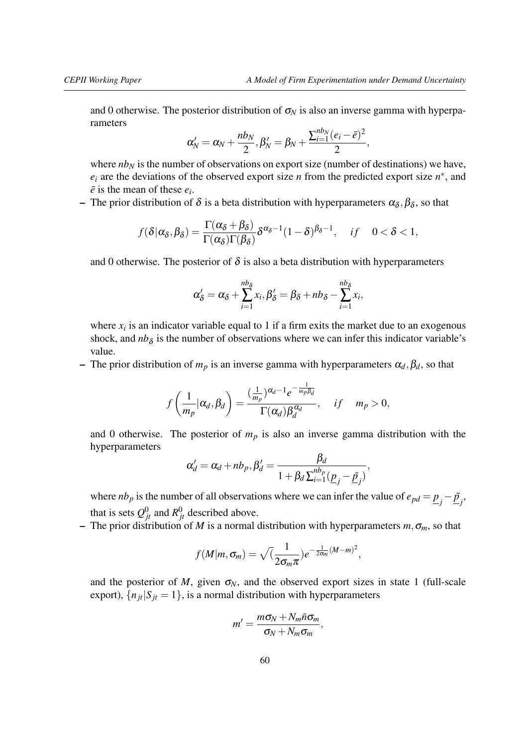and 0 otherwise. The posterior distribution of $\sigma_N$ is also an inverse gamma with hyperparameters

$$\alpha_N' = \alpha_N + \frac{nb_N}{2}, \beta_N' = \beta_N + \frac{\sum_{i=1}^{nb_N}(e_i - \bar{e})^2}{2},$$

where $nb_N$ is the number of observations on export size (number of destinations) we have, $e_i$ are the deviations of the observed export size $n$ from the predicted export size $n^*$, and $\bar{e}$ is the mean of these $e_i$.

– The prior distribution of $\delta$ is a beta distribution with hyperparameters $\alpha_\delta, \beta_\delta$, so that

$$f(\delta|\alpha_\delta, \beta_\delta) = \frac{\Gamma(\alpha_\delta + \beta_\delta)}{\Gamma(\alpha_\delta)\Gamma(\beta_\delta)}\delta^{\alpha_\delta - 1}(1-\delta)^{\beta_\delta - 1}, \quad if \quad 0 < \delta < 1,$$

and 0 otherwise. The posterior of $\delta$ is also a beta distribution with hyperparameters

$$\alpha_\delta' = \alpha_\delta + \sum_{i=1}^{nb_\delta} x_i, \beta_\delta' = \beta_\delta + nb_\delta - \sum_{i=1}^{nb_\delta} x_i,$$

where $x_i$ is an indicator variable equal to 1 if a firm exits the market due to an exogenous shock, and $nb_\delta$ is the number of observations where we can infer this indicator variable's value.

– The prior distribution of $m_p$ is an inverse gamma with hyperparameters $\alpha_d, \beta_d$, so that

$$f\left(\frac{1}{m_p}|\alpha_d, \beta_d\right) = \frac{(\frac{1}{m_p})^{\alpha_d - 1} e^{-\frac{1}{m_p \beta_d}}}{\Gamma(\alpha_d)\beta_d^{\alpha_d}}, \quad if \quad m_p > 0,$$

and 0 otherwise. The posterior of $m_p$ is also inverse gamma distribution with the hyperparameters

$$\alpha_d' = \alpha_d + nb_p, \beta_d' = \frac{\beta_d}{1 + \beta_d \sum_{i=1}^{nb_p}(\underline{p}_j - \underline{\tilde{p}}_j)},$$

where $nb_p$ is the number of all observations where we can infer the value of $e_{pd} = \underline{p}_j - \underline{\tilde{p}}_j$, that is sets $Q_{jt}^0$ and $R_{jt}^0$ described above.

– The prior distribution of $M$ is a normal distribution with hyperparameters $m, \sigma_m$, so that

$$f(M|m, \sigma_m) = \sqrt{(\frac{1}{2\sigma_m \pi})} e^{-\frac{1}{2\sigma_m}(M-m)^2},$$

and the posterior of $M$, given $\sigma_N$, and the observed export sizes in state 1 (full-scale export), $\{n_{jt}|S_{jt} = 1\}$, is a normal distribution with hyperparameters

$$m' = \frac{m\sigma_N + N_m \bar{n} \sigma_m}{\sigma_N + N_m \sigma_m},$$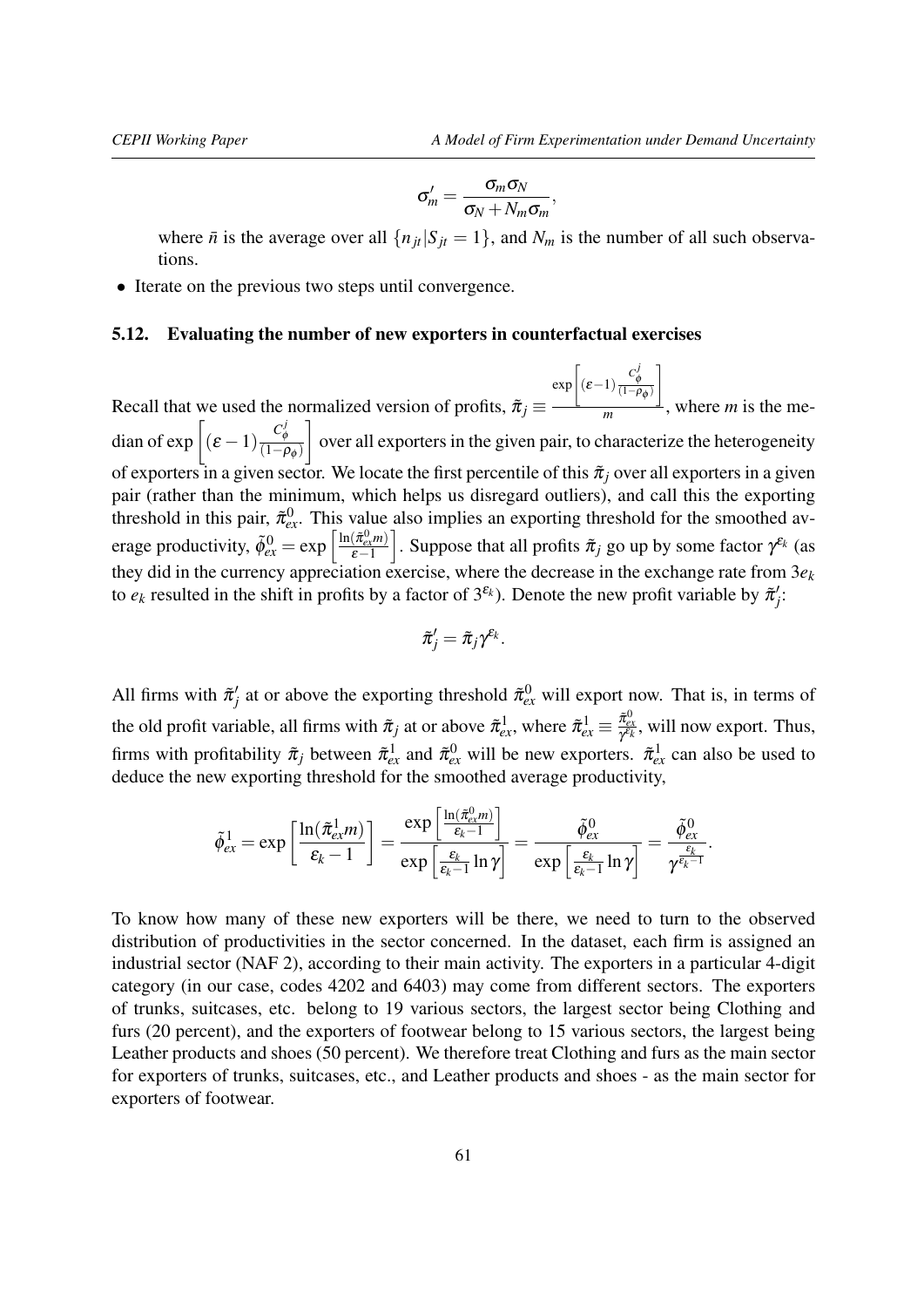$$\sigma_m' = \frac{\sigma_m \sigma_N}{\sigma_N + N_m \sigma_m},$$

where $\bar{n}$ is the average over all $\{n_{jt}|S_{jt} = 1\}$, and $N_m$ is the number of all such observations.

- Iterate on the previous two steps until convergence.

### 5.12. Evaluating the number of new exporters in counterfactual exercises

Recall that we used the normalized version of profits, $\tilde{\pi}_j \equiv \frac{\exp\left[(\varepsilon-1)\frac{C_\phi^j}{(1-\rho_\phi)}\right]}{m}$, where $m$ is the median of $\exp\left[(\varepsilon-1)\frac{C_\phi^j}{(1-\rho_\phi)}\right]$ over all exporters in the given pair, to characterize the heterogeneity of exporters in a given sector. We locate the first percentile of this $\tilde{\pi}_j$ over all exporters in a given pair (rather than the minimum, which helps us disregard outliers), and call this the exporting threshold in this pair, $\tilde{\pi}_{ex}^0$. This value also implies an exporting threshold for the smoothed average productivity, $\tilde{\phi}_{ex}^0 = \exp\left[\frac{\ln(\tilde{\pi}_{ex}^0 m)}{\varepsilon-1}\right]$. Suppose that all profits $\tilde{\pi}_j$ go up by some factor $\gamma^{\varepsilon_k}$ (as they did in the currency appreciation exercise, where the decrease in the exchange rate from $3e_k$ to $e_k$ resulted in the shift in profits by a factor of $3^{\varepsilon_k}$). Denote the new profit variable by $\tilde{\pi}_j'$:

$$\tilde{\pi}_j' = \tilde{\pi}_j \gamma^{\varepsilon_k}.$$

All firms with $\tilde{\pi}_j'$ at or above the exporting threshold $\tilde{\pi}_{ex}^0$ will export now. That is, in terms of the old profit variable, all firms with $\tilde{\pi}_j$ at or above $\tilde{\pi}_{ex}^1$, where $\tilde{\pi}_{ex}^1 \equiv \frac{\tilde{\pi}_{ex}^0}{\gamma^{\varepsilon_k}}$, will now export. Thus, firms with profitability $\tilde{\pi}_j$ between $\tilde{\pi}_{ex}^1$ and $\tilde{\pi}_{ex}^0$ will be new exporters. $\tilde{\pi}_{ex}^1$ can also be used to deduce the new exporting threshold for the smoothed average productivity,

$$\tilde{\phi}_{ex}^1 = \exp\left[\frac{\ln(\tilde{\pi}_{ex}^1 m)}{\varepsilon_k - 1}\right] = \frac{\exp\left[\frac{\ln(\tilde{\pi}_{ex}^0 m)}{\varepsilon_k-1}\right]}{\exp\left[\frac{\varepsilon_k}{\varepsilon_k-1}\ln\gamma\right]} = \frac{\tilde{\phi}_{ex}^0}{\exp\left[\frac{\varepsilon_k}{\varepsilon_k-1}\ln\gamma\right]} = \frac{\tilde{\phi}_{ex}^0}{\gamma^{\frac{\varepsilon_k}{\varepsilon_k-1}}}.$$

To know how many of these new exporters will be there, we need to turn to the observed distribution of productivities in the sector concerned. In the dataset, each firm is assigned an industrial sector (NAF 2), according to their main activity. The exporters in a particular 4-digit category (in our case, codes 4202 and 6403) may come from different sectors. The exporters of trunks, suitcases, etc. belong to 19 various sectors, the largest sector being Clothing and furs (20 percent), and the exporters of footwear belong to 15 various sectors, the largest being Leather products and shoes (50 percent). We therefore treat Clothing and furs as the main sector for exporters of trunks, suitcases, etc., and Leather products and shoes - as the main sector for exporters of footwear.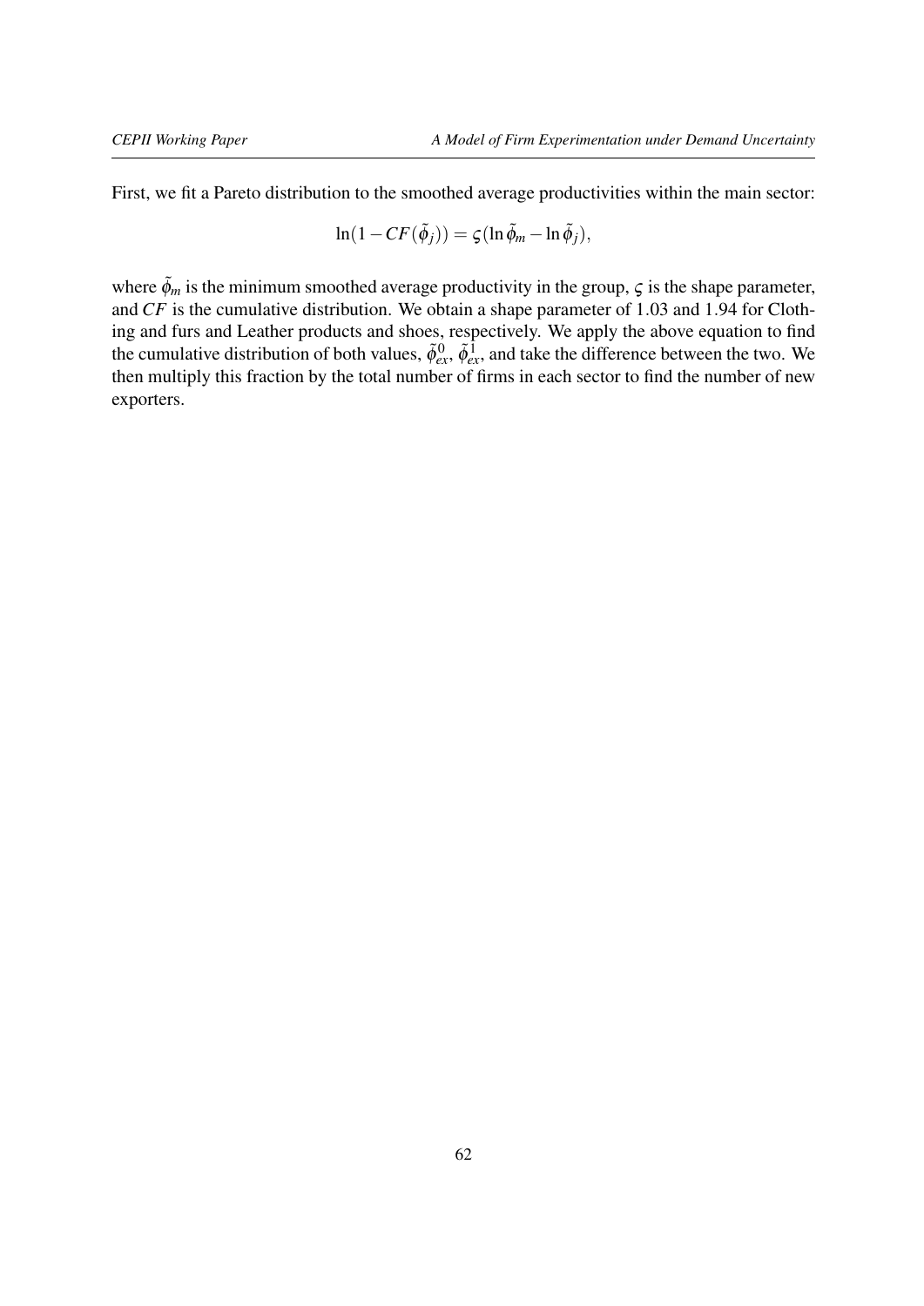First, we fit a Pareto distribution to the smoothed average productivities within the main sector:

$$\ln(1 - CF(\tilde{\phi}_j)) = \varsigma(\ln \tilde{\phi}_m - \ln \tilde{\phi}_j),$$

where $\tilde{\phi}_m$ is the minimum smoothed average productivity in the group, $\varsigma$ is the shape parameter, and $CF$ is the cumulative distribution. We obtain a shape parameter of 1.03 and 1.94 for Clothing and furs and Leather products and shoes, respectively. We apply the above equation to find the cumulative distribution of both values, $\tilde{\phi}^0_{ex}$, $\tilde{\phi}^1_{ex}$, and take the difference between the two. We then multiply this fraction by the total number of firms in each sector to find the number of new exporters.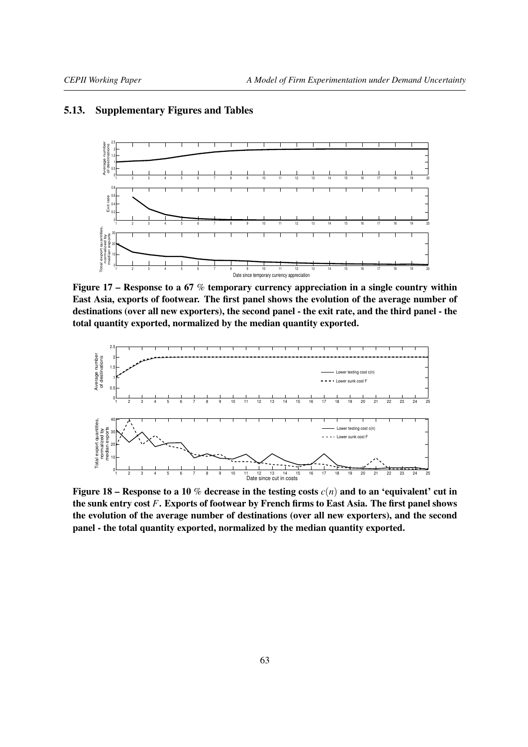## 5.13. Supplementary Figures and Tables

**Figure 17 – Response to a 67 % temporary currency appreciation in a single country within East Asia, exports of footwear. The first panel shows the evolution of the average number of destinations (over all new exporters), the second panel - the exit rate, and the third panel - the total quantity exported, normalized by the median quantity exported.**

**Figure 18 – Response to a 10 % decrease in the testing costs $c(n)$ and to an 'equivalent' cut in the sunk entry cost $F$. Exports of footwear by French firms to East Asia. The first panel shows the evolution of the average number of destinations (over all new exporters), and the second panel - the total quantity exported, normalized by the median quantity exported.**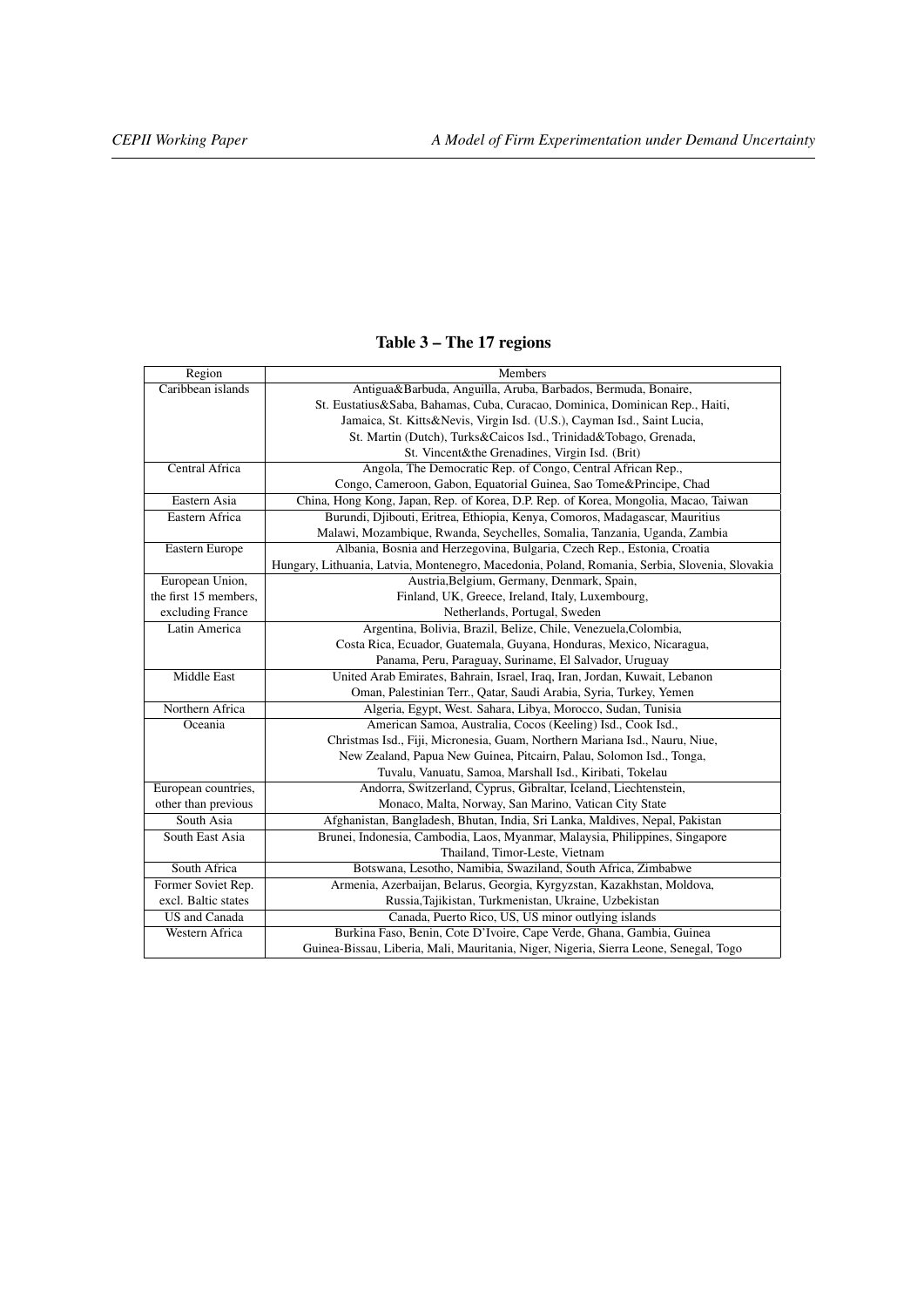**Table 3 – The 17 regions**

| Region | Members |
|---|---|
| Caribbean islands | Antigua&Barbuda, Anguilla, Aruba, Barbados, Bermuda, Bonaire, St. Eustatius&Saba, Bahamas, Cuba, Curacao, Dominica, Dominican Rep., Haiti, Jamaica, St. Kitts&Nevis, Virgin Isd. (U.S.), Cayman Isd., Saint Lucia, St. Martin (Dutch), Turks&Caicos Isd., Trinidad&Tobago, Grenada, St. Vincent&the Grenadines, Virgin Isd. (Brit) |
| Central Africa | Angola, The Democratic Rep. of Congo, Central African Rep., Congo, Cameroon, Gabon, Equatorial Guinea, Sao Tome&Principe, Chad |
| Eastern Asia | China, Hong Kong, Japan, Rep. of Korea, D.P. Rep. of Korea, Mongolia, Macao, Taiwan |
| Eastern Africa | Burundi, Djibouti, Eritrea, Ethiopia, Kenya, Comoros, Madagascar, Mauritius Malawi, Mozambique, Rwanda, Seychelles, Somalia, Tanzania, Uganda, Zambia |
| Eastern Europe | Albania, Bosnia and Herzegovina, Bulgaria, Czech Rep., Estonia, Croatia Hungary, Lithuania, Latvia, Montenegro, Macedonia, Poland, Romania, Serbia, Slovenia, Slovakia |
| European Union, the first 15 members, excluding France | Austria,Belgium, Germany, Denmark, Spain, Finland, UK, Greece, Ireland, Italy, Luxembourg, Netherlands, Portugal, Sweden |
| Latin America | Argentina, Bolivia, Brazil, Belize, Chile, Venezuela,Colombia, Costa Rica, Ecuador, Guatemala, Guyana, Honduras, Mexico, Nicaragua, Panama, Peru, Paraguay, Suriname, El Salvador, Uruguay |
| Middle East | United Arab Emirates, Bahrain, Israel, Iraq, Iran, Jordan, Kuwait, Lebanon Oman, Palestinian Terr., Qatar, Saudi Arabia, Syria, Turkey, Yemen |
| Northern Africa | Algeria, Egypt, West. Sahara, Libya, Morocco, Sudan, Tunisia |
| Oceania | American Samoa, Australia, Cocos (Keeling) Isd., Cook Isd., Christmas Isd., Fiji, Micronesia, Guam, Northern Mariana Isd., Nauru, Niue, New Zealand, Papua New Guinea, Pitcairn, Palau, Solomon Isd., Tonga, Tuvalu, Vanuatu, Samoa, Marshall Isd., Kiribati, Tokelau |
| European countries, other than previous | Andorra, Switzerland, Cyprus, Gibraltar, Iceland, Liechtenstein, Monaco, Malta, Norway, San Marino, Vatican City State |
| South Asia | Afghanistan, Bangladesh, Bhutan, India, Sri Lanka, Maldives, Nepal, Pakistan |
| South East Asia | Brunei, Indonesia, Cambodia, Laos, Myanmar, Malaysia, Philippines, Singapore Thailand, Timor-Leste, Vietnam |
| South Africa | Botswana, Lesotho, Namibia, Swaziland, South Africa, Zimbabwe |
| Former Soviet Rep. excl. Baltic states | Armenia, Azerbaijan, Belarus, Georgia, Kyrgyzstan, Kazakhstan, Moldova, Russia,Tajikistan, Turkmenistan, Ukraine, Uzbekistan |
| US and Canada | Canada, Puerto Rico, US, US minor outlying islands |
| Western Africa | Burkina Faso, Benin, Cote D'Ivoire, Cape Verde, Ghana, Gambia, Guinea Guinea-Bissau, Liberia, Mali, Mauritania, Niger, Nigeria, Sierra Leone, Senegal, Togo |